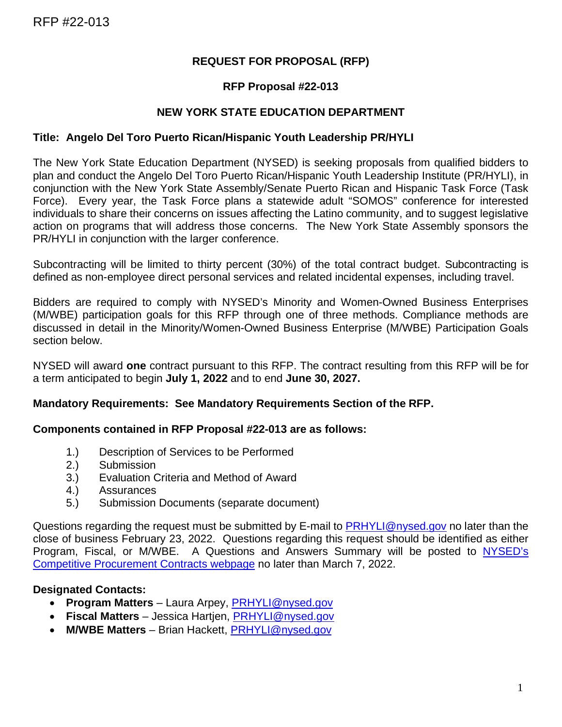RFP #22-013

# REQUEST FOR PROPOSAL (RFP)

## RFP Proposal #22-013

## NEW YORK STATE EDUCATION DEPARTMENT

**Title: Angelo Del Toro Puerto Rican/Hispanic Youth Leadership PR/HYLI**

The New York State Education Department (NYSED) is seeking proposals from qualified bidders to plan and conduct the Angelo Del Toro Puerto Rican/Hispanic Youth Leadership Institute (PR/HYLI), in conjunction with the New York State Assembly/Senate Puerto Rican and Hispanic Task Force (Task Force). Every year, the Task Force plans a statewide adult "SOMOS" conference for interested individuals to share their concerns on issues affecting the Latino community, and to suggest legislative action on programs that will address those concerns. The New York State Assembly sponsors the PR/HYLI in conjunction with the larger conference.

Subcontracting will be limited to thirty percent (30%) of the total contract budget. Subcontracting is defined as non-employee direct personal services and related incidental expenses, including travel.

Bidders are required to comply with NYSED's Minority and Women-Owned Business Enterprises (M/WBE) participation goals for this RFP through one of three methods. Compliance methods are discussed in detail in the Minority/Women-Owned Business Enterprise (M/WBE) Participation Goals section below.

NYSED will award **one** contract pursuant to this RFP. The contract resulting from this RFP will be for a term anticipated to begin **July 1, 2022** and to end **June 30, 2027.**

**Mandatory Requirements: See Mandatory Requirements Section of the RFP.**

**Components contained in RFP Proposal #22-013 are as follows:**

1.) Description of Services to be Performed
2.) Submission
3.) Evaluation Criteria and Method of Award
4.) Assurances
5.) Submission Documents (separate document)

Questions regarding the request must be submitted by E-mail to PRHYLI@nysed.gov no later than the close of business February 23, 2022. Questions regarding this request should be identified as either Program, Fiscal, or M/WBE. A Questions and Answers Summary will be posted to NYSED's Competitive Procurement Contracts webpage no later than March 7, 2022.

**Designated Contacts:**

- **Program Matters** – Laura Arpey, PRHYLI@nysed.gov
- **Fiscal Matters** – Jessica Hartjen, PRHYLI@nysed.gov
- **M/WBE Matters** – Brian Hackett, PRHYLI@nysed.gov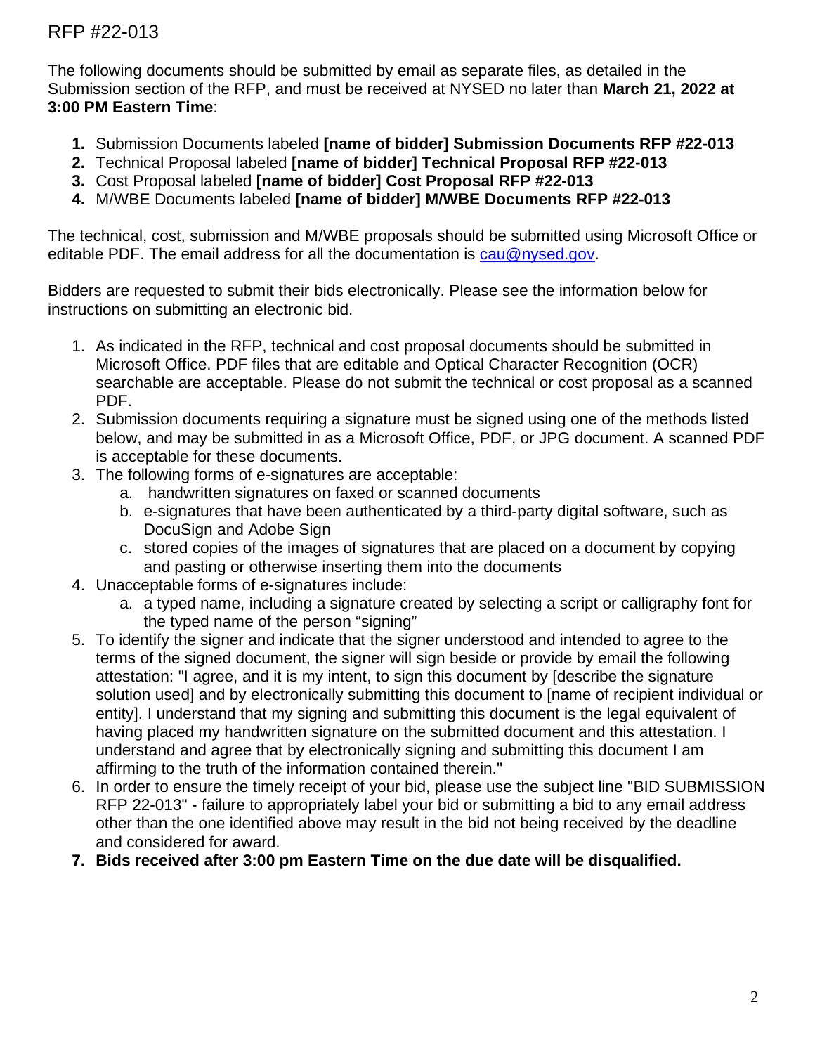RFP #22-013

The following documents should be submitted by email as separate files, as detailed in the Submission section of the RFP, and must be received at NYSED no later than **March 21, 2022 at 3:00 PM Eastern Time**:

1. Submission Documents labeled **[name of bidder] Submission Documents RFP #22-013**
2. Technical Proposal labeled **[name of bidder] Technical Proposal RFP #22-013**
3. Cost Proposal labeled **[name of bidder] Cost Proposal RFP #22-013**
4. M/WBE Documents labeled **[name of bidder] M/WBE Documents RFP #22-013**

The technical, cost, submission and M/WBE proposals should be submitted using Microsoft Office or editable PDF. The email address for all the documentation is cau@nysed.gov.

Bidders are requested to submit their bids electronically. Please see the information below for instructions on submitting an electronic bid.

1. As indicated in the RFP, technical and cost proposal documents should be submitted in Microsoft Office. PDF files that are editable and Optical Character Recognition (OCR) searchable are acceptable. Please do not submit the technical or cost proposal as a scanned PDF.
2. Submission documents requiring a signature must be signed using one of the methods listed below, and may be submitted in as a Microsoft Office, PDF, or JPG document. A scanned PDF is acceptable for these documents.
3. The following forms of e-signatures are acceptable:
   a. handwritten signatures on faxed or scanned documents
   b. e-signatures that have been authenticated by a third-party digital software, such as DocuSign and Adobe Sign
   c. stored copies of the images of signatures that are placed on a document by copying and pasting or otherwise inserting them into the documents
4. Unacceptable forms of e-signatures include:
   a. a typed name, including a signature created by selecting a script or calligraphy font for the typed name of the person "signing"
5. To identify the signer and indicate that the signer understood and intended to agree to the terms of the signed document, the signer will sign beside or provide by email the following attestation: "I agree, and it is my intent, to sign this document by [describe the signature solution used] and by electronically submitting this document to [name of recipient individual or entity]. I understand that my signing and submitting this document is the legal equivalent of having placed my handwritten signature on the submitted document and this attestation. I understand and agree that by electronically signing and submitting this document I am affirming to the truth of the information contained therein."
6. In order to ensure the timely receipt of your bid, please use the subject line "BID SUBMISSION RFP 22-013" - failure to appropriately label your bid or submitting a bid to any email address other than the one identified above may result in the bid not being received by the deadline and considered for award.
7. **Bids received after 3:00 pm Eastern Time on the due date will be disqualified.**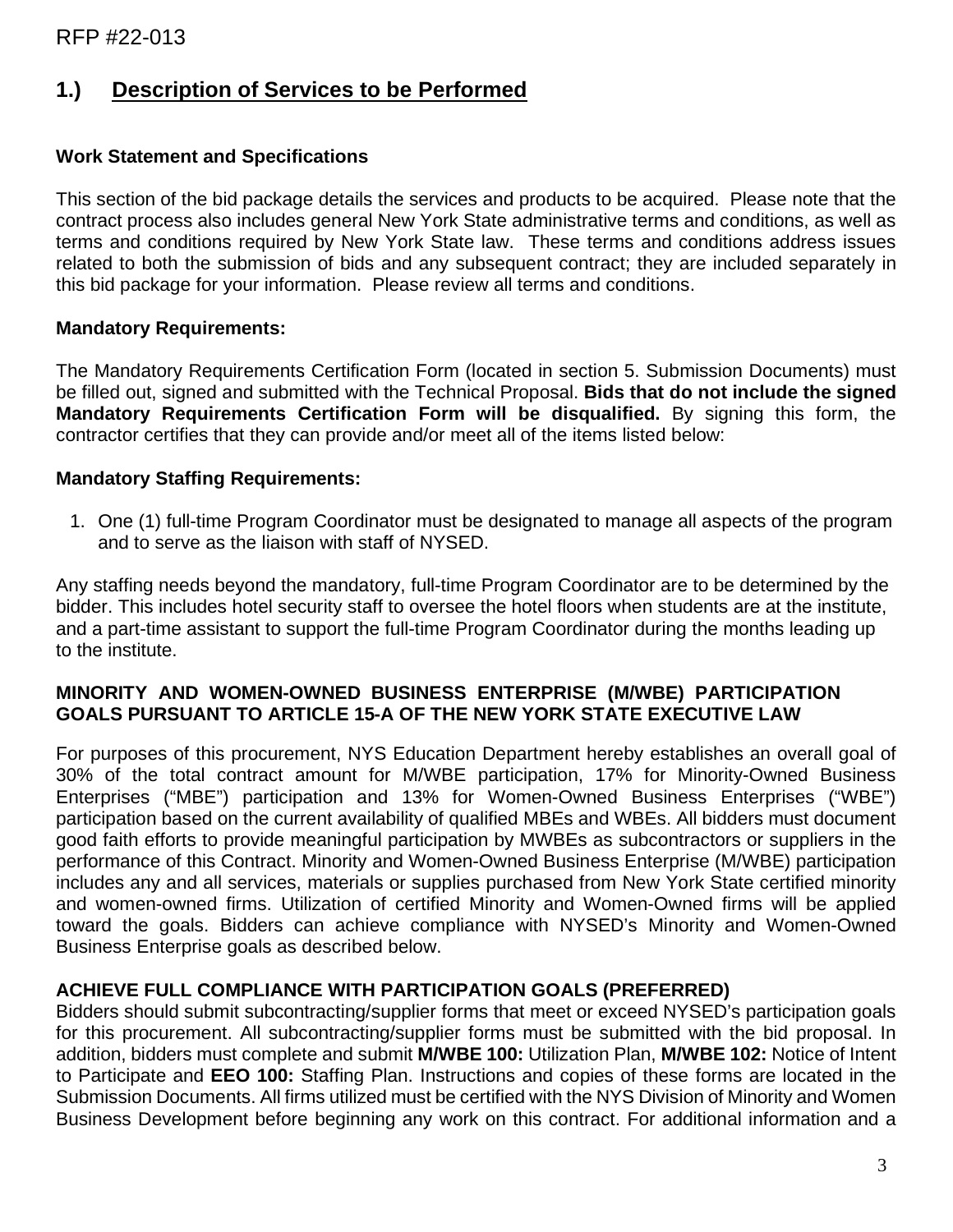## 1.) Description of Services to be Performed

### Work Statement and Specifications

This section of the bid package details the services and products to be acquired. Please note that the contract process also includes general New York State administrative terms and conditions, as well as terms and conditions required by New York State law. These terms and conditions address issues related to both the submission of bids and any subsequent contract; they are included separately in this bid package for your information. Please review all terms and conditions.

### Mandatory Requirements:

The Mandatory Requirements Certification Form (located in section 5. Submission Documents) must be filled out, signed and submitted with the Technical Proposal. **Bids that do not include the signed Mandatory Requirements Certification Form will be disqualified.** By signing this form, the contractor certifies that they can provide and/or meet all of the items listed below:

### Mandatory Staffing Requirements:

1. One (1) full-time Program Coordinator must be designated to manage all aspects of the program and to serve as the liaison with staff of NYSED.

Any staffing needs beyond the mandatory, full-time Program Coordinator are to be determined by the bidder. This includes hotel security staff to oversee the hotel floors when students are at the institute, and a part-time assistant to support the full-time Program Coordinator during the months leading up to the institute.

### MINORITY AND WOMEN-OWNED BUSINESS ENTERPRISE (M/WBE) PARTICIPATION GOALS PURSUANT TO ARTICLE 15-A OF THE NEW YORK STATE EXECUTIVE LAW

For purposes of this procurement, NYS Education Department hereby establishes an overall goal of 30% of the total contract amount for M/WBE participation, 17% for Minority-Owned Business Enterprises ("MBE") participation and 13% for Women-Owned Business Enterprises ("WBE") participation based on the current availability of qualified MBEs and WBEs. All bidders must document good faith efforts to provide meaningful participation by MWBEs as subcontractors or suppliers in the performance of this Contract. Minority and Women-Owned Business Enterprise (M/WBE) participation includes any and all services, materials or supplies purchased from New York State certified minority and women-owned firms. Utilization of certified Minority and Women-Owned firms will be applied toward the goals. Bidders can achieve compliance with NYSED's Minority and Women-Owned Business Enterprise goals as described below.

### ACHIEVE FULL COMPLIANCE WITH PARTICIPATION GOALS (PREFERRED)

Bidders should submit subcontracting/supplier forms that meet or exceed NYSED's participation goals for this procurement. All subcontracting/supplier forms must be submitted with the bid proposal. In addition, bidders must complete and submit **M/WBE 100:** Utilization Plan, **M/WBE 102:** Notice of Intent to Participate and **EEO 100:** Staffing Plan. Instructions and copies of these forms are located in the Submission Documents. All firms utilized must be certified with the NYS Division of Minority and Women Business Development before beginning any work on this contract. For additional information and a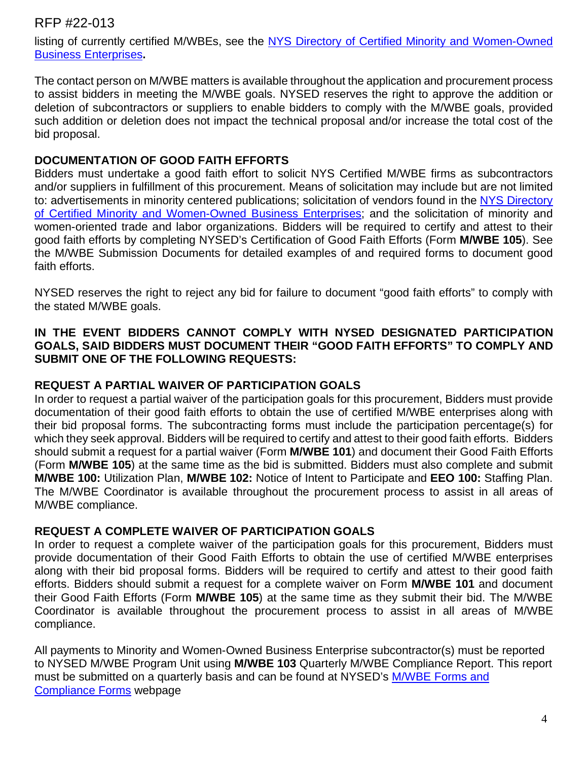listing of currently certified M/WBEs, see the [NYS Directory of Certified Minority and Women-Owned Business Enterprises](#)**.**

The contact person on M/WBE matters is available throughout the application and procurement process to assist bidders in meeting the M/WBE goals. NYSED reserves the right to approve the addition or deletion of subcontractors or suppliers to enable bidders to comply with the M/WBE goals, provided such addition or deletion does not impact the technical proposal and/or increase the total cost of the bid proposal.

**DOCUMENTATION OF GOOD FAITH EFFORTS**

Bidders must undertake a good faith effort to solicit NYS Certified M/WBE firms as subcontractors and/or suppliers in fulfillment of this procurement. Means of solicitation may include but are not limited to: advertisements in minority centered publications; solicitation of vendors found in the [NYS Directory of Certified Minority and Women-Owned Business Enterprises](#); and the solicitation of minority and women-oriented trade and labor organizations. Bidders will be required to certify and attest to their good faith efforts by completing NYSED's Certification of Good Faith Efforts (Form **M/WBE 105**). See the M/WBE Submission Documents for detailed examples of and required forms to document good faith efforts.

NYSED reserves the right to reject any bid for failure to document "good faith efforts" to comply with the stated M/WBE goals.

**IN THE EVENT BIDDERS CANNOT COMPLY WITH NYSED DESIGNATED PARTICIPATION GOALS, SAID BIDDERS MUST DOCUMENT THEIR "GOOD FAITH EFFORTS" TO COMPLY AND SUBMIT ONE OF THE FOLLOWING REQUESTS:**

**REQUEST A PARTIAL WAIVER OF PARTICIPATION GOALS**

In order to request a partial waiver of the participation goals for this procurement, Bidders must provide documentation of their good faith efforts to obtain the use of certified M/WBE enterprises along with their bid proposal forms. The subcontracting forms must include the participation percentage(s) for which they seek approval. Bidders will be required to certify and attest to their good faith efforts. Bidders should submit a request for a partial waiver (Form **M/WBE 101**) and document their Good Faith Efforts (Form **M/WBE 105**) at the same time as the bid is submitted. Bidders must also complete and submit **M/WBE 100:** Utilization Plan, **M/WBE 102:** Notice of Intent to Participate and **EEO 100:** Staffing Plan. The M/WBE Coordinator is available throughout the procurement process to assist in all areas of M/WBE compliance.

**REQUEST A COMPLETE WAIVER OF PARTICIPATION GOALS**

In order to request a complete waiver of the participation goals for this procurement, Bidders must provide documentation of their Good Faith Efforts to obtain the use of certified M/WBE enterprises along with their bid proposal forms. Bidders will be required to certify and attest to their good faith efforts. Bidders should submit a request for a complete waiver on Form **M/WBE 101** and document their Good Faith Efforts (Form **M/WBE 105**) at the same time as they submit their bid. The M/WBE Coordinator is available throughout the procurement process to assist in all areas of M/WBE compliance.

All payments to Minority and Women-Owned Business Enterprise subcontractor(s) must be reported to NYSED M/WBE Program Unit using **M/WBE 103** Quarterly M/WBE Compliance Report. This report must be submitted on a quarterly basis and can be found at NYSED's [M/WBE Forms and Compliance Forms](#) webpage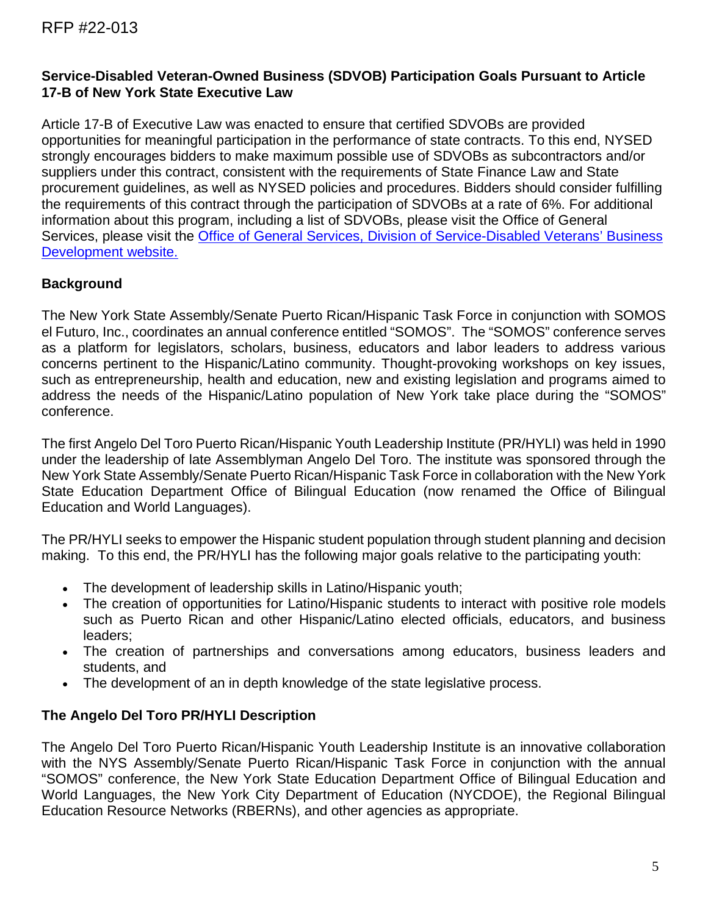### Service-Disabled Veteran-Owned Business (SDVOB) Participation Goals Pursuant to Article 17-B of New York State Executive Law

Article 17-B of Executive Law was enacted to ensure that certified SDVOBs are provided opportunities for meaningful participation in the performance of state contracts. To this end, NYSED strongly encourages bidders to make maximum possible use of SDVOBs as subcontractors and/or suppliers under this contract, consistent with the requirements of State Finance Law and State procurement guidelines, as well as NYSED policies and procedures. Bidders should consider fulfilling the requirements of this contract through the participation of SDVOBs at a rate of 6%. For additional information about this program, including a list of SDVOBs, please visit the Office of General Services, please visit the Office of General Services, Division of Service-Disabled Veterans' Business Development website.

### Background

The New York State Assembly/Senate Puerto Rican/Hispanic Task Force in conjunction with SOMOS el Futuro, Inc., coordinates an annual conference entitled "SOMOS". The "SOMOS" conference serves as a platform for legislators, scholars, business, educators and labor leaders to address various concerns pertinent to the Hispanic/Latino community. Thought-provoking workshops on key issues, such as entrepreneurship, health and education, new and existing legislation and programs aimed to address the needs of the Hispanic/Latino population of New York take place during the "SOMOS" conference.

The first Angelo Del Toro Puerto Rican/Hispanic Youth Leadership Institute (PR/HYLI) was held in 1990 under the leadership of late Assemblyman Angelo Del Toro. The institute was sponsored through the New York State Assembly/Senate Puerto Rican/Hispanic Task Force in collaboration with the New York State Education Department Office of Bilingual Education (now renamed the Office of Bilingual Education and World Languages).

The PR/HYLI seeks to empower the Hispanic student population through student planning and decision making. To this end, the PR/HYLI has the following major goals relative to the participating youth:

- The development of leadership skills in Latino/Hispanic youth;
- The creation of opportunities for Latino/Hispanic students to interact with positive role models such as Puerto Rican and other Hispanic/Latino elected officials, educators, and business leaders;
- The creation of partnerships and conversations among educators, business leaders and students, and
- The development of an in depth knowledge of the state legislative process.

### The Angelo Del Toro PR/HYLI Description

The Angelo Del Toro Puerto Rican/Hispanic Youth Leadership Institute is an innovative collaboration with the NYS Assembly/Senate Puerto Rican/Hispanic Task Force in conjunction with the annual "SOMOS" conference, the New York State Education Department Office of Bilingual Education and World Languages, the New York City Department of Education (NYCDOE), the Regional Bilingual Education Resource Networks (RBERNs), and other agencies as appropriate.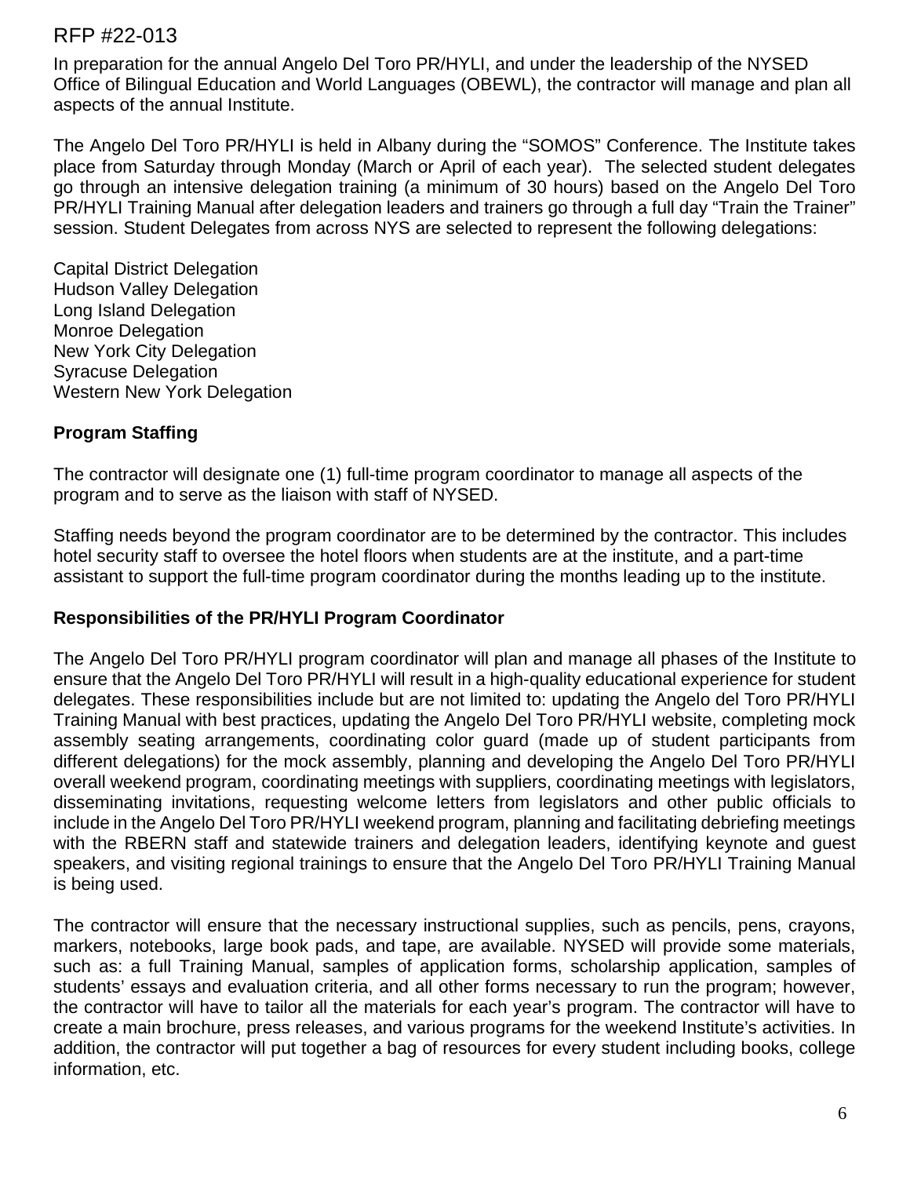In preparation for the annual Angelo Del Toro PR/HYLI, and under the leadership of the NYSED Office of Bilingual Education and World Languages (OBEWL), the contractor will manage and plan all aspects of the annual Institute.

The Angelo Del Toro PR/HYLI is held in Albany during the "SOMOS" Conference. The Institute takes place from Saturday through Monday (March or April of each year). The selected student delegates go through an intensive delegation training (a minimum of 30 hours) based on the Angelo Del Toro PR/HYLI Training Manual after delegation leaders and trainers go through a full day "Train the Trainer" session. Student Delegates from across NYS are selected to represent the following delegations:

Capital District Delegation
Hudson Valley Delegation
Long Island Delegation
Monroe Delegation
New York City Delegation
Syracuse Delegation
Western New York Delegation

**Program Staffing**

The contractor will designate one (1) full-time program coordinator to manage all aspects of the program and to serve as the liaison with staff of NYSED.

Staffing needs beyond the program coordinator are to be determined by the contractor. This includes hotel security staff to oversee the hotel floors when students are at the institute, and a part-time assistant to support the full-time program coordinator during the months leading up to the institute.

**Responsibilities of the PR/HYLI Program Coordinator**

The Angelo Del Toro PR/HYLI program coordinator will plan and manage all phases of the Institute to ensure that the Angelo Del Toro PR/HYLI will result in a high-quality educational experience for student delegates. These responsibilities include but are not limited to: updating the Angelo del Toro PR/HYLI Training Manual with best practices, updating the Angelo Del Toro PR/HYLI website, completing mock assembly seating arrangements, coordinating color guard (made up of student participants from different delegations) for the mock assembly, planning and developing the Angelo Del Toro PR/HYLI overall weekend program, coordinating meetings with suppliers, coordinating meetings with legislators, disseminating invitations, requesting welcome letters from legislators and other public officials to include in the Angelo Del Toro PR/HYLI weekend program, planning and facilitating debriefing meetings with the RBERN staff and statewide trainers and delegation leaders, identifying keynote and guest speakers, and visiting regional trainings to ensure that the Angelo Del Toro PR/HYLI Training Manual is being used.

The contractor will ensure that the necessary instructional supplies, such as pencils, pens, crayons, markers, notebooks, large book pads, and tape, are available. NYSED will provide some materials, such as: a full Training Manual, samples of application forms, scholarship application, samples of students' essays and evaluation criteria, and all other forms necessary to run the program; however, the contractor will have to tailor all the materials for each year's program. The contractor will have to create a main brochure, press releases, and various programs for the weekend Institute's activities. In addition, the contractor will put together a bag of resources for every student including books, college information, etc.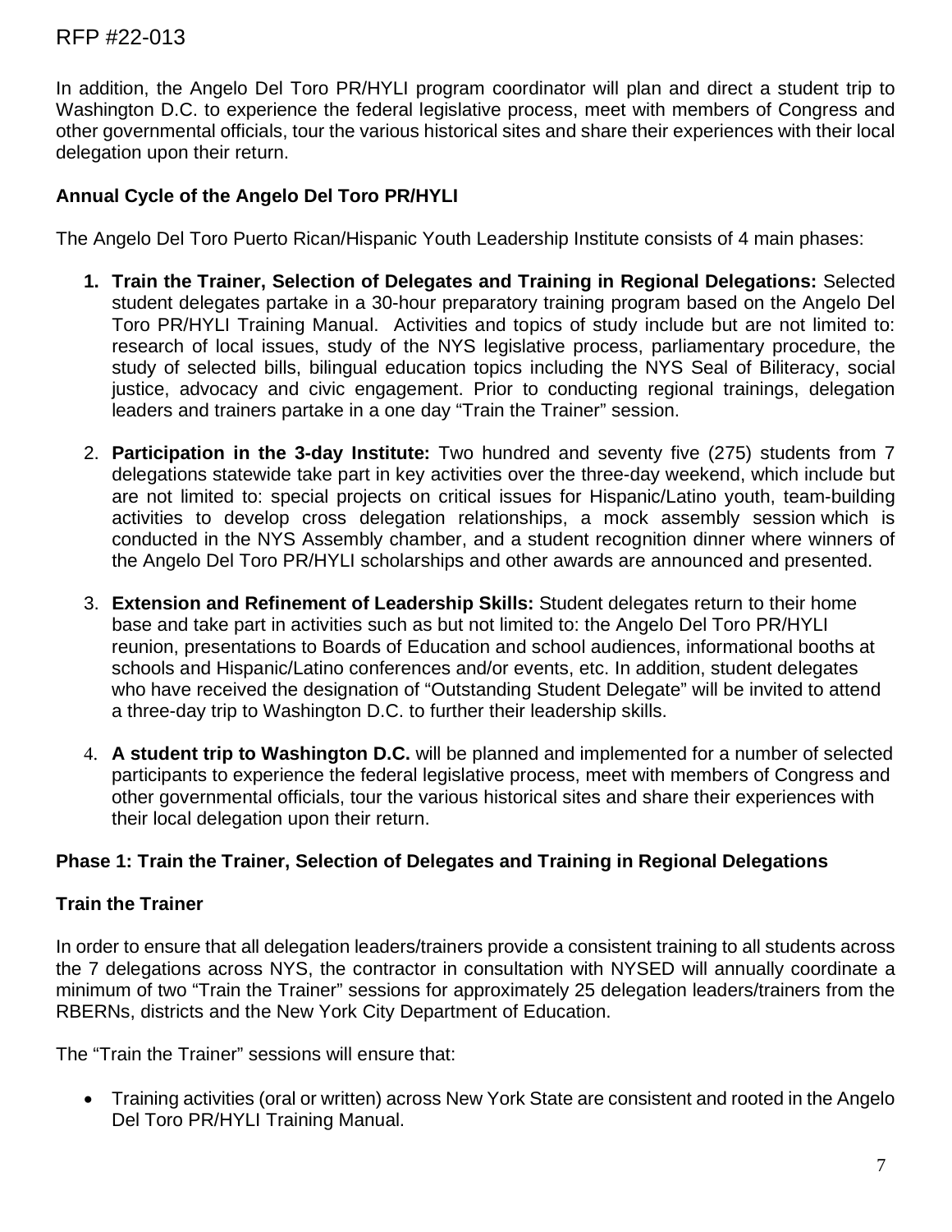In addition, the Angelo Del Toro PR/HYLI program coordinator will plan and direct a student trip to Washington D.C. to experience the federal legislative process, meet with members of Congress and other governmental officials, tour the various historical sites and share their experiences with their local delegation upon their return.

**Annual Cycle of the Angelo Del Toro PR/HYLI**

The Angelo Del Toro Puerto Rican/Hispanic Youth Leadership Institute consists of 4 main phases:

1. **Train the Trainer, Selection of Delegates and Training in Regional Delegations:** Selected student delegates partake in a 30-hour preparatory training program based on the Angelo Del Toro PR/HYLI Training Manual. Activities and topics of study include but are not limited to: research of local issues, study of the NYS legislative process, parliamentary procedure, the study of selected bills, bilingual education topics including the NYS Seal of Biliteracy, social justice, advocacy and civic engagement. Prior to conducting regional trainings, delegation leaders and trainers partake in a one day "Train the Trainer" session.

2. **Participation in the 3-day Institute:** Two hundred and seventy five (275) students from 7 delegations statewide take part in key activities over the three-day weekend, which include but are not limited to: special projects on critical issues for Hispanic/Latino youth, team-building activities to develop cross delegation relationships, a mock assembly session which is conducted in the NYS Assembly chamber, and a student recognition dinner where winners of the Angelo Del Toro PR/HYLI scholarships and other awards are announced and presented.

3. **Extension and Refinement of Leadership Skills:** Student delegates return to their home base and take part in activities such as but not limited to: the Angelo Del Toro PR/HYLI reunion, presentations to Boards of Education and school audiences, informational booths at schools and Hispanic/Latino conferences and/or events, etc. In addition, student delegates who have received the designation of "Outstanding Student Delegate" will be invited to attend a three-day trip to Washington D.C. to further their leadership skills.

4. **A student trip to Washington D.C.** will be planned and implemented for a number of selected participants to experience the federal legislative process, meet with members of Congress and other governmental officials, tour the various historical sites and share their experiences with their local delegation upon their return.

**Phase 1: Train the Trainer, Selection of Delegates and Training in Regional Delegations**

**Train the Trainer**

In order to ensure that all delegation leaders/trainers provide a consistent training to all students across the 7 delegations across NYS, the contractor in consultation with NYSED will annually coordinate a minimum of two "Train the Trainer" sessions for approximately 25 delegation leaders/trainers from the RBERNs, districts and the New York City Department of Education.

The "Train the Trainer" sessions will ensure that:

- Training activities (oral or written) across New York State are consistent and rooted in the Angelo Del Toro PR/HYLI Training Manual.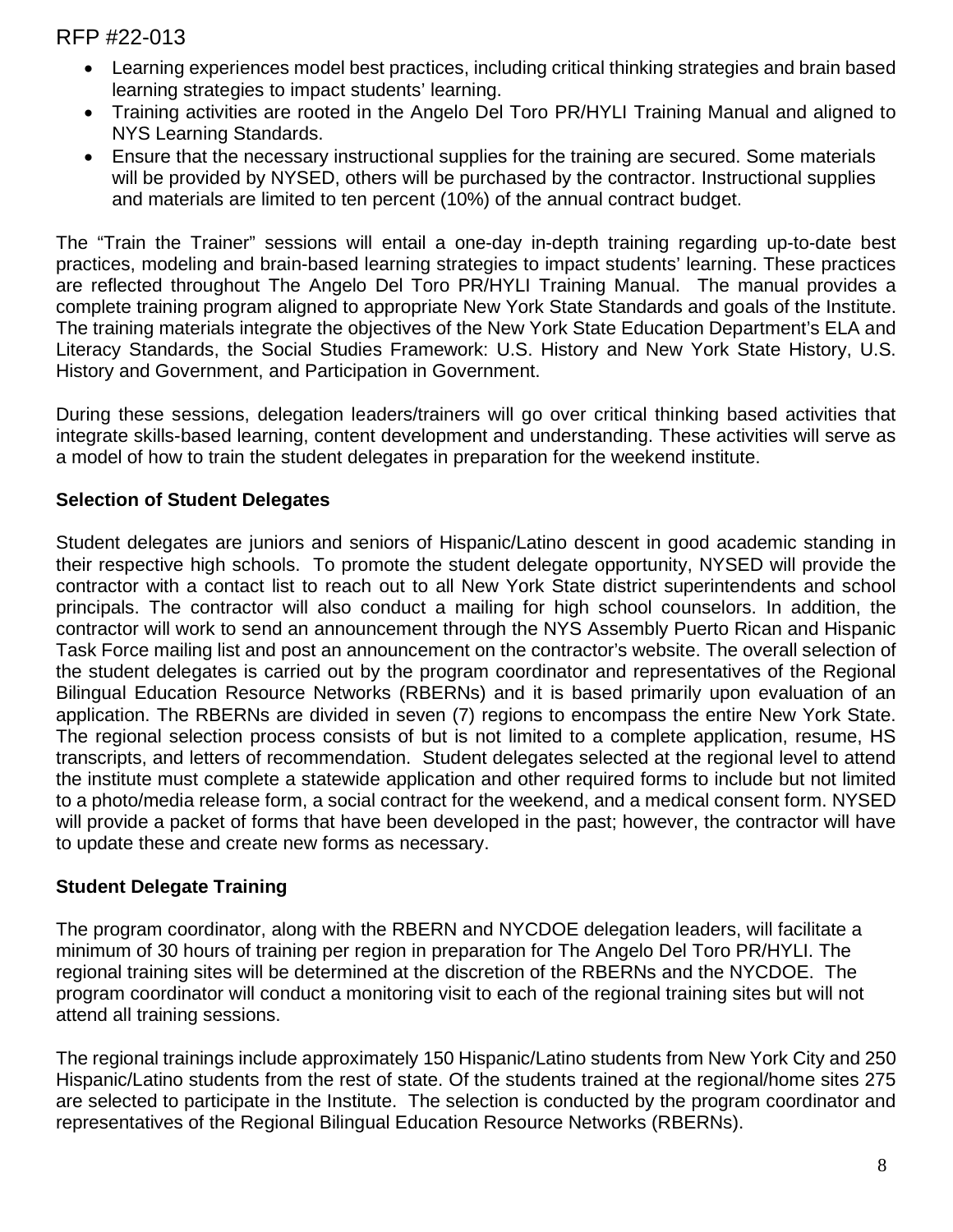- Learning experiences model best practices, including critical thinking strategies and brain based learning strategies to impact students' learning.
- Training activities are rooted in the Angelo Del Toro PR/HYLI Training Manual and aligned to NYS Learning Standards.
- Ensure that the necessary instructional supplies for the training are secured. Some materials will be provided by NYSED, others will be purchased by the contractor. Instructional supplies and materials are limited to ten percent (10%) of the annual contract budget.

The "Train the Trainer" sessions will entail a one-day in-depth training regarding up-to-date best practices, modeling and brain-based learning strategies to impact students' learning. These practices are reflected throughout The Angelo Del Toro PR/HYLI Training Manual. The manual provides a complete training program aligned to appropriate New York State Standards and goals of the Institute. The training materials integrate the objectives of the New York State Education Department's ELA and Literacy Standards, the Social Studies Framework: U.S. History and New York State History, U.S. History and Government, and Participation in Government.

During these sessions, delegation leaders/trainers will go over critical thinking based activities that integrate skills-based learning, content development and understanding. These activities will serve as a model of how to train the student delegates in preparation for the weekend institute.

**Selection of Student Delegates**

Student delegates are juniors and seniors of Hispanic/Latino descent in good academic standing in their respective high schools. To promote the student delegate opportunity, NYSED will provide the contractor with a contact list to reach out to all New York State district superintendents and school principals. The contractor will also conduct a mailing for high school counselors. In addition, the contractor will work to send an announcement through the NYS Assembly Puerto Rican and Hispanic Task Force mailing list and post an announcement on the contractor's website. The overall selection of the student delegates is carried out by the program coordinator and representatives of the Regional Bilingual Education Resource Networks (RBERNs) and it is based primarily upon evaluation of an application. The RBERNs are divided in seven (7) regions to encompass the entire New York State. The regional selection process consists of but is not limited to a complete application, resume, HS transcripts, and letters of recommendation. Student delegates selected at the regional level to attend the institute must complete a statewide application and other required forms to include but not limited to a photo/media release form, a social contract for the weekend, and a medical consent form. NYSED will provide a packet of forms that have been developed in the past; however, the contractor will have to update these and create new forms as necessary.

**Student Delegate Training**

The program coordinator, along with the RBERN and NYCDOE delegation leaders, will facilitate a minimum of 30 hours of training per region in preparation for The Angelo Del Toro PR/HYLI. The regional training sites will be determined at the discretion of the RBERNs and the NYCDOE. The program coordinator will conduct a monitoring visit to each of the regional training sites but will not attend all training sessions.

The regional trainings include approximately 150 Hispanic/Latino students from New York City and 250 Hispanic/Latino students from the rest of state. Of the students trained at the regional/home sites 275 are selected to participate in the Institute. The selection is conducted by the program coordinator and representatives of the Regional Bilingual Education Resource Networks (RBERNs).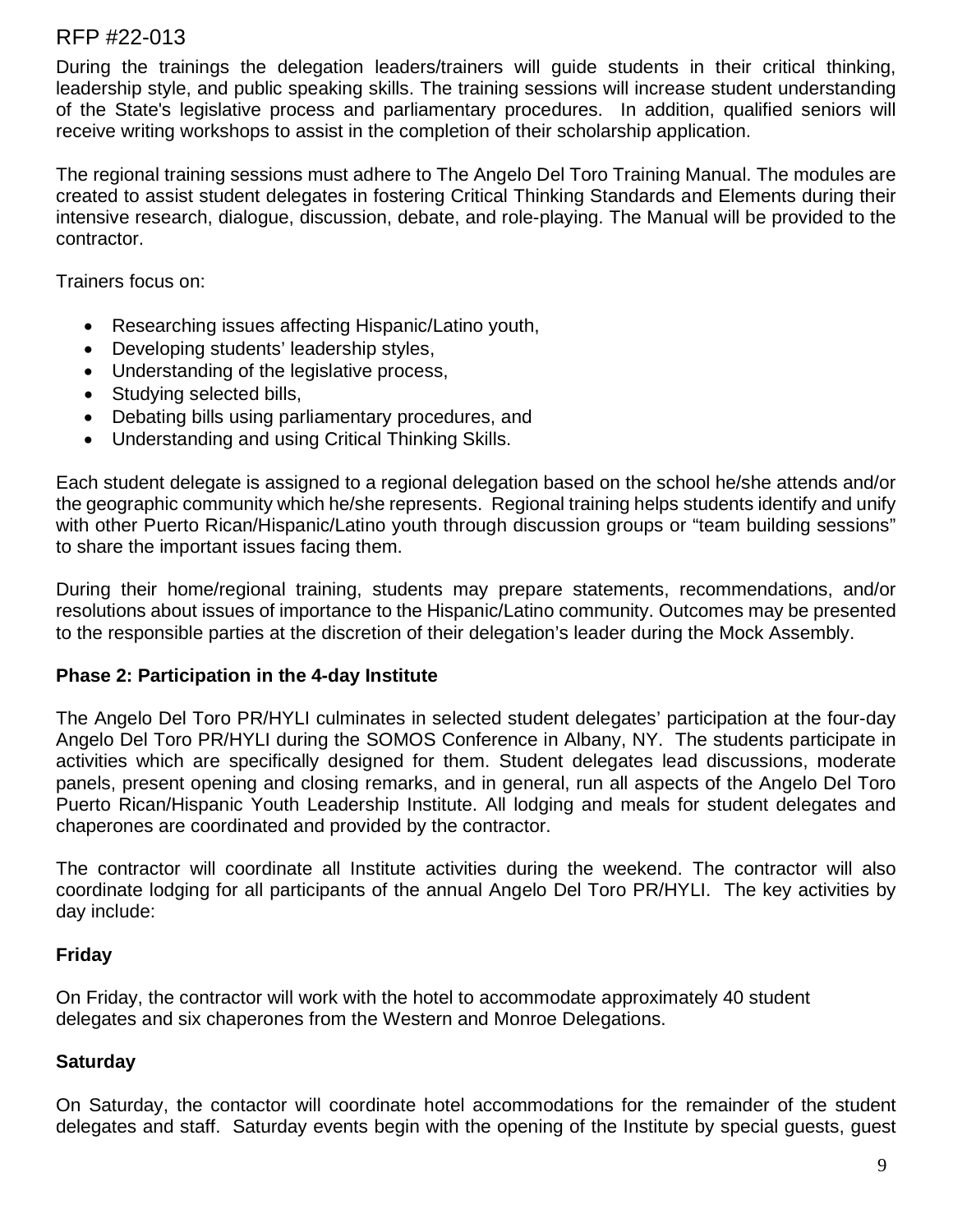During the trainings the delegation leaders/trainers will guide students in their critical thinking, leadership style, and public speaking skills. The training sessions will increase student understanding of the State's legislative process and parliamentary procedures. In addition, qualified seniors will receive writing workshops to assist in the completion of their scholarship application.

The regional training sessions must adhere to The Angelo Del Toro Training Manual. The modules are created to assist student delegates in fostering Critical Thinking Standards and Elements during their intensive research, dialogue, discussion, debate, and role-playing. The Manual will be provided to the contractor.

Trainers focus on:

- Researching issues affecting Hispanic/Latino youth,
- Developing students' leadership styles,
- Understanding of the legislative process,
- Studying selected bills,
- Debating bills using parliamentary procedures, and
- Understanding and using Critical Thinking Skills.

Each student delegate is assigned to a regional delegation based on the school he/she attends and/or the geographic community which he/she represents. Regional training helps students identify and unify with other Puerto Rican/Hispanic/Latino youth through discussion groups or "team building sessions" to share the important issues facing them.

During their home/regional training, students may prepare statements, recommendations, and/or resolutions about issues of importance to the Hispanic/Latino community. Outcomes may be presented to the responsible parties at the discretion of their delegation's leader during the Mock Assembly.

### Phase 2: Participation in the 4-day Institute

The Angelo Del Toro PR/HYLI culminates in selected student delegates' participation at the four-day Angelo Del Toro PR/HYLI during the SOMOS Conference in Albany, NY. The students participate in activities which are specifically designed for them. Student delegates lead discussions, moderate panels, present opening and closing remarks, and in general, run all aspects of the Angelo Del Toro Puerto Rican/Hispanic Youth Leadership Institute. All lodging and meals for student delegates and chaperones are coordinated and provided by the contractor.

The contractor will coordinate all Institute activities during the weekend. The contractor will also coordinate lodging for all participants of the annual Angelo Del Toro PR/HYLI. The key activities by day include:

#### Friday

On Friday, the contractor will work with the hotel to accommodate approximately 40 student delegates and six chaperones from the Western and Monroe Delegations.

#### Saturday

On Saturday, the contactor will coordinate hotel accommodations for the remainder of the student delegates and staff. Saturday events begin with the opening of the Institute by special guests, guest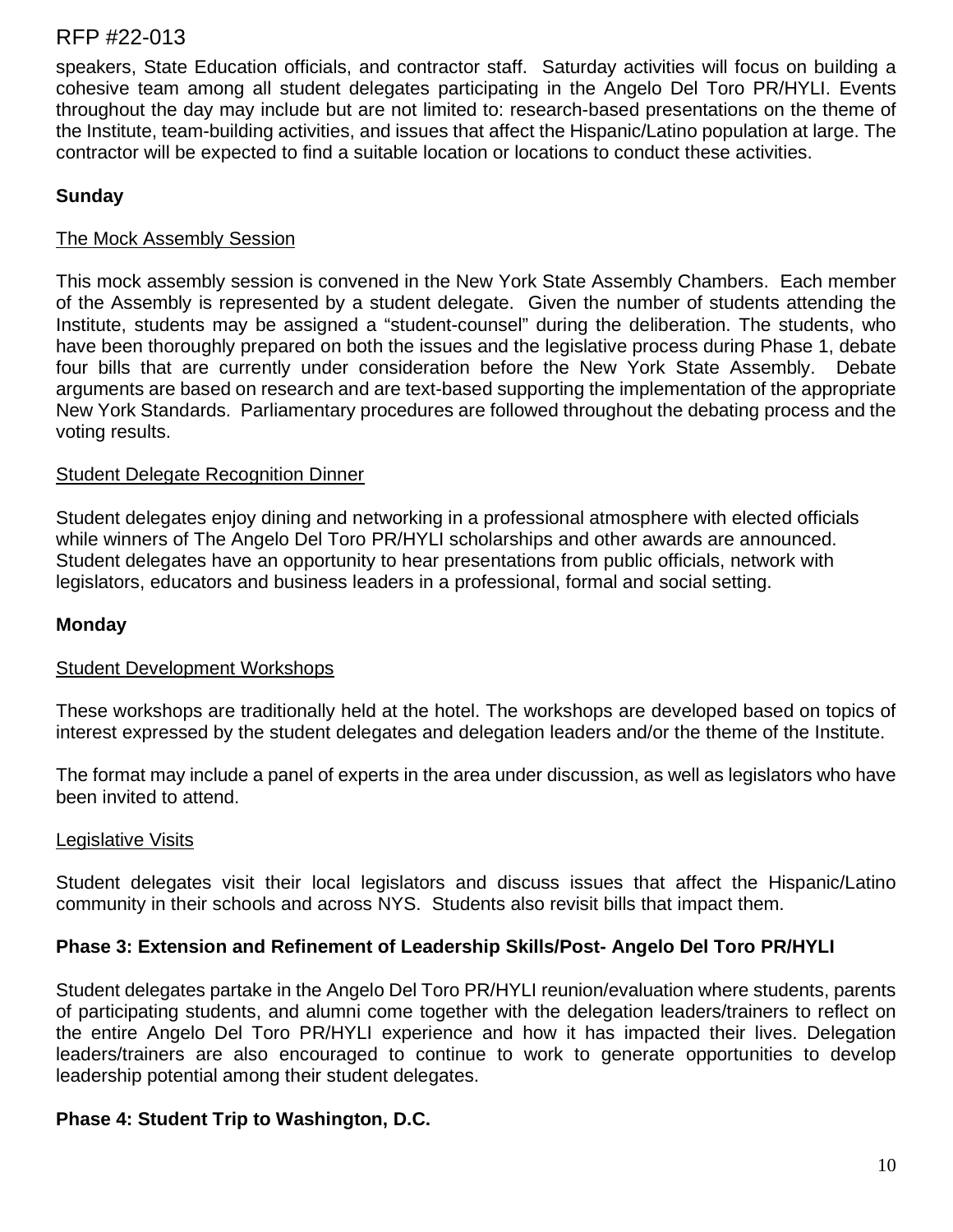speakers, State Education officials, and contractor staff. Saturday activities will focus on building a cohesive team among all student delegates participating in the Angelo Del Toro PR/HYLI. Events throughout the day may include but are not limited to: research-based presentations on the theme of the Institute, team-building activities, and issues that affect the Hispanic/Latino population at large. The contractor will be expected to find a suitable location or locations to conduct these activities.

**Sunday**

The Mock Assembly Session

This mock assembly session is convened in the New York State Assembly Chambers. Each member of the Assembly is represented by a student delegate. Given the number of students attending the Institute, students may be assigned a "student-counsel" during the deliberation. The students, who have been thoroughly prepared on both the issues and the legislative process during Phase 1, debate four bills that are currently under consideration before the New York State Assembly. Debate arguments are based on research and are text-based supporting the implementation of the appropriate New York Standards. Parliamentary procedures are followed throughout the debating process and the voting results.

Student Delegate Recognition Dinner

Student delegates enjoy dining and networking in a professional atmosphere with elected officials while winners of The Angelo Del Toro PR/HYLI scholarships and other awards are announced. Student delegates have an opportunity to hear presentations from public officials, network with legislators, educators and business leaders in a professional, formal and social setting.

**Monday**

Student Development Workshops

These workshops are traditionally held at the hotel. The workshops are developed based on topics of interest expressed by the student delegates and delegation leaders and/or the theme of the Institute.

The format may include a panel of experts in the area under discussion, as well as legislators who have been invited to attend.

Legislative Visits

Student delegates visit their local legislators and discuss issues that affect the Hispanic/Latino community in their schools and across NYS. Students also revisit bills that impact them.

**Phase 3: Extension and Refinement of Leadership Skills/Post- Angelo Del Toro PR/HYLI**

Student delegates partake in the Angelo Del Toro PR/HYLI reunion/evaluation where students, parents of participating students, and alumni come together with the delegation leaders/trainers to reflect on the entire Angelo Del Toro PR/HYLI experience and how it has impacted their lives. Delegation leaders/trainers are also encouraged to continue to work to generate opportunities to develop leadership potential among their student delegates.

**Phase 4: Student Trip to Washington, D.C.**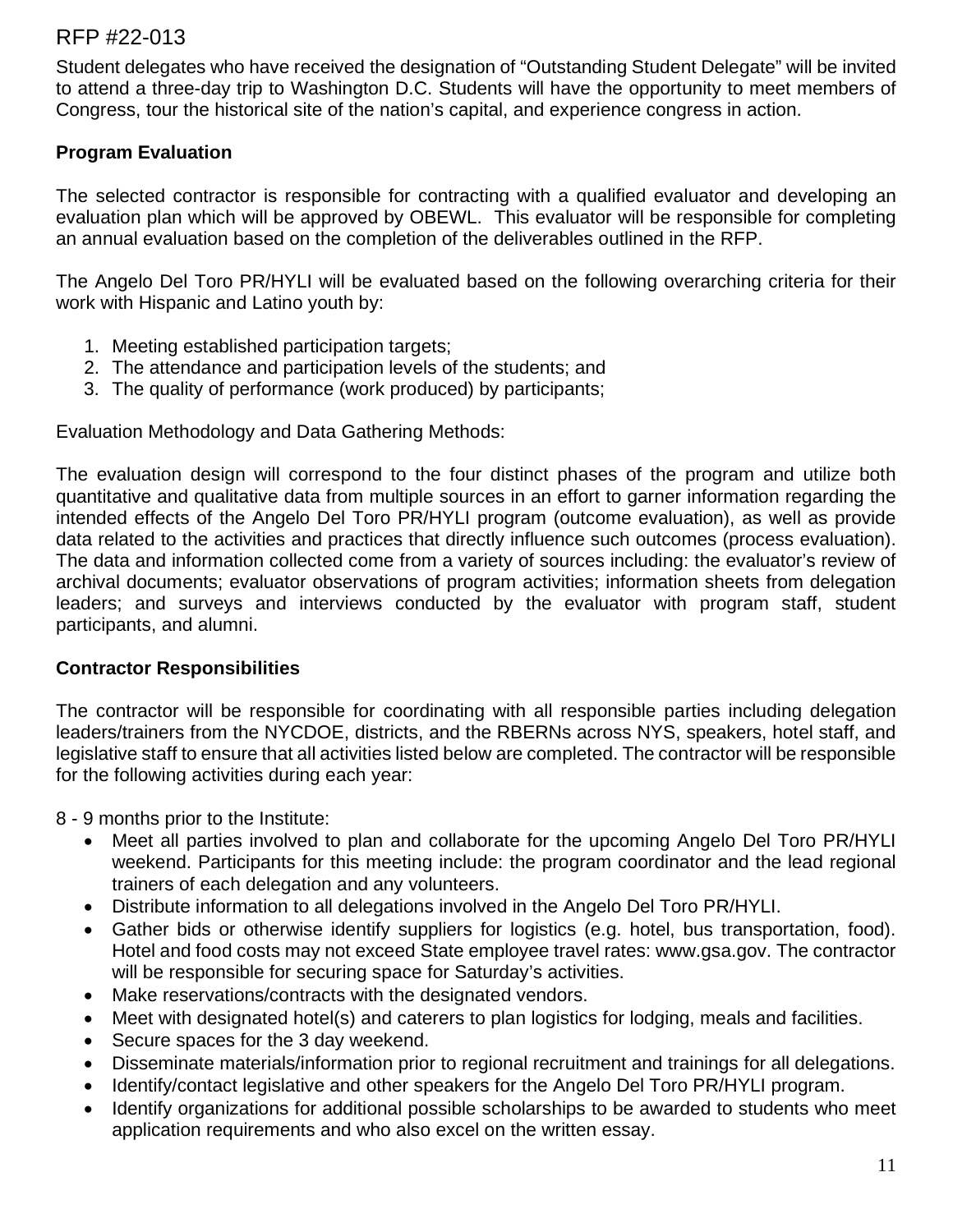Student delegates who have received the designation of “Outstanding Student Delegate” will be invited to attend a three-day trip to Washington D.C. Students will have the opportunity to meet members of Congress, tour the historical site of the nation’s capital, and experience congress in action.

**Program Evaluation**

The selected contractor is responsible for contracting with a qualified evaluator and developing an evaluation plan which will be approved by OBEWL. This evaluator will be responsible for completing an annual evaluation based on the completion of the deliverables outlined in the RFP.

The Angelo Del Toro PR/HYLI will be evaluated based on the following overarching criteria for their work with Hispanic and Latino youth by:

1. Meeting established participation targets;
2. The attendance and participation levels of the students; and
3. The quality of performance (work produced) by participants;

Evaluation Methodology and Data Gathering Methods:

The evaluation design will correspond to the four distinct phases of the program and utilize both quantitative and qualitative data from multiple sources in an effort to garner information regarding the intended effects of the Angelo Del Toro PR/HYLI program (outcome evaluation), as well as provide data related to the activities and practices that directly influence such outcomes (process evaluation). The data and information collected come from a variety of sources including: the evaluator’s review of archival documents; evaluator observations of program activities; information sheets from delegation leaders; and surveys and interviews conducted by the evaluator with program staff, student participants, and alumni.

**Contractor Responsibilities**

The contractor will be responsible for coordinating with all responsible parties including delegation leaders/trainers from the NYCDOE, districts, and the RBERNs across NYS, speakers, hotel staff, and legislative staff to ensure that all activities listed below are completed. The contractor will be responsible for the following activities during each year:

8 - 9 months prior to the Institute:

- Meet all parties involved to plan and collaborate for the upcoming Angelo Del Toro PR/HYLI weekend. Participants for this meeting include: the program coordinator and the lead regional trainers of each delegation and any volunteers.
- Distribute information to all delegations involved in the Angelo Del Toro PR/HYLI.
- Gather bids or otherwise identify suppliers for logistics (e.g. hotel, bus transportation, food). Hotel and food costs may not exceed State employee travel rates: www.gsa.gov. The contractor will be responsible for securing space for Saturday’s activities.
- Make reservations/contracts with the designated vendors.
- Meet with designated hotel(s) and caterers to plan logistics for lodging, meals and facilities.
- Secure spaces for the 3 day weekend.
- Disseminate materials/information prior to regional recruitment and trainings for all delegations.
- Identify/contact legislative and other speakers for the Angelo Del Toro PR/HYLI program.
- Identify organizations for additional possible scholarships to be awarded to students who meet application requirements and who also excel on the written essay.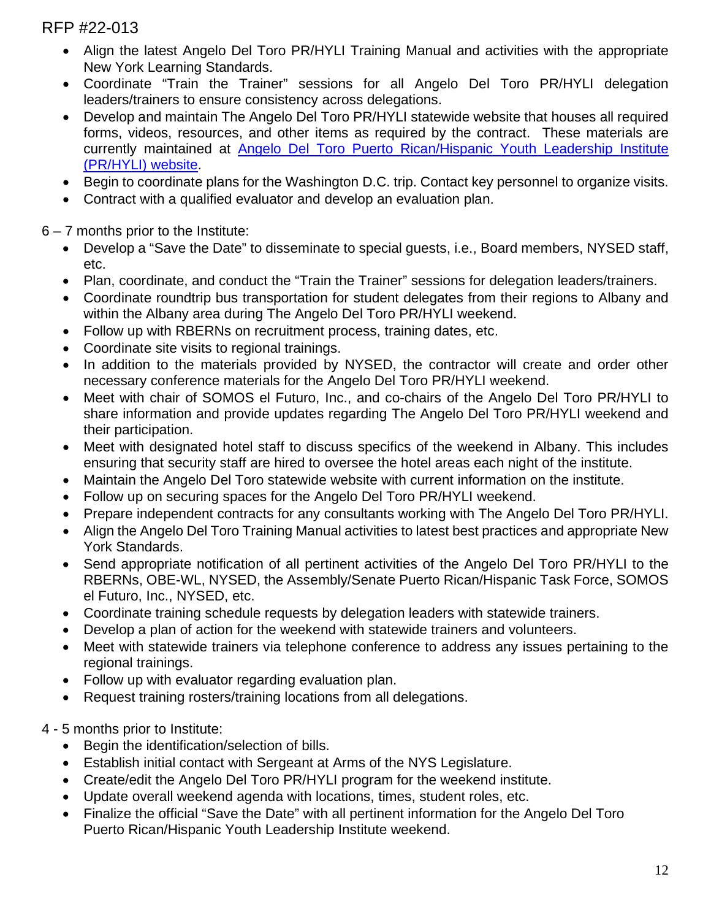- Align the latest Angelo Del Toro PR/HYLI Training Manual and activities with the appropriate New York Learning Standards.
- Coordinate "Train the Trainer" sessions for all Angelo Del Toro PR/HYLI delegation leaders/trainers to ensure consistency across delegations.
- Develop and maintain The Angelo Del Toro PR/HYLI statewide website that houses all required forms, videos, resources, and other items as required by the contract. These materials are currently maintained at [Angelo Del Toro Puerto Rican/Hispanic Youth Leadership Institute (PR/HYLI) website](#).
- Begin to coordinate plans for the Washington D.C. trip. Contact key personnel to organize visits.
- Contract with a qualified evaluator and develop an evaluation plan.

6 – 7 months prior to the Institute:

- Develop a "Save the Date" to disseminate to special guests, i.e., Board members, NYSED staff, etc.
- Plan, coordinate, and conduct the "Train the Trainer" sessions for delegation leaders/trainers.
- Coordinate roundtrip bus transportation for student delegates from their regions to Albany and within the Albany area during The Angelo Del Toro PR/HYLI weekend.
- Follow up with RBERNs on recruitment process, training dates, etc.
- Coordinate site visits to regional trainings.
- In addition to the materials provided by NYSED, the contractor will create and order other necessary conference materials for the Angelo Del Toro PR/HYLI weekend.
- Meet with chair of SOMOS el Futuro, Inc., and co-chairs of the Angelo Del Toro PR/HYLI to share information and provide updates regarding The Angelo Del Toro PR/HYLI weekend and their participation.
- Meet with designated hotel staff to discuss specifics of the weekend in Albany. This includes ensuring that security staff are hired to oversee the hotel areas each night of the institute.
- Maintain the Angelo Del Toro statewide website with current information on the institute.
- Follow up on securing spaces for the Angelo Del Toro PR/HYLI weekend.
- Prepare independent contracts for any consultants working with The Angelo Del Toro PR/HYLI.
- Align the Angelo Del Toro Training Manual activities to latest best practices and appropriate New York Standards.
- Send appropriate notification of all pertinent activities of the Angelo Del Toro PR/HYLI to the RBERNs, OBE-WL, NYSED, the Assembly/Senate Puerto Rican/Hispanic Task Force, SOMOS el Futuro, Inc., NYSED, etc.
- Coordinate training schedule requests by delegation leaders with statewide trainers.
- Develop a plan of action for the weekend with statewide trainers and volunteers.
- Meet with statewide trainers via telephone conference to address any issues pertaining to the regional trainings.
- Follow up with evaluator regarding evaluation plan.
- Request training rosters/training locations from all delegations.

4 - 5 months prior to Institute:

- Begin the identification/selection of bills.
- Establish initial contact with Sergeant at Arms of the NYS Legislature.
- Create/edit the Angelo Del Toro PR/HYLI program for the weekend institute.
- Update overall weekend agenda with locations, times, student roles, etc.
- Finalize the official "Save the Date" with all pertinent information for the Angelo Del Toro Puerto Rican/Hispanic Youth Leadership Institute weekend.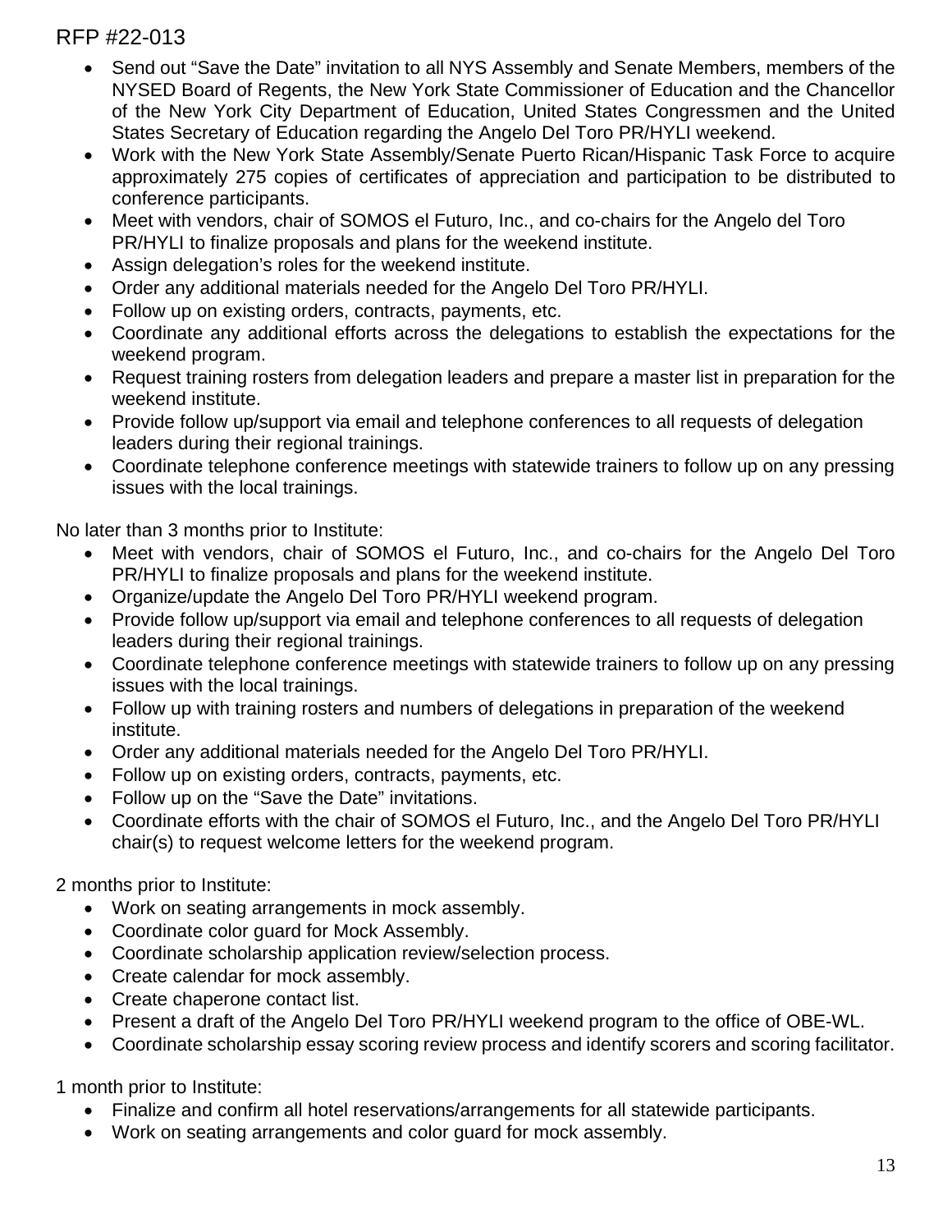- Send out "Save the Date" invitation to all NYS Assembly and Senate Members, members of the NYSED Board of Regents, the New York State Commissioner of Education and the Chancellor of the New York City Department of Education, United States Congressmen and the United States Secretary of Education regarding the Angelo Del Toro PR/HYLI weekend.
- Work with the New York State Assembly/Senate Puerto Rican/Hispanic Task Force to acquire approximately 275 copies of certificates of appreciation and participation to be distributed to conference participants.
- Meet with vendors, chair of SOMOS el Futuro, Inc., and co-chairs for the Angelo del Toro PR/HYLI to finalize proposals and plans for the weekend institute.
- Assign delegation's roles for the weekend institute.
- Order any additional materials needed for the Angelo Del Toro PR/HYLI.
- Follow up on existing orders, contracts, payments, etc.
- Coordinate any additional efforts across the delegations to establish the expectations for the weekend program.
- Request training rosters from delegation leaders and prepare a master list in preparation for the weekend institute.
- Provide follow up/support via email and telephone conferences to all requests of delegation leaders during their regional trainings.
- Coordinate telephone conference meetings with statewide trainers to follow up on any pressing issues with the local trainings.

No later than 3 months prior to Institute:

- Meet with vendors, chair of SOMOS el Futuro, Inc., and co-chairs for the Angelo Del Toro PR/HYLI to finalize proposals and plans for the weekend institute.
- Organize/update the Angelo Del Toro PR/HYLI weekend program.
- Provide follow up/support via email and telephone conferences to all requests of delegation leaders during their regional trainings.
- Coordinate telephone conference meetings with statewide trainers to follow up on any pressing issues with the local trainings.
- Follow up with training rosters and numbers of delegations in preparation of the weekend institute.
- Order any additional materials needed for the Angelo Del Toro PR/HYLI.
- Follow up on existing orders, contracts, payments, etc.
- Follow up on the "Save the Date" invitations.
- Coordinate efforts with the chair of SOMOS el Futuro, Inc., and the Angelo Del Toro PR/HYLI chair(s) to request welcome letters for the weekend program.

2 months prior to Institute:

- Work on seating arrangements in mock assembly.
- Coordinate color guard for Mock Assembly.
- Coordinate scholarship application review/selection process.
- Create calendar for mock assembly.
- Create chaperone contact list.
- Present a draft of the Angelo Del Toro PR/HYLI weekend program to the office of OBE-WL.
- Coordinate scholarship essay scoring review process and identify scorers and scoring facilitator.

1 month prior to Institute:

- Finalize and confirm all hotel reservations/arrangements for all statewide participants.
- Work on seating arrangements and color guard for mock assembly.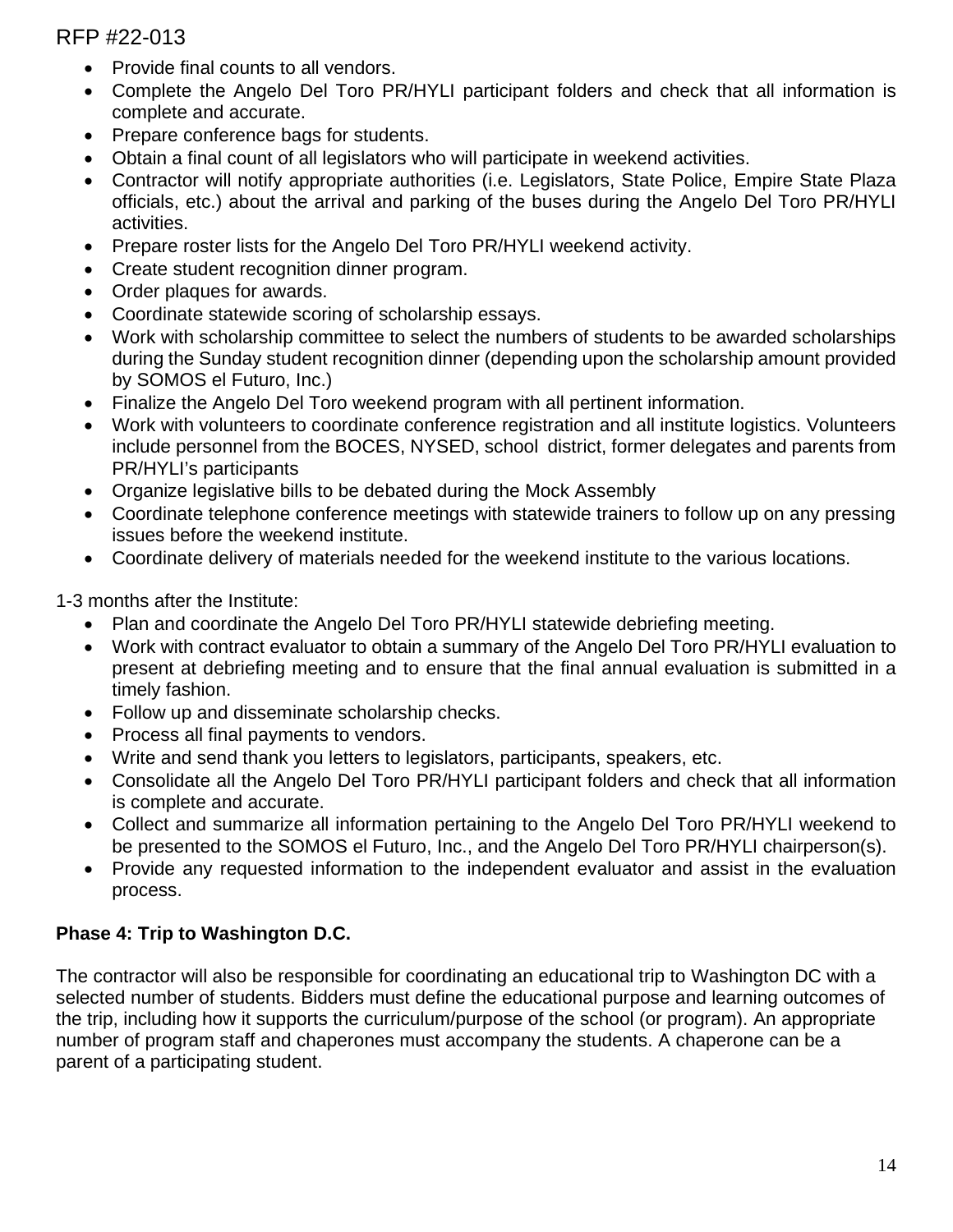- Provide final counts to all vendors.
- Complete the Angelo Del Toro PR/HYLI participant folders and check that all information is complete and accurate.
- Prepare conference bags for students.
- Obtain a final count of all legislators who will participate in weekend activities.
- Contractor will notify appropriate authorities (i.e. Legislators, State Police, Empire State Plaza officials, etc.) about the arrival and parking of the buses during the Angelo Del Toro PR/HYLI activities.
- Prepare roster lists for the Angelo Del Toro PR/HYLI weekend activity.
- Create student recognition dinner program.
- Order plaques for awards.
- Coordinate statewide scoring of scholarship essays.
- Work with scholarship committee to select the numbers of students to be awarded scholarships during the Sunday student recognition dinner (depending upon the scholarship amount provided by SOMOS el Futuro, Inc.)
- Finalize the Angelo Del Toro weekend program with all pertinent information.
- Work with volunteers to coordinate conference registration and all institute logistics. Volunteers include personnel from the BOCES, NYSED, school district, former delegates and parents from PR/HYLI's participants
- Organize legislative bills to be debated during the Mock Assembly
- Coordinate telephone conference meetings with statewide trainers to follow up on any pressing issues before the weekend institute.
- Coordinate delivery of materials needed for the weekend institute to the various locations.

1-3 months after the Institute:

- Plan and coordinate the Angelo Del Toro PR/HYLI statewide debriefing meeting.
- Work with contract evaluator to obtain a summary of the Angelo Del Toro PR/HYLI evaluation to present at debriefing meeting and to ensure that the final annual evaluation is submitted in a timely fashion.
- Follow up and disseminate scholarship checks.
- Process all final payments to vendors.
- Write and send thank you letters to legislators, participants, speakers, etc.
- Consolidate all the Angelo Del Toro PR/HYLI participant folders and check that all information is complete and accurate.
- Collect and summarize all information pertaining to the Angelo Del Toro PR/HYLI weekend to be presented to the SOMOS el Futuro, Inc., and the Angelo Del Toro PR/HYLI chairperson(s).
- Provide any requested information to the independent evaluator and assist in the evaluation process.

**Phase 4: Trip to Washington D.C.**

The contractor will also be responsible for coordinating an educational trip to Washington DC with a selected number of students. Bidders must define the educational purpose and learning outcomes of the trip, including how it supports the curriculum/purpose of the school (or program). An appropriate number of program staff and chaperones must accompany the students. A chaperone can be a parent of a participating student.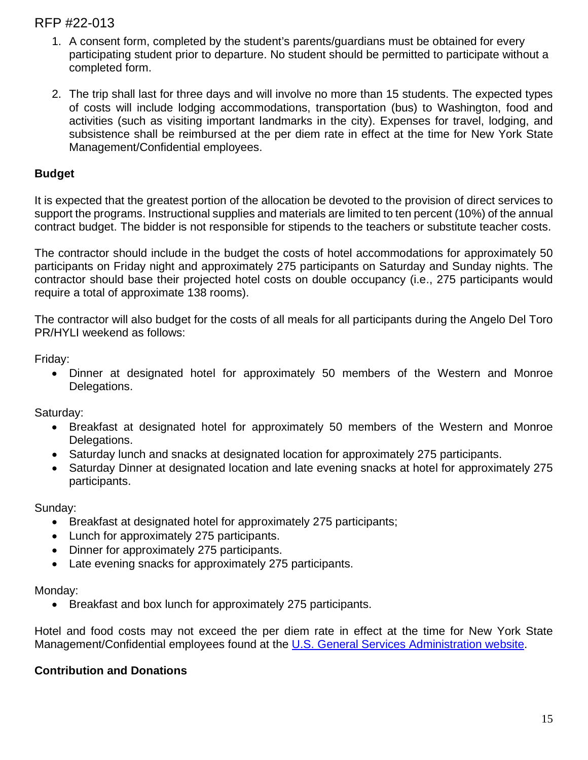1. A consent form, completed by the student's parents/guardians must be obtained for every participating student prior to departure. No student should be permitted to participate without a completed form.

2. The trip shall last for three days and will involve no more than 15 students. The expected types of costs will include lodging accommodations, transportation (bus) to Washington, food and activities (such as visiting important landmarks in the city). Expenses for travel, lodging, and subsistence shall be reimbursed at the per diem rate in effect at the time for New York State Management/Confidential employees.

**Budget**

It is expected that the greatest portion of the allocation be devoted to the provision of direct services to support the programs. Instructional supplies and materials are limited to ten percent (10%) of the annual contract budget. The bidder is not responsible for stipends to the teachers or substitute teacher costs.

The contractor should include in the budget the costs of hotel accommodations for approximately 50 participants on Friday night and approximately 275 participants on Saturday and Sunday nights. The contractor should base their projected hotel costs on double occupancy (i.e., 275 participants would require a total of approximate 138 rooms).

The contractor will also budget for the costs of all meals for all participants during the Angelo Del Toro PR/HYLI weekend as follows:

Friday:

- Dinner at designated hotel for approximately 50 members of the Western and Monroe Delegations.

Saturday:

- Breakfast at designated hotel for approximately 50 members of the Western and Monroe Delegations.
- Saturday lunch and snacks at designated location for approximately 275 participants.
- Saturday Dinner at designated location and late evening snacks at hotel for approximately 275 participants.

Sunday:

- Breakfast at designated hotel for approximately 275 participants;
- Lunch for approximately 275 participants.
- Dinner for approximately 275 participants.
- Late evening snacks for approximately 275 participants.

Monday:

- Breakfast and box lunch for approximately 275 participants.

Hotel and food costs may not exceed the per diem rate in effect at the time for New York State Management/Confidential employees found at the U.S. General Services Administration website.

**Contribution and Donations**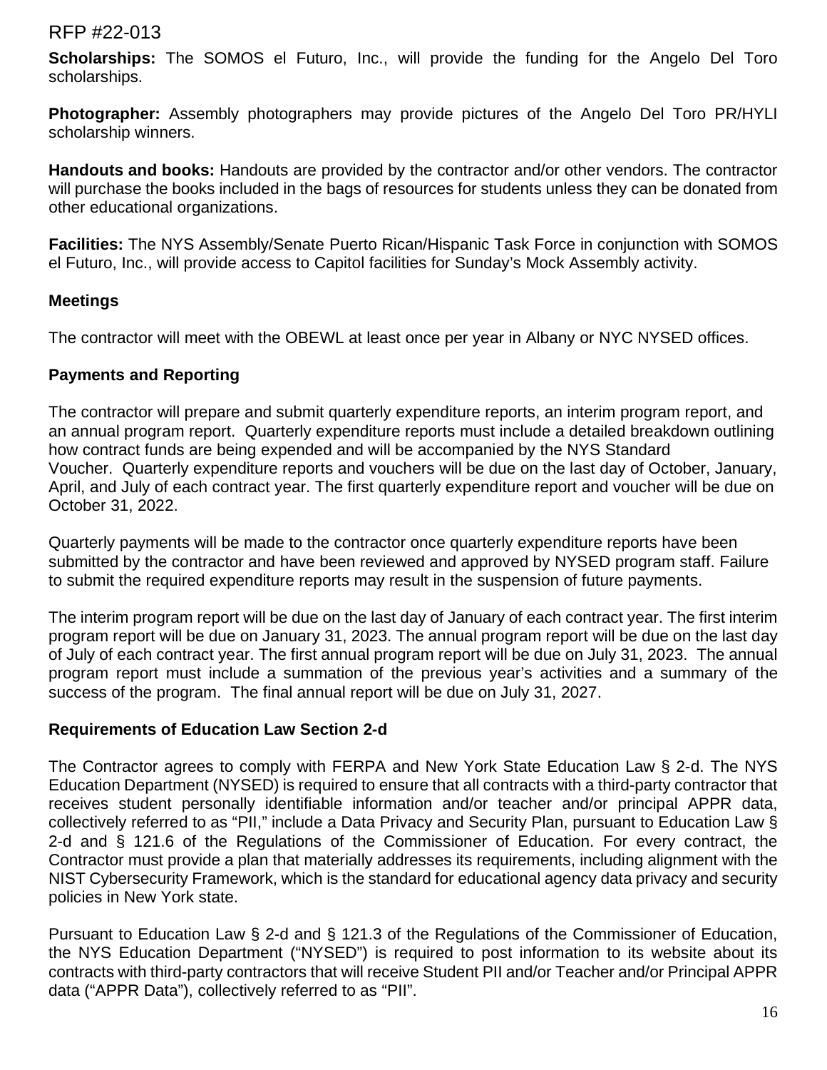**Scholarships:** The SOMOS el Futuro, Inc., will provide the funding for the Angelo Del Toro scholarships.

**Photographer:** Assembly photographers may provide pictures of the Angelo Del Toro PR/HYLI scholarship winners.

**Handouts and books:** Handouts are provided by the contractor and/or other vendors. The contractor will purchase the books included in the bags of resources for students unless they can be donated from other educational organizations.

**Facilities:** The NYS Assembly/Senate Puerto Rican/Hispanic Task Force in conjunction with SOMOS el Futuro, Inc., will provide access to Capitol facilities for Sunday's Mock Assembly activity.

### Meetings

The contractor will meet with the OBEWL at least once per year in Albany or NYC NYSED offices.

### Payments and Reporting

The contractor will prepare and submit quarterly expenditure reports, an interim program report, and an annual program report. Quarterly expenditure reports must include a detailed breakdown outlining how contract funds are being expended and will be accompanied by the NYS Standard Voucher. Quarterly expenditure reports and vouchers will be due on the last day of October, January, April, and July of each contract year. The first quarterly expenditure report and voucher will be due on October 31, 2022.

Quarterly payments will be made to the contractor once quarterly expenditure reports have been submitted by the contractor and have been reviewed and approved by NYSED program staff. Failure to submit the required expenditure reports may result in the suspension of future payments.

The interim program report will be due on the last day of January of each contract year. The first interim program report will be due on January 31, 2023. The annual program report will be due on the last day of July of each contract year. The first annual program report will be due on July 31, 2023. The annual program report must include a summation of the previous year's activities and a summary of the success of the program. The final annual report will be due on July 31, 2027.

### Requirements of Education Law Section 2-d

The Contractor agrees to comply with FERPA and New York State Education Law § 2-d. The NYS Education Department (NYSED) is required to ensure that all contracts with a third-party contractor that receives student personally identifiable information and/or teacher and/or principal APPR data, collectively referred to as "PII," include a Data Privacy and Security Plan, pursuant to Education Law § 2-d and § 121.6 of the Regulations of the Commissioner of Education. For every contract, the Contractor must provide a plan that materially addresses its requirements, including alignment with the NIST Cybersecurity Framework, which is the standard for educational agency data privacy and security policies in New York state.

Pursuant to Education Law § 2-d and § 121.3 of the Regulations of the Commissioner of Education, the NYS Education Department ("NYSED") is required to post information to its website about its contracts with third-party contractors that will receive Student PII and/or Teacher and/or Principal APPR data ("APPR Data"), collectively referred to as "PII".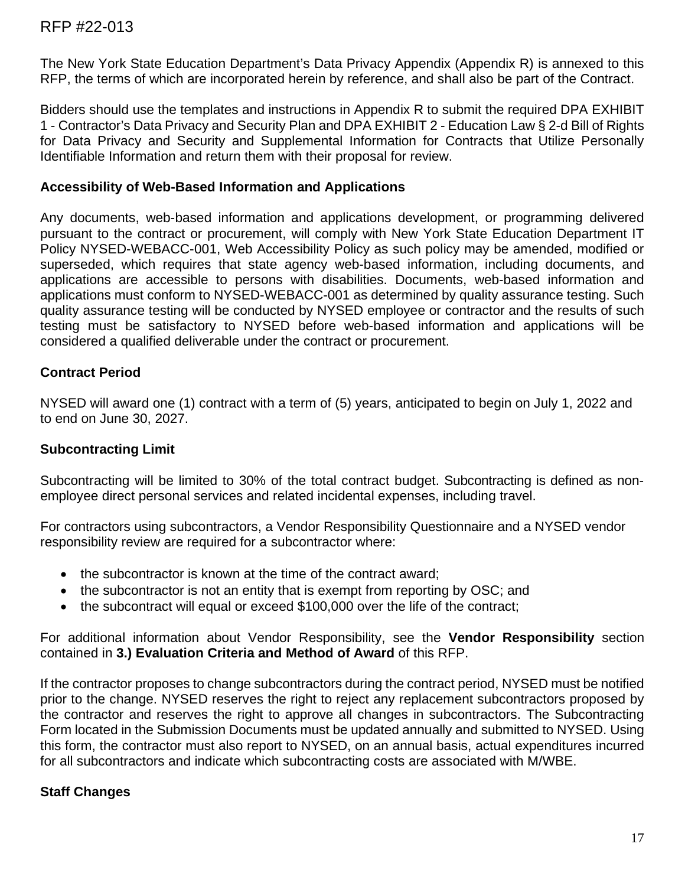The New York State Education Department's Data Privacy Appendix (Appendix R) is annexed to this RFP, the terms of which are incorporated herein by reference, and shall also be part of the Contract.

Bidders should use the templates and instructions in Appendix R to submit the required DPA EXHIBIT 1 - Contractor's Data Privacy and Security Plan and DPA EXHIBIT 2 - Education Law § 2-d Bill of Rights for Data Privacy and Security and Supplemental Information for Contracts that Utilize Personally Identifiable Information and return them with their proposal for review.

### Accessibility of Web-Based Information and Applications

Any documents, web-based information and applications development, or programming delivered pursuant to the contract or procurement, will comply with New York State Education Department IT Policy NYSED-WEBACC-001, Web Accessibility Policy as such policy may be amended, modified or superseded, which requires that state agency web-based information, including documents, and applications are accessible to persons with disabilities. Documents, web-based information and applications must conform to NYSED-WEBACC-001 as determined by quality assurance testing. Such quality assurance testing will be conducted by NYSED employee or contractor and the results of such testing must be satisfactory to NYSED before web-based information and applications will be considered a qualified deliverable under the contract or procurement.

### Contract Period

NYSED will award one (1) contract with a term of (5) years, anticipated to begin on July 1, 2022 and to end on June 30, 2027.

### Subcontracting Limit

Subcontracting will be limited to 30% of the total contract budget. Subcontracting is defined as non-employee direct personal services and related incidental expenses, including travel.

For contractors using subcontractors, a Vendor Responsibility Questionnaire and a NYSED vendor responsibility review are required for a subcontractor where:

- the subcontractor is known at the time of the contract award;
- the subcontractor is not an entity that is exempt from reporting by OSC; and
- the subcontract will equal or exceed $100,000 over the life of the contract;

For additional information about Vendor Responsibility, see the **Vendor Responsibility** section contained in **3.) Evaluation Criteria and Method of Award** of this RFP.

If the contractor proposes to change subcontractors during the contract period, NYSED must be notified prior to the change. NYSED reserves the right to reject any replacement subcontractors proposed by the contractor and reserves the right to approve all changes in subcontractors. The Subcontracting Form located in the Submission Documents must be updated annually and submitted to NYSED. Using this form, the contractor must also report to NYSED, on an annual basis, actual expenditures incurred for all subcontractors and indicate which subcontracting costs are associated with M/WBE.

### Staff Changes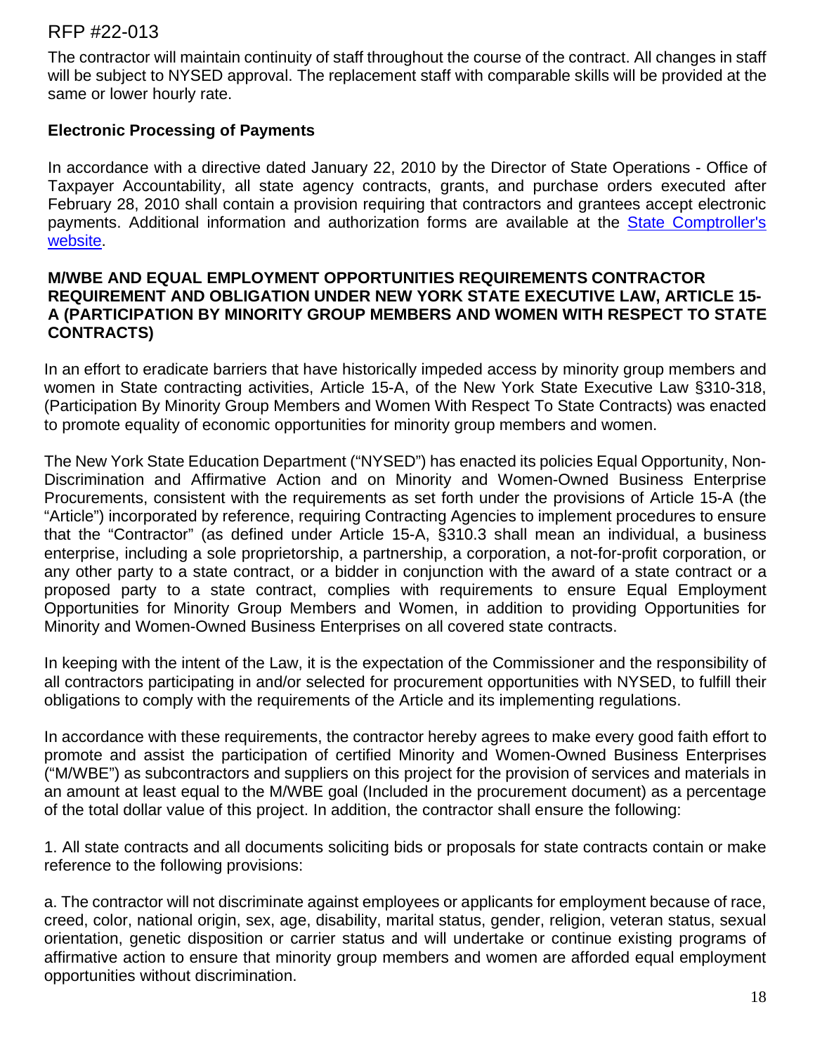The contractor will maintain continuity of staff throughout the course of the contract. All changes in staff will be subject to NYSED approval. The replacement staff with comparable skills will be provided at the same or lower hourly rate.

**Electronic Processing of Payments**

In accordance with a directive dated January 22, 2010 by the Director of State Operations - Office of Taxpayer Accountability, all state agency contracts, grants, and purchase orders executed after February 28, 2010 shall contain a provision requiring that contractors and grantees accept electronic payments. Additional information and authorization forms are available at the State Comptroller's website.

**M/WBE AND EQUAL EMPLOYMENT OPPORTUNITIES REQUIREMENTS CONTRACTOR REQUIREMENT AND OBLIGATION UNDER NEW YORK STATE EXECUTIVE LAW, ARTICLE 15-A (PARTICIPATION BY MINORITY GROUP MEMBERS AND WOMEN WITH RESPECT TO STATE CONTRACTS)**

In an effort to eradicate barriers that have historically impeded access by minority group members and women in State contracting activities, Article 15-A, of the New York State Executive Law §310-318, (Participation By Minority Group Members and Women With Respect To State Contracts) was enacted to promote equality of economic opportunities for minority group members and women.

The New York State Education Department ("NYSED") has enacted its policies Equal Opportunity, Non-Discrimination and Affirmative Action and on Minority and Women-Owned Business Enterprise Procurements, consistent with the requirements as set forth under the provisions of Article 15-A (the "Article") incorporated by reference, requiring Contracting Agencies to implement procedures to ensure that the "Contractor" (as defined under Article 15-A, §310.3 shall mean an individual, a business enterprise, including a sole proprietorship, a partnership, a corporation, a not-for-profit corporation, or any other party to a state contract, or a bidder in conjunction with the award of a state contract or a proposed party to a state contract, complies with requirements to ensure Equal Employment Opportunities for Minority Group Members and Women, in addition to providing Opportunities for Minority and Women-Owned Business Enterprises on all covered state contracts.

In keeping with the intent of the Law, it is the expectation of the Commissioner and the responsibility of all contractors participating in and/or selected for procurement opportunities with NYSED, to fulfill their obligations to comply with the requirements of the Article and its implementing regulations.

In accordance with these requirements, the contractor hereby agrees to make every good faith effort to promote and assist the participation of certified Minority and Women-Owned Business Enterprises ("M/WBE") as subcontractors and suppliers on this project for the provision of services and materials in an amount at least equal to the M/WBE goal (Included in the procurement document) as a percentage of the total dollar value of this project. In addition, the contractor shall ensure the following:

1. All state contracts and all documents soliciting bids or proposals for state contracts contain or make reference to the following provisions:

a. The contractor will not discriminate against employees or applicants for employment because of race, creed, color, national origin, sex, age, disability, marital status, gender, religion, veteran status, sexual orientation, genetic disposition or carrier status and will undertake or continue existing programs of affirmative action to ensure that minority group members and women are afforded equal employment opportunities without discrimination.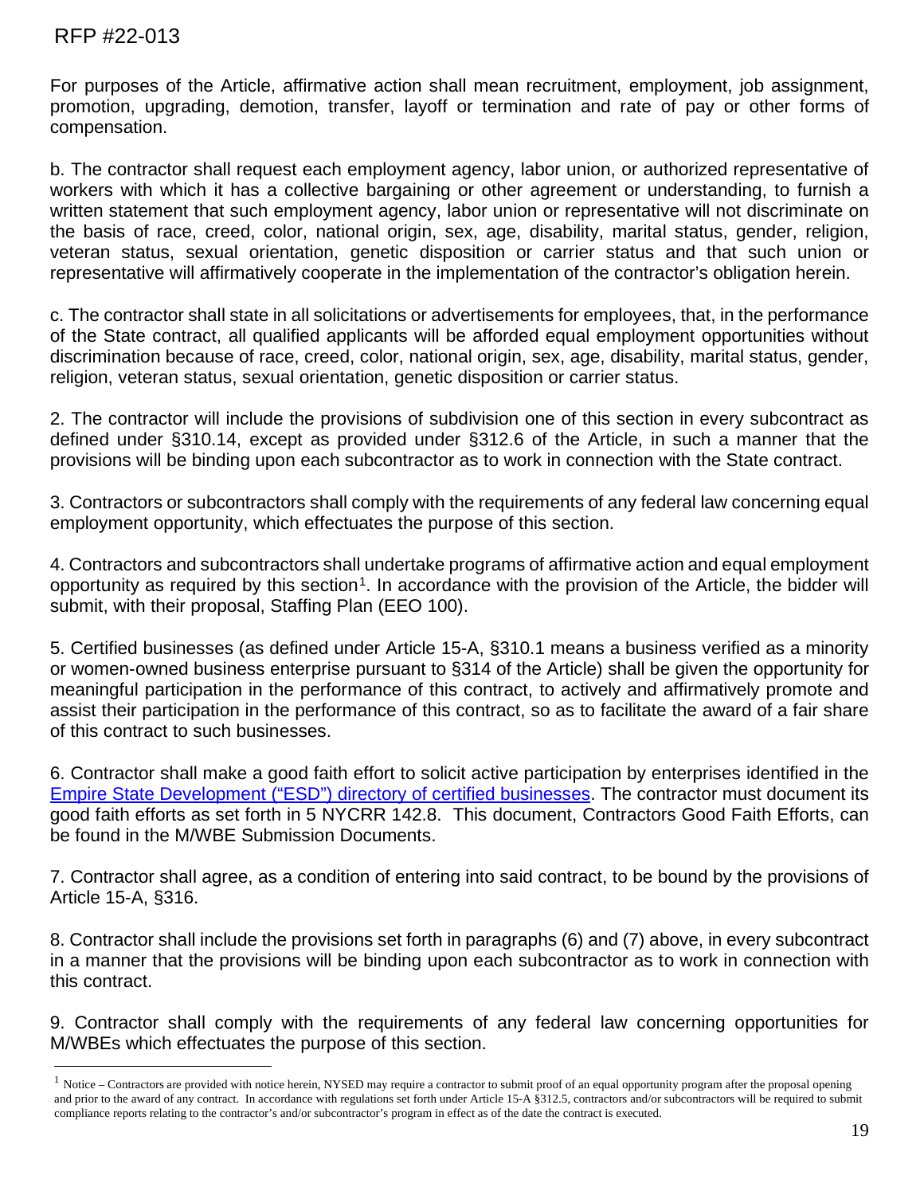For purposes of the Article, affirmative action shall mean recruitment, employment, job assignment, promotion, upgrading, demotion, transfer, layoff or termination and rate of pay or other forms of compensation.

b. The contractor shall request each employment agency, labor union, or authorized representative of workers with which it has a collective bargaining or other agreement or understanding, to furnish a written statement that such employment agency, labor union or representative will not discriminate on the basis of race, creed, color, national origin, sex, age, disability, marital status, gender, religion, veteran status, sexual orientation, genetic disposition or carrier status and that such union or representative will affirmatively cooperate in the implementation of the contractor's obligation herein.

c. The contractor shall state in all solicitations or advertisements for employees, that, in the performance of the State contract, all qualified applicants will be afforded equal employment opportunities without discrimination because of race, creed, color, national origin, sex, age, disability, marital status, gender, religion, veteran status, sexual orientation, genetic disposition or carrier status.

2. The contractor will include the provisions of subdivision one of this section in every subcontract as defined under §310.14, except as provided under §312.6 of the Article, in such a manner that the provisions will be binding upon each subcontractor as to work in connection with the State contract.

3. Contractors or subcontractors shall comply with the requirements of any federal law concerning equal employment opportunity, which effectuates the purpose of this section.

4. Contractors and subcontractors shall undertake programs of affirmative action and equal employment opportunity as required by this section[1]. In accordance with the provision of the Article, the bidder will submit, with their proposal, Staffing Plan (EEO 100).

5. Certified businesses (as defined under Article 15-A, §310.1 means a business verified as a minority or women-owned business enterprise pursuant to §314 of the Article) shall be given the opportunity for meaningful participation in the performance of this contract, to actively and affirmatively promote and assist their participation in the performance of this contract, so as to facilitate the award of a fair share of this contract to such businesses.

6. Contractor shall make a good faith effort to solicit active participation by enterprises identified in the [Empire State Development ("ESD") directory of certified businesses](). The contractor must document its good faith efforts as set forth in 5 NYCRR 142.8. This document, Contractors Good Faith Efforts, can be found in the M/WBE Submission Documents.

7. Contractor shall agree, as a condition of entering into said contract, to be bound by the provisions of Article 15-A, §316.

8. Contractor shall include the provisions set forth in paragraphs (6) and (7) above, in every subcontract in a manner that the provisions will be binding upon each subcontractor as to work in connection with this contract.

9. Contractor shall comply with the requirements of any federal law concerning opportunities for M/WBEs which effectuates the purpose of this section.

---

[1] Notice – Contractors are provided with notice herein, NYSED may require a contractor to submit proof of an equal opportunity program after the proposal opening and prior to the award of any contract. In accordance with regulations set forth under Article 15-A §312.5, contractors and/or subcontractors will be required to submit compliance reports relating to the contractor's and/or subcontractor's program in effect as of the date the contract is executed.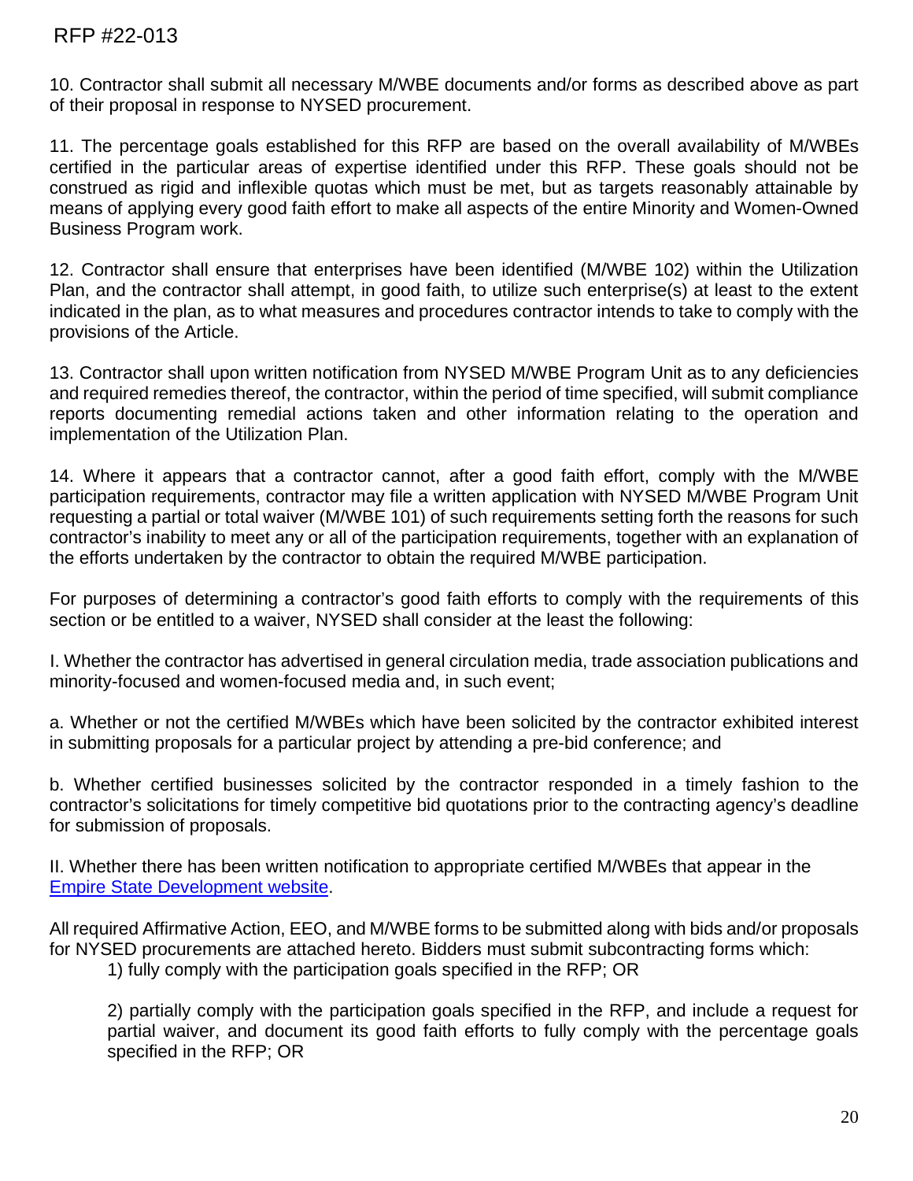10. Contractor shall submit all necessary M/WBE documents and/or forms as described above as part of their proposal in response to NYSED procurement.

11. The percentage goals established for this RFP are based on the overall availability of M/WBEs certified in the particular areas of expertise identified under this RFP. These goals should not be construed as rigid and inflexible quotas which must be met, but as targets reasonably attainable by means of applying every good faith effort to make all aspects of the entire Minority and Women-Owned Business Program work.

12. Contractor shall ensure that enterprises have been identified (M/WBE 102) within the Utilization Plan, and the contractor shall attempt, in good faith, to utilize such enterprise(s) at least to the extent indicated in the plan, as to what measures and procedures contractor intends to take to comply with the provisions of the Article.

13. Contractor shall upon written notification from NYSED M/WBE Program Unit as to any deficiencies and required remedies thereof, the contractor, within the period of time specified, will submit compliance reports documenting remedial actions taken and other information relating to the operation and implementation of the Utilization Plan.

14. Where it appears that a contractor cannot, after a good faith effort, comply with the M/WBE participation requirements, contractor may file a written application with NYSED M/WBE Program Unit requesting a partial or total waiver (M/WBE 101) of such requirements setting forth the reasons for such contractor's inability to meet any or all of the participation requirements, together with an explanation of the efforts undertaken by the contractor to obtain the required M/WBE participation.

For purposes of determining a contractor's good faith efforts to comply with the requirements of this section or be entitled to a waiver, NYSED shall consider at the least the following:

I. Whether the contractor has advertised in general circulation media, trade association publications and minority-focused and women-focused media and, in such event;

a. Whether or not the certified M/WBEs which have been solicited by the contractor exhibited interest in submitting proposals for a particular project by attending a pre-bid conference; and

b. Whether certified businesses solicited by the contractor responded in a timely fashion to the contractor's solicitations for timely competitive bid quotations prior to the contracting agency's deadline for submission of proposals.

II. Whether there has been written notification to appropriate certified M/WBEs that appear in the Empire State Development website.

All required Affirmative Action, EEO, and M/WBE forms to be submitted along with bids and/or proposals for NYSED procurements are attached hereto. Bidders must submit subcontracting forms which:

1) fully comply with the participation goals specified in the RFP; OR

2) partially comply with the participation goals specified in the RFP, and include a request for partial waiver, and document its good faith efforts to fully comply with the percentage goals specified in the RFP; OR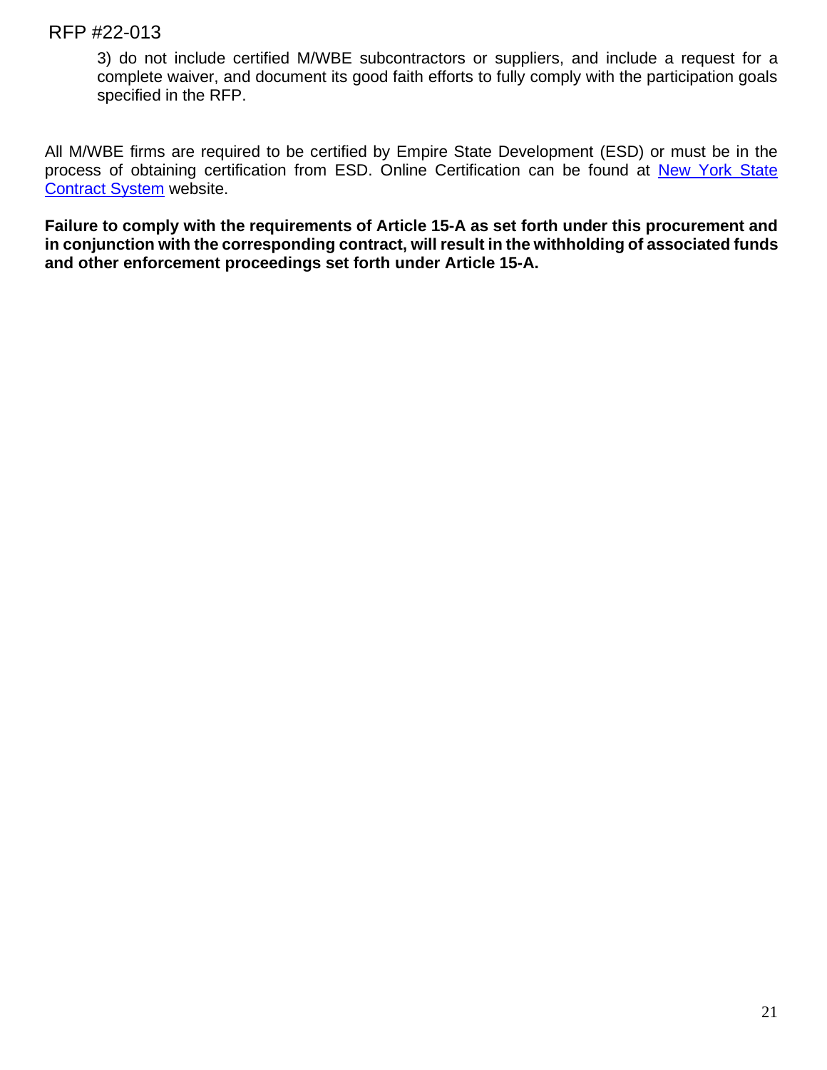3) do not include certified M/WBE subcontractors or suppliers, and include a request for a complete waiver, and document its good faith efforts to fully comply with the participation goals specified in the RFP.

All M/WBE firms are required to be certified by Empire State Development (ESD) or must be in the process of obtaining certification from ESD. Online Certification can be found at [New York State Contract System]() website.

**Failure to comply with the requirements of Article 15-A as set forth under this procurement and in conjunction with the corresponding contract, will result in the withholding of associated funds and other enforcement proceedings set forth under Article 15-A.**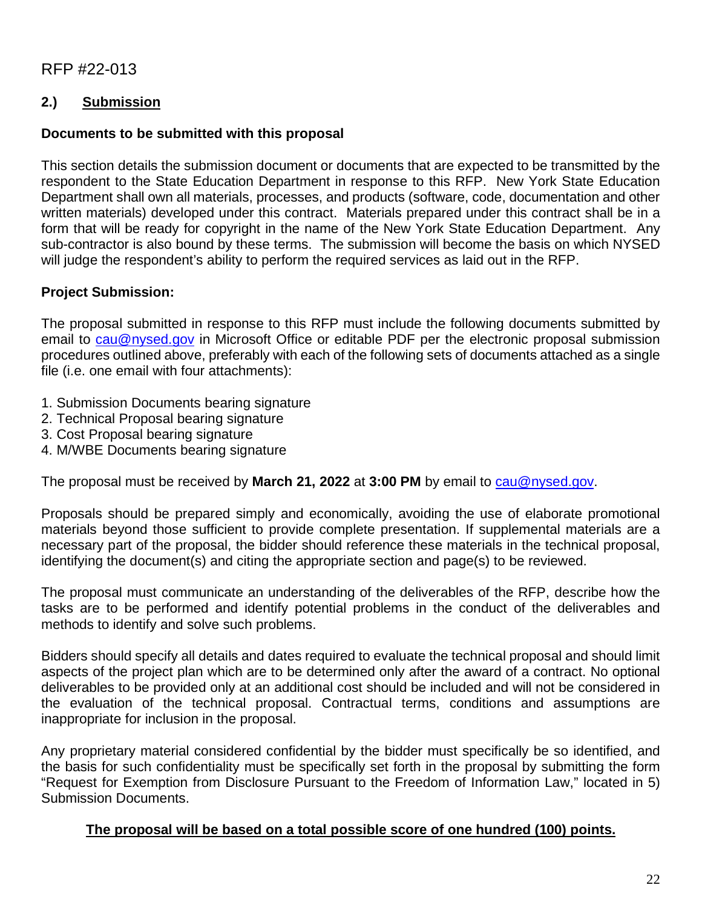RFP #22-013

## 2.) Submission

**Documents to be submitted with this proposal**

This section details the submission document or documents that are expected to be transmitted by the respondent to the State Education Department in response to this RFP. New York State Education Department shall own all materials, processes, and products (software, code, documentation and other written materials) developed under this contract. Materials prepared under this contract shall be in a form that will be ready for copyright in the name of the New York State Education Department. Any sub-contractor is also bound by these terms. The submission will become the basis on which NYSED will judge the respondent's ability to perform the required services as laid out in the RFP.

**Project Submission:**

The proposal submitted in response to this RFP must include the following documents submitted by email to [cau@nysed.gov](mailto:cau@nysed.gov) in Microsoft Office or editable PDF per the electronic proposal submission procedures outlined above, preferably with each of the following sets of documents attached as a single file (i.e. one email with four attachments):

1. Submission Documents bearing signature
2. Technical Proposal bearing signature
3. Cost Proposal bearing signature
4. M/WBE Documents bearing signature

The proposal must be received by **March 21, 2022** at **3:00 PM** by email to [cau@nysed.gov](mailto:cau@nysed.gov).

Proposals should be prepared simply and economically, avoiding the use of elaborate promotional materials beyond those sufficient to provide complete presentation. If supplemental materials are a necessary part of the proposal, the bidder should reference these materials in the technical proposal, identifying the document(s) and citing the appropriate section and page(s) to be reviewed.

The proposal must communicate an understanding of the deliverables of the RFP, describe how the tasks are to be performed and identify potential problems in the conduct of the deliverables and methods to identify and solve such problems.

Bidders should specify all details and dates required to evaluate the technical proposal and should limit aspects of the project plan which are to be determined only after the award of a contract. No optional deliverables to be provided only at an additional cost should be included and will not be considered in the evaluation of the technical proposal. Contractual terms, conditions and assumptions are inappropriate for inclusion in the proposal.

Any proprietary material considered confidential by the bidder must specifically be so identified, and the basis for such confidentiality must be specifically set forth in the proposal by submitting the form "Request for Exemption from Disclosure Pursuant to the Freedom of Information Law," located in 5) Submission Documents.

**The proposal will be based on a total possible score of one hundred (100) points.**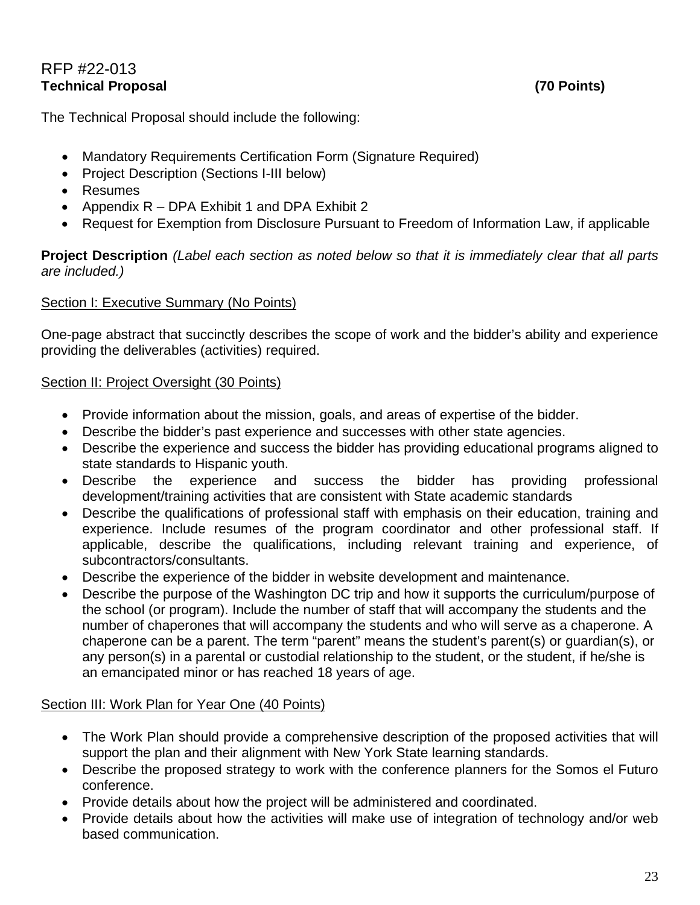RFP #22-013

**Technical Proposal (70 Points)**

The Technical Proposal should include the following:

- Mandatory Requirements Certification Form (Signature Required)
- Project Description (Sections I-III below)
- Resumes
- Appendix R – DPA Exhibit 1 and DPA Exhibit 2
- Request for Exemption from Disclosure Pursuant to Freedom of Information Law, if applicable

**Project Description** *(Label each section as noted below so that it is immediately clear that all parts are included.)*

Section I: Executive Summary (No Points)

One-page abstract that succinctly describes the scope of work and the bidder's ability and experience providing the deliverables (activities) required.

Section II: Project Oversight (30 Points)

- Provide information about the mission, goals, and areas of expertise of the bidder.
- Describe the bidder's past experience and successes with other state agencies.
- Describe the experience and success the bidder has providing educational programs aligned to state standards to Hispanic youth.
- Describe the experience and success the bidder has providing professional development/training activities that are consistent with State academic standards
- Describe the qualifications of professional staff with emphasis on their education, training and experience. Include resumes of the program coordinator and other professional staff. If applicable, describe the qualifications, including relevant training and experience, of subcontractors/consultants.
- Describe the experience of the bidder in website development and maintenance.
- Describe the purpose of the Washington DC trip and how it supports the curriculum/purpose of the school (or program). Include the number of staff that will accompany the students and the number of chaperones that will accompany the students and who will serve as a chaperone. A chaperone can be a parent. The term "parent" means the student's parent(s) or guardian(s), or any person(s) in a parental or custodial relationship to the student, or the student, if he/she is an emancipated minor or has reached 18 years of age.

Section III: Work Plan for Year One (40 Points)

- The Work Plan should provide a comprehensive description of the proposed activities that will support the plan and their alignment with New York State learning standards.
- Describe the proposed strategy to work with the conference planners for the Somos el Futuro conference.
- Provide details about how the project will be administered and coordinated.
- Provide details about how the activities will make use of integration of technology and/or web based communication.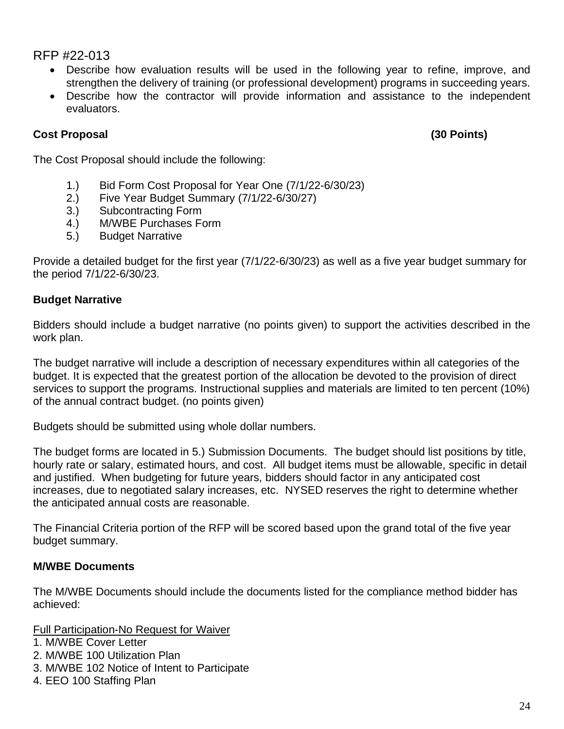RFP #22-013

- Describe how evaluation results will be used in the following year to refine, improve, and strengthen the delivery of training (or professional development) programs in succeeding years.
- Describe how the contractor will provide information and assistance to the independent evaluators.

**Cost Proposal (30 Points)**

The Cost Proposal should include the following:

1.) Bid Form Cost Proposal for Year One (7/1/22-6/30/23)
2.) Five Year Budget Summary (7/1/22-6/30/27)
3.) Subcontracting Form
4.) M/WBE Purchases Form
5.) Budget Narrative

Provide a detailed budget for the first year (7/1/22-6/30/23) as well as a five year budget summary for the period 7/1/22-6/30/23.

**Budget Narrative**

Bidders should include a budget narrative (no points given) to support the activities described in the work plan.

The budget narrative will include a description of necessary expenditures within all categories of the budget. It is expected that the greatest portion of the allocation be devoted to the provision of direct services to support the programs. Instructional supplies and materials are limited to ten percent (10%) of the annual contract budget. (no points given)

Budgets should be submitted using whole dollar numbers.

The budget forms are located in 5.) Submission Documents. The budget should list positions by title, hourly rate or salary, estimated hours, and cost. All budget items must be allowable, specific in detail and justified. When budgeting for future years, bidders should factor in any anticipated cost increases, due to negotiated salary increases, etc. NYSED reserves the right to determine whether the anticipated annual costs are reasonable.

The Financial Criteria portion of the RFP will be scored based upon the grand total of the five year budget summary.

**M/WBE Documents**

The M/WBE Documents should include the documents listed for the compliance method bidder has achieved:

Full Participation-No Request for Waiver

1. M/WBE Cover Letter
2. M/WBE 100 Utilization Plan
3. M/WBE 102 Notice of Intent to Participate
4. EEO 100 Staffing Plan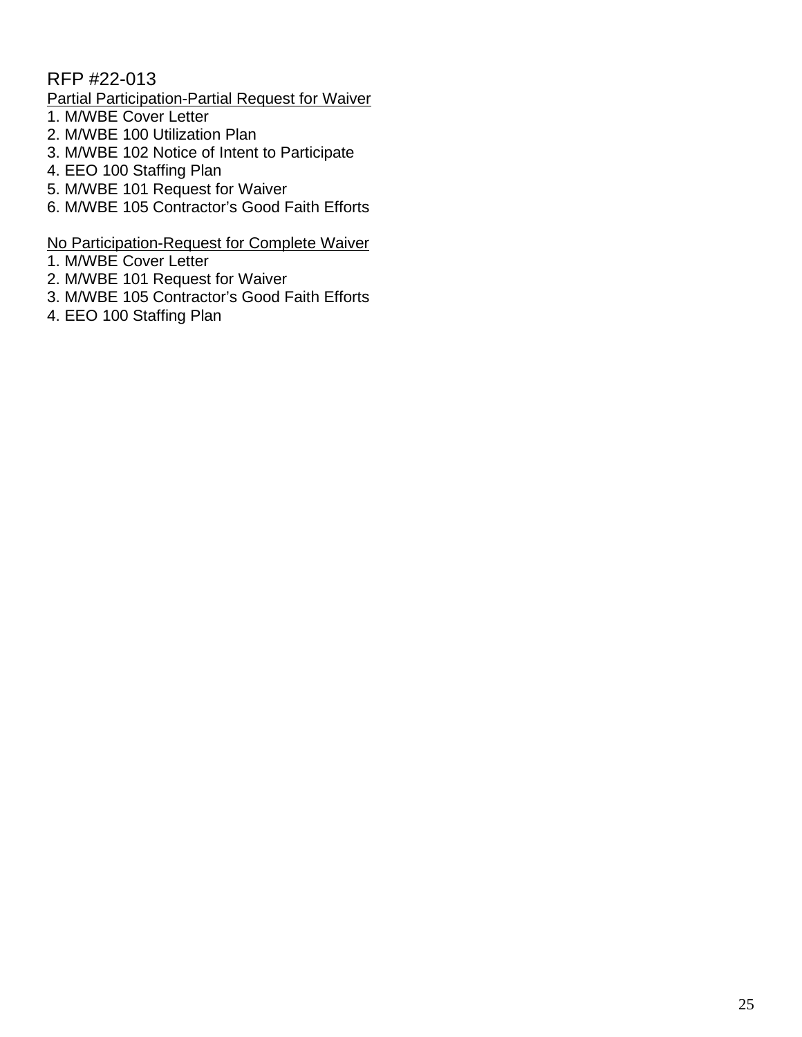RFP #22-013

<u>Partial Participation-Partial Request for Waiver</u>

1. M/WBE Cover Letter
2. M/WBE 100 Utilization Plan
3. M/WBE 102 Notice of Intent to Participate
4. EEO 100 Staffing Plan
5. M/WBE 101 Request for Waiver
6. M/WBE 105 Contractor’s Good Faith Efforts

<u>No Participation-Request for Complete Waiver</u>

1. M/WBE Cover Letter
2. M/WBE 101 Request for Waiver
3. M/WBE 105 Contractor’s Good Faith Efforts
4. EEO 100 Staffing Plan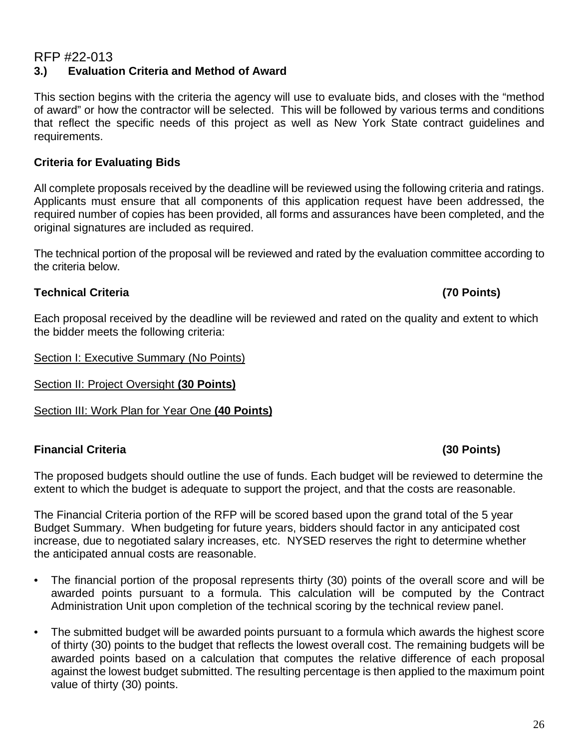RFP #22-013

## 3.) Evaluation Criteria and Method of Award

This section begins with the criteria the agency will use to evaluate bids, and closes with the "method of award" or how the contractor will be selected. This will be followed by various terms and conditions that reflect the specific needs of this project as well as New York State contract guidelines and requirements.

### Criteria for Evaluating Bids

All complete proposals received by the deadline will be reviewed using the following criteria and ratings. Applicants must ensure that all components of this application request have been addressed, the required number of copies has been provided, all forms and assurances have been completed, and the original signatures are included as required.

The technical portion of the proposal will be reviewed and rated by the evaluation committee according to the criteria below.

### Technical Criteria (70 Points)

Each proposal received by the deadline will be reviewed and rated on the quality and extent to which the bidder meets the following criteria:

Section I: Executive Summary (No Points)

Section II: Project Oversight **(30 Points)**

Section III: Work Plan for Year One **(40 Points)**

### Financial Criteria (30 Points)

The proposed budgets should outline the use of funds. Each budget will be reviewed to determine the extent to which the budget is adequate to support the project, and that the costs are reasonable.

The Financial Criteria portion of the RFP will be scored based upon the grand total of the 5 year Budget Summary. When budgeting for future years, bidders should factor in any anticipated cost increase, due to negotiated salary increases, etc. NYSED reserves the right to determine whether the anticipated annual costs are reasonable.

- The financial portion of the proposal represents thirty (30) points of the overall score and will be awarded points pursuant to a formula. This calculation will be computed by the Contract Administration Unit upon completion of the technical scoring by the technical review panel.
- The submitted budget will be awarded points pursuant to a formula which awards the highest score of thirty (30) points to the budget that reflects the lowest overall cost. The remaining budgets will be awarded points based on a calculation that computes the relative difference of each proposal against the lowest budget submitted. The resulting percentage is then applied to the maximum point value of thirty (30) points.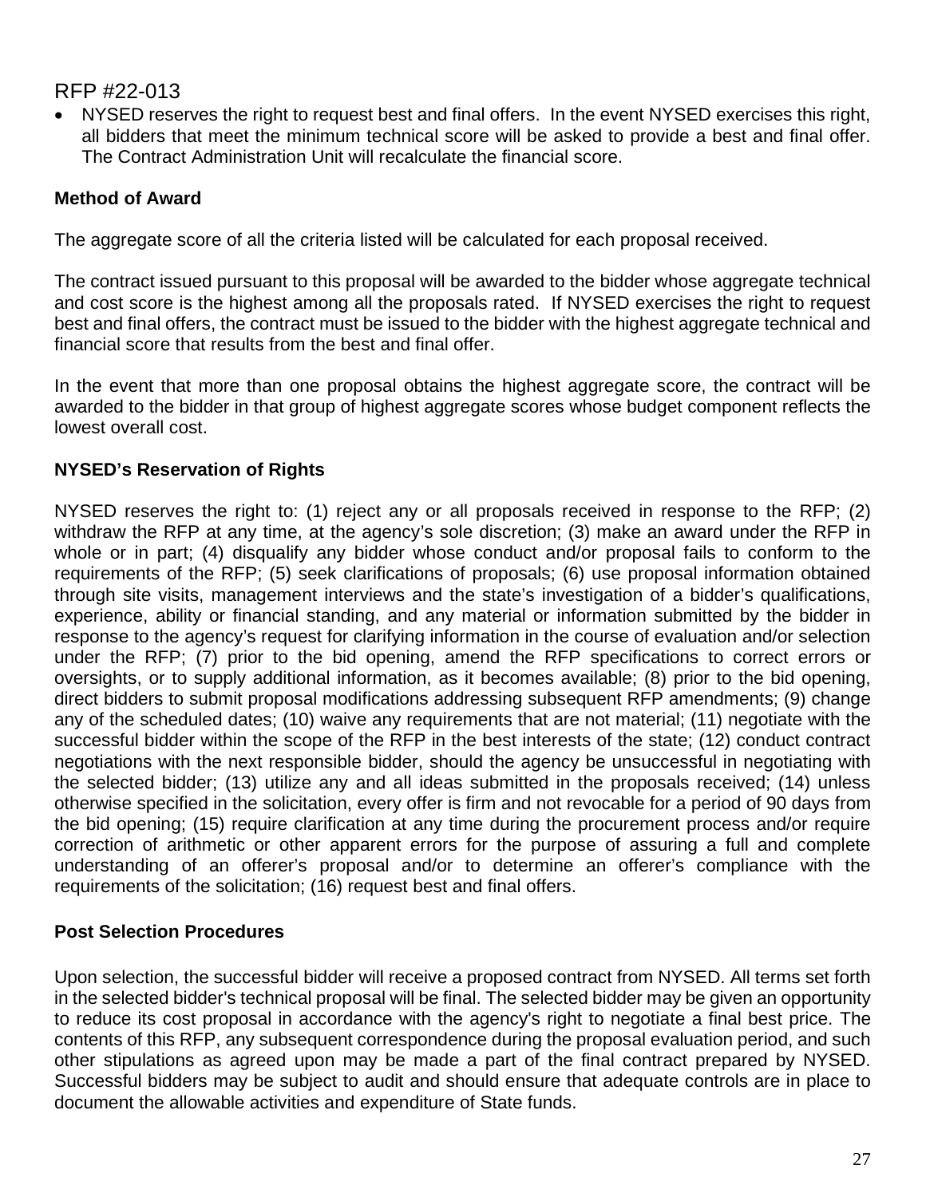- NYSED reserves the right to request best and final offers. In the event NYSED exercises this right, all bidders that meet the minimum technical score will be asked to provide a best and final offer. The Contract Administration Unit will recalculate the financial score.

**Method of Award**

The aggregate score of all the criteria listed will be calculated for each proposal received.

The contract issued pursuant to this proposal will be awarded to the bidder whose aggregate technical and cost score is the highest among all the proposals rated. If NYSED exercises the right to request best and final offers, the contract must be issued to the bidder with the highest aggregate technical and financial score that results from the best and final offer.

In the event that more than one proposal obtains the highest aggregate score, the contract will be awarded to the bidder in that group of highest aggregate scores whose budget component reflects the lowest overall cost.

**NYSED's Reservation of Rights**

NYSED reserves the right to: (1) reject any or all proposals received in response to the RFP; (2) withdraw the RFP at any time, at the agency's sole discretion; (3) make an award under the RFP in whole or in part; (4) disqualify any bidder whose conduct and/or proposal fails to conform to the requirements of the RFP; (5) seek clarifications of proposals; (6) use proposal information obtained through site visits, management interviews and the state's investigation of a bidder's qualifications, experience, ability or financial standing, and any material or information submitted by the bidder in response to the agency's request for clarifying information in the course of evaluation and/or selection under the RFP; (7) prior to the bid opening, amend the RFP specifications to correct errors or oversights, or to supply additional information, as it becomes available; (8) prior to the bid opening, direct bidders to submit proposal modifications addressing subsequent RFP amendments; (9) change any of the scheduled dates; (10) waive any requirements that are not material; (11) negotiate with the successful bidder within the scope of the RFP in the best interests of the state; (12) conduct contract negotiations with the next responsible bidder, should the agency be unsuccessful in negotiating with the selected bidder; (13) utilize any and all ideas submitted in the proposals received; (14) unless otherwise specified in the solicitation, every offer is firm and not revocable for a period of 90 days from the bid opening; (15) require clarification at any time during the procurement process and/or require correction of arithmetic or other apparent errors for the purpose of assuring a full and complete understanding of an offerer's proposal and/or to determine an offerer's compliance with the requirements of the solicitation; (16) request best and final offers.

**Post Selection Procedures**

Upon selection, the successful bidder will receive a proposed contract from NYSED. All terms set forth in the selected bidder's technical proposal will be final. The selected bidder may be given an opportunity to reduce its cost proposal in accordance with the agency's right to negotiate a final best price. The contents of this RFP, any subsequent correspondence during the proposal evaluation period, and such other stipulations as agreed upon may be made a part of the final contract prepared by NYSED. Successful bidders may be subject to audit and should ensure that adequate controls are in place to document the allowable activities and expenditure of State funds.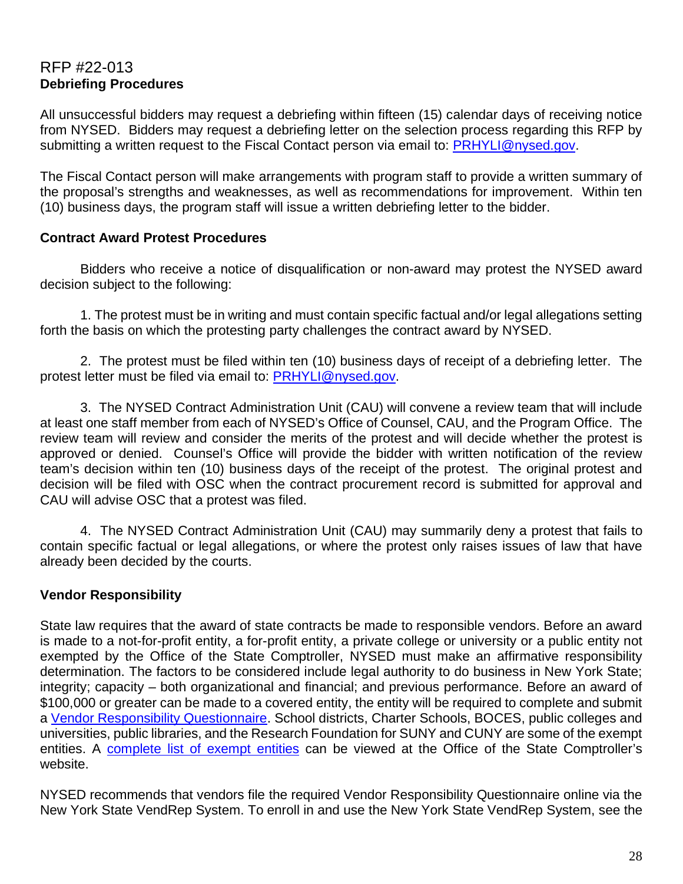RFP #22-013

**Debriefing Procedures**

All unsuccessful bidders may request a debriefing within fifteen (15) calendar days of receiving notice from NYSED. Bidders may request a debriefing letter on the selection process regarding this RFP by submitting a written request to the Fiscal Contact person via email to: [PRHYLI@nysed.gov](mailto:PRHYLI@nysed.gov).

The Fiscal Contact person will make arrangements with program staff to provide a written summary of the proposal's strengths and weaknesses, as well as recommendations for improvement. Within ten (10) business days, the program staff will issue a written debriefing letter to the bidder.

**Contract Award Protest Procedures**

Bidders who receive a notice of disqualification or non-award may protest the NYSED award decision subject to the following:

1. The protest must be in writing and must contain specific factual and/or legal allegations setting forth the basis on which the protesting party challenges the contract award by NYSED.

2. The protest must be filed within ten (10) business days of receipt of a debriefing letter. The protest letter must be filed via email to: [PRHYLI@nysed.gov](mailto:PRHYLI@nysed.gov).

3. The NYSED Contract Administration Unit (CAU) will convene a review team that will include at least one staff member from each of NYSED's Office of Counsel, CAU, and the Program Office. The review team will review and consider the merits of the protest and will decide whether the protest is approved or denied. Counsel's Office will provide the bidder with written notification of the review team's decision within ten (10) business days of the receipt of the protest. The original protest and decision will be filed with OSC when the contract procurement record is submitted for approval and CAU will advise OSC that a protest was filed.

4. The NYSED Contract Administration Unit (CAU) may summarily deny a protest that fails to contain specific factual or legal allegations, or where the protest only raises issues of law that have already been decided by the courts.

**Vendor Responsibility**

State law requires that the award of state contracts be made to responsible vendors. Before an award is made to a not-for-profit entity, a for-profit entity, a private college or university or a public entity not exempted by the Office of the State Comptroller, NYSED must make an affirmative responsibility determination. The factors to be considered include legal authority to do business in New York State; integrity; capacity – both organizational and financial; and previous performance. Before an award of $100,000 or greater can be made to a covered entity, the entity will be required to complete and submit a Vendor Responsibility Questionnaire. School districts, Charter Schools, BOCES, public colleges and universities, public libraries, and the Research Foundation for SUNY and CUNY are some of the exempt entities. A complete list of exempt entities can be viewed at the Office of the State Comptroller's website.

NYSED recommends that vendors file the required Vendor Responsibility Questionnaire online via the New York State VendRep System. To enroll in and use the New York State VendRep System, see the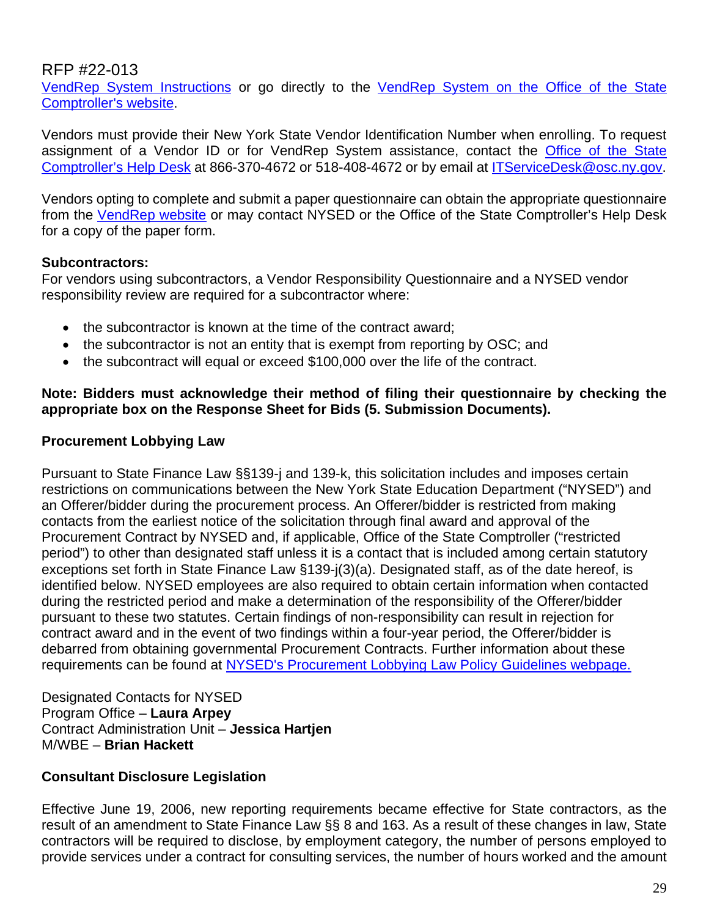RFP #22-013

VendRep System Instructions or go directly to the VendRep System on the Office of the State Comptroller's website.

Vendors must provide their New York State Vendor Identification Number when enrolling. To request assignment of a Vendor ID or for VendRep System assistance, contact the Office of the State Comptroller's Help Desk at 866-370-4672 or 518-408-4672 or by email at ITServiceDesk@osc.ny.gov.

Vendors opting to complete and submit a paper questionnaire can obtain the appropriate questionnaire from the VendRep website or may contact NYSED or the Office of the State Comptroller's Help Desk for a copy of the paper form.

**Subcontractors:**
For vendors using subcontractors, a Vendor Responsibility Questionnaire and a NYSED vendor responsibility review are required for a subcontractor where:

- the subcontractor is known at the time of the contract award;
- the subcontractor is not an entity that is exempt from reporting by OSC; and
- the subcontract will equal or exceed $100,000 over the life of the contract.

**Note: Bidders must acknowledge their method of filing their questionnaire by checking the appropriate box on the Response Sheet for Bids (5. Submission Documents).**

**Procurement Lobbying Law**

Pursuant to State Finance Law §§139-j and 139-k, this solicitation includes and imposes certain restrictions on communications between the New York State Education Department ("NYSED") and an Offerer/bidder during the procurement process. An Offerer/bidder is restricted from making contacts from the earliest notice of the solicitation through final award and approval of the Procurement Contract by NYSED and, if applicable, Office of the State Comptroller ("restricted period") to other than designated staff unless it is a contact that is included among certain statutory exceptions set forth in State Finance Law §139-j(3)(a). Designated staff, as of the date hereof, is identified below. NYSED employees are also required to obtain certain information when contacted during the restricted period and make a determination of the responsibility of the Offerer/bidder pursuant to these two statutes. Certain findings of non-responsibility can result in rejection for contract award and in the event of two findings within a four-year period, the Offerer/bidder is debarred from obtaining governmental Procurement Contracts. Further information about these requirements can be found at NYSED's Procurement Lobbying Law Policy Guidelines webpage.

Designated Contacts for NYSED
Program Office – **Laura Arpey**
Contract Administration Unit – **Jessica Hartjen**
M/WBE – **Brian Hackett**

**Consultant Disclosure Legislation**

Effective June 19, 2006, new reporting requirements became effective for State contractors, as the result of an amendment to State Finance Law §§ 8 and 163. As a result of these changes in law, State contractors will be required to disclose, by employment category, the number of persons employed to provide services under a contract for consulting services, the number of hours worked and the amount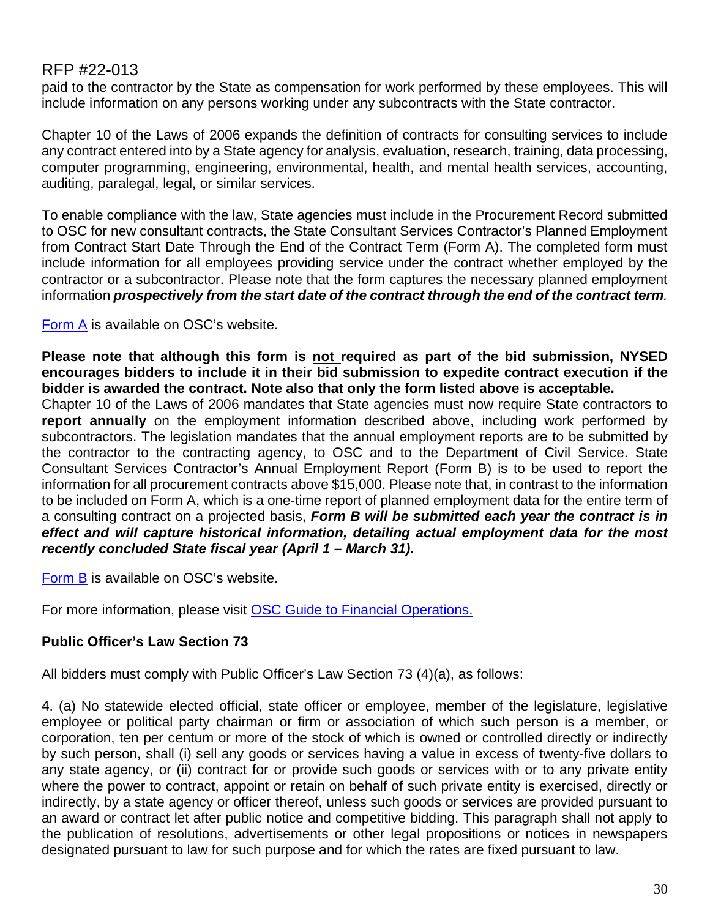paid to the contractor by the State as compensation for work performed by these employees. This will include information on any persons working under any subcontracts with the State contractor.

Chapter 10 of the Laws of 2006 expands the definition of contracts for consulting services to include any contract entered into by a State agency for analysis, evaluation, research, training, data processing, computer programming, engineering, environmental, health, and mental health services, accounting, auditing, paralegal, legal, or similar services.

To enable compliance with the law, State agencies must include in the Procurement Record submitted to OSC for new consultant contracts, the State Consultant Services Contractor's Planned Employment from Contract Start Date Through the End of the Contract Term (Form A). The completed form must include information for all employees providing service under the contract whether employed by the contractor or a subcontractor. Please note that the form captures the necessary planned employment information ***prospectively from the start date of the contract through the end of the contract term***.

Form A is available on OSC's website.

**Please note that although this form is <u>not</u> required as part of the bid submission, NYSED encourages bidders to include it in their bid submission to expedite contract execution if the bidder is awarded the contract. Note also that only the form listed above is acceptable.**

Chapter 10 of the Laws of 2006 mandates that State agencies must now require State contractors to **report annually** on the employment information described above, including work performed by subcontractors. The legislation mandates that the annual employment reports are to be submitted by the contractor to the contracting agency, to OSC and to the Department of Civil Service. State Consultant Services Contractor's Annual Employment Report (Form B) is to be used to report the information for all procurement contracts above $15,000. Please note that, in contrast to the information to be included on Form A, which is a one-time report of planned employment data for the entire term of a consulting contract on a projected basis, ***Form B will be submitted each year the contract is in effect and will capture historical information, detailing actual employment data for the most recently concluded State fiscal year (April 1 – March 31)*.**

Form B is available on OSC's website.

For more information, please visit OSC Guide to Financial Operations.

**Public Officer's Law Section 73**

All bidders must comply with Public Officer's Law Section 73 (4)(a), as follows:

4. (a) No statewide elected official, state officer or employee, member of the legislature, legislative employee or political party chairman or firm or association of which such person is a member, or corporation, ten per centum or more of the stock of which is owned or controlled directly or indirectly by such person, shall (i) sell any goods or services having a value in excess of twenty-five dollars to any state agency, or (ii) contract for or provide such goods or services with or to any private entity where the power to contract, appoint or retain on behalf of such private entity is exercised, directly or indirectly, by a state agency or officer thereof, unless such goods or services are provided pursuant to an award or contract let after public notice and competitive bidding. This paragraph shall not apply to the publication of resolutions, advertisements or other legal propositions or notices in newspapers designated pursuant to law for such purpose and for which the rates are fixed pursuant to law.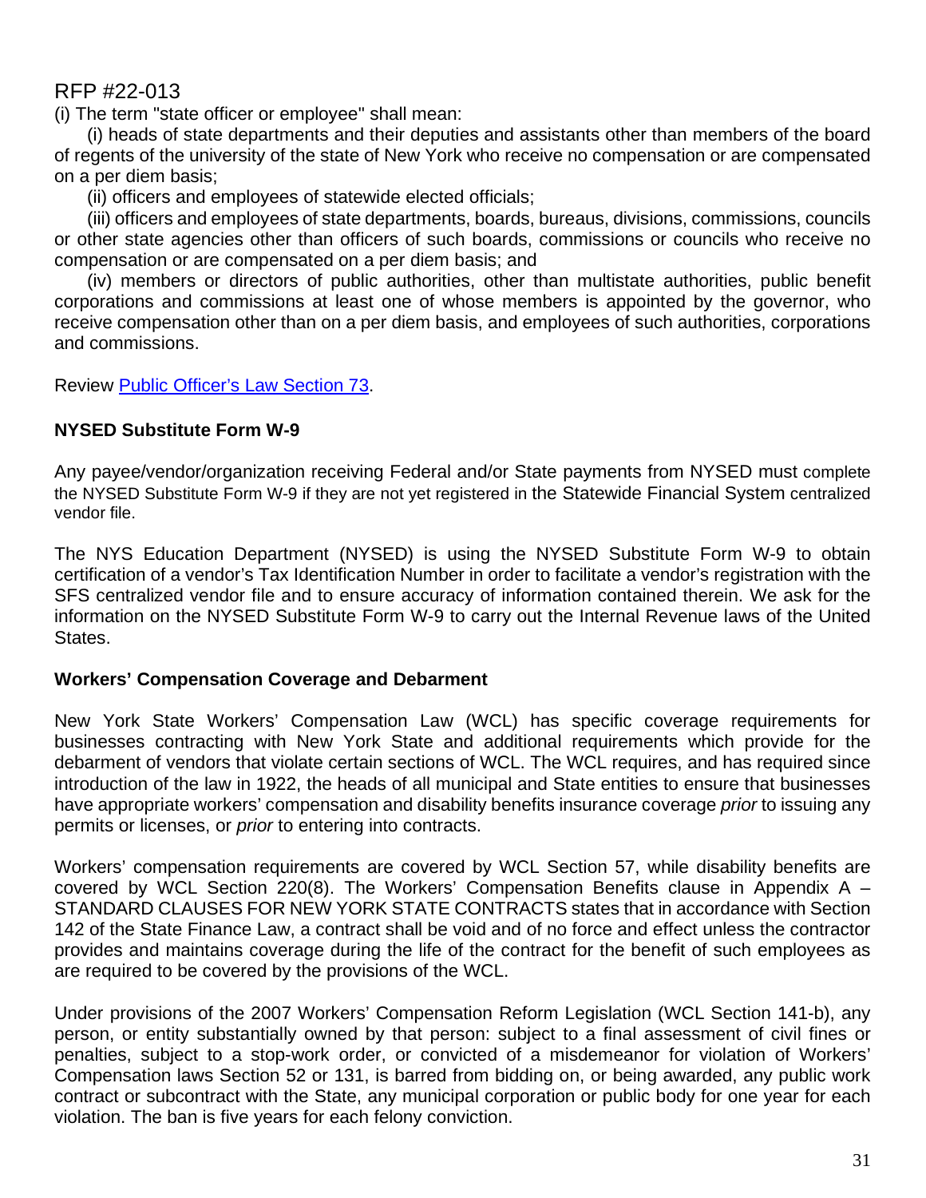RFP #22-013

(i) The term "state officer or employee" shall mean:

(i) heads of state departments and their deputies and assistants other than members of the board of regents of the university of the state of New York who receive no compensation or are compensated on a per diem basis;

(ii) officers and employees of statewide elected officials;

(iii) officers and employees of state departments, boards, bureaus, divisions, commissions, councils or other state agencies other than officers of such boards, commissions or councils who receive no compensation or are compensated on a per diem basis; and

(iv) members or directors of public authorities, other than multistate authorities, public benefit corporations and commissions at least one of whose members is appointed by the governor, who receive compensation other than on a per diem basis, and employees of such authorities, corporations and commissions.

Review Public Officer's Law Section 73.

**NYSED Substitute Form W-9**

Any payee/vendor/organization receiving Federal and/or State payments from NYSED must complete the NYSED Substitute Form W-9 if they are not yet registered in the Statewide Financial System centralized vendor file.

The NYS Education Department (NYSED) is using the NYSED Substitute Form W-9 to obtain certification of a vendor's Tax Identification Number in order to facilitate a vendor's registration with the SFS centralized vendor file and to ensure accuracy of information contained therein. We ask for the information on the NYSED Substitute Form W-9 to carry out the Internal Revenue laws of the United States.

**Workers' Compensation Coverage and Debarment**

New York State Workers' Compensation Law (WCL) has specific coverage requirements for businesses contracting with New York State and additional requirements which provide for the debarment of vendors that violate certain sections of WCL. The WCL requires, and has required since introduction of the law in 1922, the heads of all municipal and State entities to ensure that businesses have appropriate workers' compensation and disability benefits insurance coverage *prior* to issuing any permits or licenses, or *prior* to entering into contracts.

Workers' compensation requirements are covered by WCL Section 57, while disability benefits are covered by WCL Section 220(8). The Workers' Compensation Benefits clause in Appendix A – STANDARD CLAUSES FOR NEW YORK STATE CONTRACTS states that in accordance with Section 142 of the State Finance Law, a contract shall be void and of no force and effect unless the contractor provides and maintains coverage during the life of the contract for the benefit of such employees as are required to be covered by the provisions of the WCL.

Under provisions of the 2007 Workers' Compensation Reform Legislation (WCL Section 141-b), any person, or entity substantially owned by that person: subject to a final assessment of civil fines or penalties, subject to a stop-work order, or convicted of a misdemeanor for violation of Workers' Compensation laws Section 52 or 131, is barred from bidding on, or being awarded, any public work contract or subcontract with the State, any municipal corporation or public body for one year for each violation. The ban is five years for each felony conviction.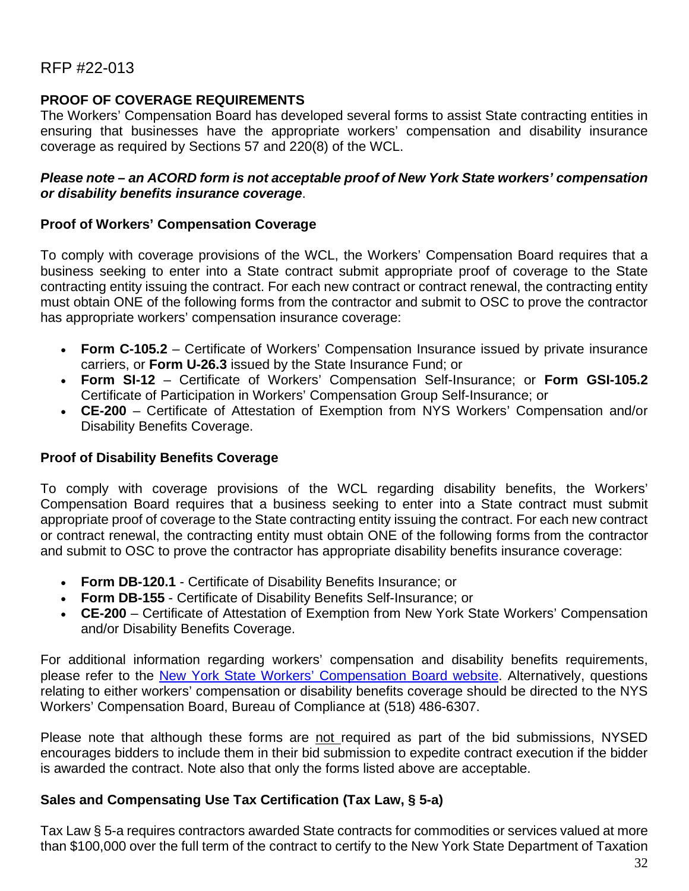RFP #22-013

**PROOF OF COVERAGE REQUIREMENTS**

The Workers' Compensation Board has developed several forms to assist State contracting entities in ensuring that businesses have the appropriate workers' compensation and disability insurance coverage as required by Sections 57 and 220(8) of the WCL.

***Please note – an ACORD form is not acceptable proof of New York State workers' compensation or disability benefits insurance coverage***.

**Proof of Workers' Compensation Coverage**

To comply with coverage provisions of the WCL, the Workers' Compensation Board requires that a business seeking to enter into a State contract submit appropriate proof of coverage to the State contracting entity issuing the contract. For each new contract or contract renewal, the contracting entity must obtain ONE of the following forms from the contractor and submit to OSC to prove the contractor has appropriate workers' compensation insurance coverage:

- **Form C-105.2** – Certificate of Workers' Compensation Insurance issued by private insurance carriers, or **Form U-26.3** issued by the State Insurance Fund; or
- **Form SI-12** – Certificate of Workers' Compensation Self-Insurance; or **Form GSI-105.2** Certificate of Participation in Workers' Compensation Group Self-Insurance; or
- **CE-200** – Certificate of Attestation of Exemption from NYS Workers' Compensation and/or Disability Benefits Coverage.

**Proof of Disability Benefits Coverage**

To comply with coverage provisions of the WCL regarding disability benefits, the Workers' Compensation Board requires that a business seeking to enter into a State contract must submit appropriate proof of coverage to the State contracting entity issuing the contract. For each new contract or contract renewal, the contracting entity must obtain ONE of the following forms from the contractor and submit to OSC to prove the contractor has appropriate disability benefits insurance coverage:

- **Form DB-120.1** - Certificate of Disability Benefits Insurance; or
- **Form DB-155** - Certificate of Disability Benefits Self-Insurance; or
- **CE-200** – Certificate of Attestation of Exemption from New York State Workers' Compensation and/or Disability Benefits Coverage.

For additional information regarding workers' compensation and disability benefits requirements, please refer to the New York State Workers' Compensation Board website. Alternatively, questions relating to either workers' compensation or disability benefits coverage should be directed to the NYS Workers' Compensation Board, Bureau of Compliance at (518) 486-6307.

Please note that although these forms are not required as part of the bid submissions, NYSED encourages bidders to include them in their bid submission to expedite contract execution if the bidder is awarded the contract. Note also that only the forms listed above are acceptable.

**Sales and Compensating Use Tax Certification (Tax Law, § 5-a)**

Tax Law § 5-a requires contractors awarded State contracts for commodities or services valued at more than $100,000 over the full term of the contract to certify to the New York State Department of Taxation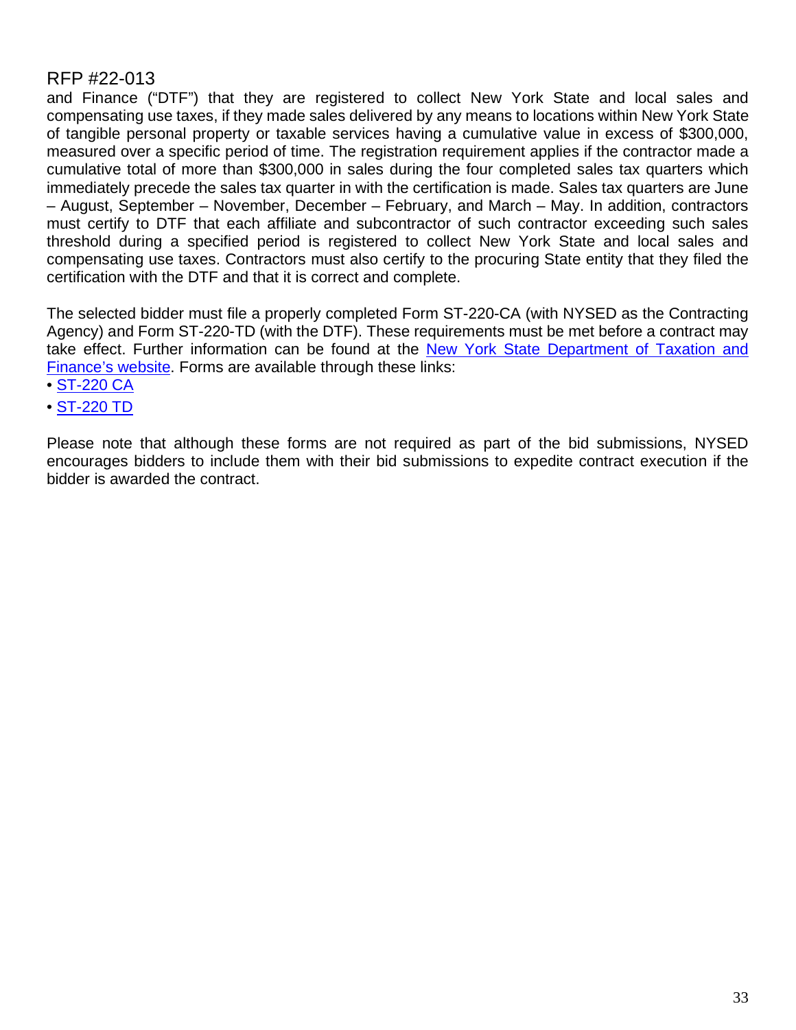and Finance ("DTF") that they are registered to collect New York State and local sales and compensating use taxes, if they made sales delivered by any means to locations within New York State of tangible personal property or taxable services having a cumulative value in excess of $300,000, measured over a specific period of time. The registration requirement applies if the contractor made a cumulative total of more than $300,000 in sales during the four completed sales tax quarters which immediately precede the sales tax quarter in with the certification is made. Sales tax quarters are June – August, September – November, December – February, and March – May. In addition, contractors must certify to DTF that each affiliate and subcontractor of such contractor exceeding such sales threshold during a specified period is registered to collect New York State and local sales and compensating use taxes. Contractors must also certify to the procuring State entity that they filed the certification with the DTF and that it is correct and complete.

The selected bidder must file a properly completed Form ST-220-CA (with NYSED as the Contracting Agency) and Form ST-220-TD (with the DTF). These requirements must be met before a contract may take effect. Further information can be found at the New York State Department of Taxation and Finance's website. Forms are available through these links:

- ST-220 CA
- ST-220 TD

Please note that although these forms are not required as part of the bid submissions, NYSED encourages bidders to include them with their bid submissions to expedite contract execution if the bidder is awarded the contract.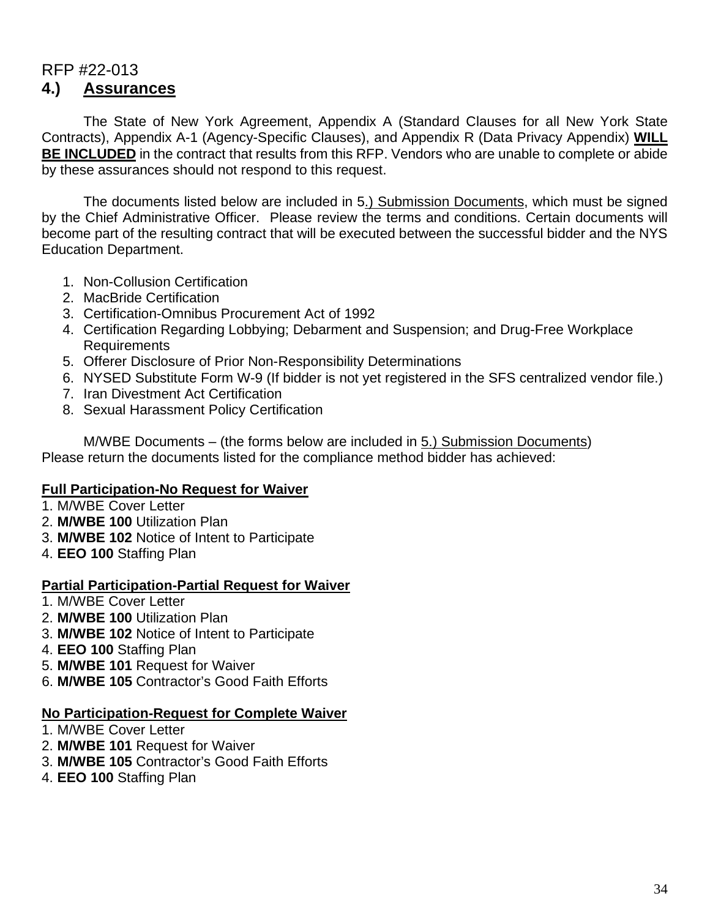RFP #22-013

## 4.) Assurances

The State of New York Agreement, Appendix A (Standard Clauses for all New York State Contracts), Appendix A-1 (Agency-Specific Clauses), and Appendix R (Data Privacy Appendix) **WILL BE INCLUDED** in the contract that results from this RFP. Vendors who are unable to complete or abide by these assurances should not respond to this request.

The documents listed below are included in 5.) Submission Documents, which must be signed by the Chief Administrative Officer. Please review the terms and conditions. Certain documents will become part of the resulting contract that will be executed between the successful bidder and the NYS Education Department.

1. Non-Collusion Certification
2. MacBride Certification
3. Certification-Omnibus Procurement Act of 1992
4. Certification Regarding Lobbying; Debarment and Suspension; and Drug-Free Workplace Requirements
5. Offerer Disclosure of Prior Non-Responsibility Determinations
6. NYSED Substitute Form W-9 (If bidder is not yet registered in the SFS centralized vendor file.)
7. Iran Divestment Act Certification
8. Sexual Harassment Policy Certification

M/WBE Documents – (the forms below are included in 5.) Submission Documents)
Please return the documents listed for the compliance method bidder has achieved:

**Full Participation-No Request for Waiver**

1. M/WBE Cover Letter
2. **M/WBE 100** Utilization Plan
3. **M/WBE 102** Notice of Intent to Participate
4. **EEO 100** Staffing Plan

**Partial Participation-Partial Request for Waiver**

1. M/WBE Cover Letter
2. **M/WBE 100** Utilization Plan
3. **M/WBE 102** Notice of Intent to Participate
4. **EEO 100** Staffing Plan
5. **M/WBE 101** Request for Waiver
6. **M/WBE 105** Contractor's Good Faith Efforts

**No Participation-Request for Complete Waiver**

1. M/WBE Cover Letter
2. **M/WBE 101** Request for Waiver
3. **M/WBE 105** Contractor's Good Faith Efforts
4. **EEO 100** Staffing Plan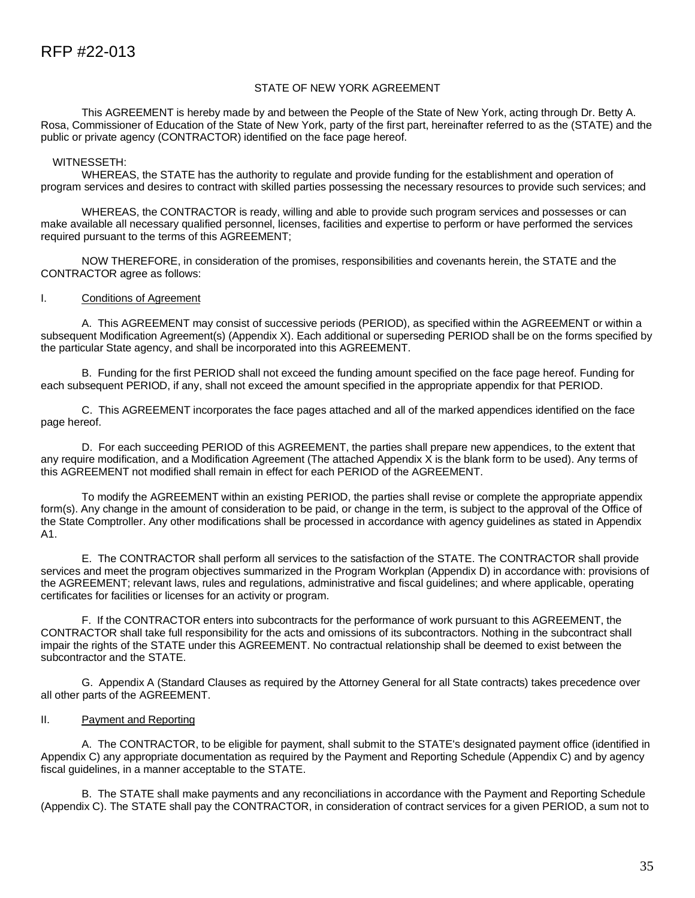STATE OF NEW YORK AGREEMENT

This AGREEMENT is hereby made by and between the People of the State of New York, acting through Dr. Betty A. Rosa, Commissioner of Education of the State of New York, party of the first part, hereinafter referred to as the (STATE) and the public or private agency (CONTRACTOR) identified on the face page hereof.

WITNESSETH:

WHEREAS, the STATE has the authority to regulate and provide funding for the establishment and operation of program services and desires to contract with skilled parties possessing the necessary resources to provide such services; and

WHEREAS, the CONTRACTOR is ready, willing and able to provide such program services and possesses or can make available all necessary qualified personnel, licenses, facilities and expertise to perform or have performed the services required pursuant to the terms of this AGREEMENT;

NOW THEREFORE, in consideration of the promises, responsibilities and covenants herein, the STATE and the CONTRACTOR agree as follows:

## I. Conditions of Agreement

A. This AGREEMENT may consist of successive periods (PERIOD), as specified within the AGREEMENT or within a subsequent Modification Agreement(s) (Appendix X). Each additional or superseding PERIOD shall be on the forms specified by the particular State agency, and shall be incorporated into this AGREEMENT.

B. Funding for the first PERIOD shall not exceed the funding amount specified on the face page hereof. Funding for each subsequent PERIOD, if any, shall not exceed the amount specified in the appropriate appendix for that PERIOD.

C. This AGREEMENT incorporates the face pages attached and all of the marked appendices identified on the face page hereof.

D. For each succeeding PERIOD of this AGREEMENT, the parties shall prepare new appendices, to the extent that any require modification, and a Modification Agreement (The attached Appendix X is the blank form to be used). Any terms of this AGREEMENT not modified shall remain in effect for each PERIOD of the AGREEMENT.

To modify the AGREEMENT within an existing PERIOD, the parties shall revise or complete the appropriate appendix form(s). Any change in the amount of consideration to be paid, or change in the term, is subject to the approval of the Office of the State Comptroller. Any other modifications shall be processed in accordance with agency guidelines as stated in Appendix A1.

E. The CONTRACTOR shall perform all services to the satisfaction of the STATE. The CONTRACTOR shall provide services and meet the program objectives summarized in the Program Workplan (Appendix D) in accordance with: provisions of the AGREEMENT; relevant laws, rules and regulations, administrative and fiscal guidelines; and where applicable, operating certificates for facilities or licenses for an activity or program.

F. If the CONTRACTOR enters into subcontracts for the performance of work pursuant to this AGREEMENT, the CONTRACTOR shall take full responsibility for the acts and omissions of its subcontractors. Nothing in the subcontract shall impair the rights of the STATE under this AGREEMENT. No contractual relationship shall be deemed to exist between the subcontractor and the STATE.

G. Appendix A (Standard Clauses as required by the Attorney General for all State contracts) takes precedence over all other parts of the AGREEMENT.

## II. Payment and Reporting

A. The CONTRACTOR, to be eligible for payment, shall submit to the STATE's designated payment office (identified in Appendix C) any appropriate documentation as required by the Payment and Reporting Schedule (Appendix C) and by agency fiscal guidelines, in a manner acceptable to the STATE.

B. The STATE shall make payments and any reconciliations in accordance with the Payment and Reporting Schedule (Appendix C). The STATE shall pay the CONTRACTOR, in consideration of contract services for a given PERIOD, a sum not to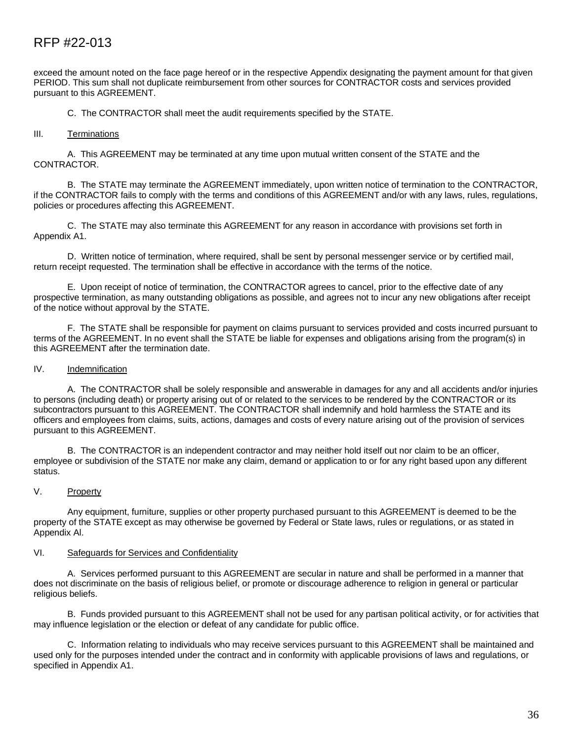exceed the amount noted on the face page hereof or in the respective Appendix designating the payment amount for that given PERIOD. This sum shall not duplicate reimbursement from other sources for CONTRACTOR costs and services provided pursuant to this AGREEMENT.

C. The CONTRACTOR shall meet the audit requirements specified by the STATE.

III. Terminations

A. This AGREEMENT may be terminated at any time upon mutual written consent of the STATE and the CONTRACTOR.

B. The STATE may terminate the AGREEMENT immediately, upon written notice of termination to the CONTRACTOR, if the CONTRACTOR fails to comply with the terms and conditions of this AGREEMENT and/or with any laws, rules, regulations, policies or procedures affecting this AGREEMENT.

C. The STATE may also terminate this AGREEMENT for any reason in accordance with provisions set forth in Appendix A1.

D. Written notice of termination, where required, shall be sent by personal messenger service or by certified mail, return receipt requested. The termination shall be effective in accordance with the terms of the notice.

E. Upon receipt of notice of termination, the CONTRACTOR agrees to cancel, prior to the effective date of any prospective termination, as many outstanding obligations as possible, and agrees not to incur any new obligations after receipt of the notice without approval by the STATE.

F. The STATE shall be responsible for payment on claims pursuant to services provided and costs incurred pursuant to terms of the AGREEMENT. In no event shall the STATE be liable for expenses and obligations arising from the program(s) in this AGREEMENT after the termination date.

IV. Indemnification

A. The CONTRACTOR shall be solely responsible and answerable in damages for any and all accidents and/or injuries to persons (including death) or property arising out of or related to the services to be rendered by the CONTRACTOR or its subcontractors pursuant to this AGREEMENT. The CONTRACTOR shall indemnify and hold harmless the STATE and its officers and employees from claims, suits, actions, damages and costs of every nature arising out of the provision of services pursuant to this AGREEMENT.

B. The CONTRACTOR is an independent contractor and may neither hold itself out nor claim to be an officer, employee or subdivision of the STATE nor make any claim, demand or application to or for any right based upon any different status.

V. Property

Any equipment, furniture, supplies or other property purchased pursuant to this AGREEMENT is deemed to be the property of the STATE except as may otherwise be governed by Federal or State laws, rules or regulations, or as stated in Appendix Al.

VI. Safeguards for Services and Confidentiality

A. Services performed pursuant to this AGREEMENT are secular in nature and shall be performed in a manner that does not discriminate on the basis of religious belief, or promote or discourage adherence to religion in general or particular religious beliefs.

B. Funds provided pursuant to this AGREEMENT shall not be used for any partisan political activity, or for activities that may influence legislation or the election or defeat of any candidate for public office.

C. Information relating to individuals who may receive services pursuant to this AGREEMENT shall be maintained and used only for the purposes intended under the contract and in conformity with applicable provisions of laws and regulations, or specified in Appendix A1.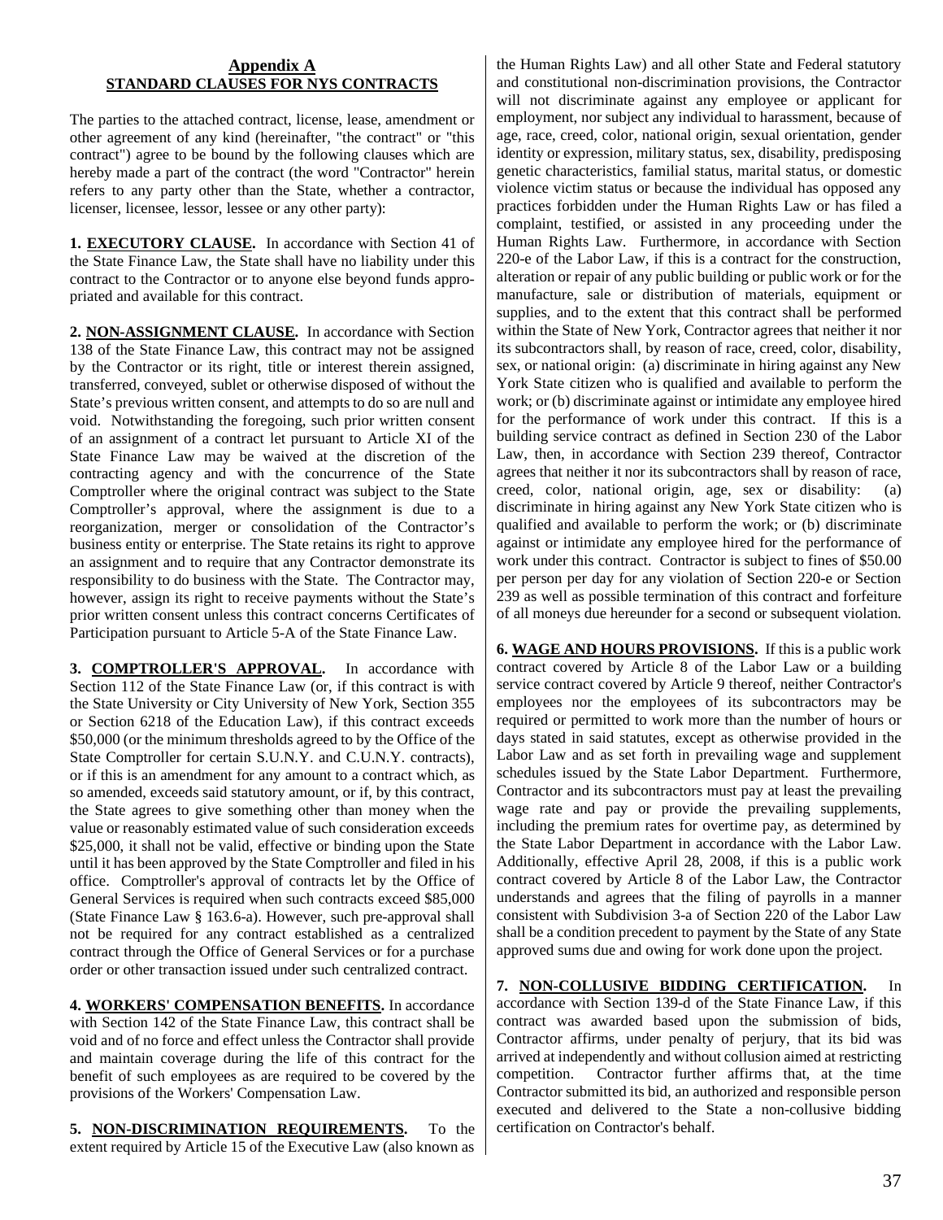## Appendix A
## STANDARD CLAUSES FOR NYS CONTRACTS

The parties to the attached contract, license, lease, amendment or other agreement of any kind (hereinafter, "the contract" or "this contract") agree to be bound by the following clauses which are hereby made a part of the contract (the word "Contractor" herein refers to any party other than the State, whether a contractor, licenser, licensee, lessor, lessee or any other party):

**1. EXECUTORY CLAUSE.** In accordance with Section 41 of the State Finance Law, the State shall have no liability under this contract to the Contractor or to anyone else beyond funds appropriated and available for this contract.

**2. NON-ASSIGNMENT CLAUSE.** In accordance with Section 138 of the State Finance Law, this contract may not be assigned by the Contractor or its right, title or interest therein assigned, transferred, conveyed, sublet or otherwise disposed of without the State's previous written consent, and attempts to do so are null and void. Notwithstanding the foregoing, such prior written consent of an assignment of a contract let pursuant to Article XI of the State Finance Law may be waived at the discretion of the contracting agency and with the concurrence of the State Comptroller where the original contract was subject to the State Comptroller's approval, where the assignment is due to a reorganization, merger or consolidation of the Contractor's business entity or enterprise. The State retains its right to approve an assignment and to require that any Contractor demonstrate its responsibility to do business with the State. The Contractor may, however, assign its right to receive payments without the State's prior written consent unless this contract concerns Certificates of Participation pursuant to Article 5-A of the State Finance Law.

**3. COMPTROLLER'S APPROVAL.** In accordance with Section 112 of the State Finance Law (or, if this contract is with the State University or City University of New York, Section 355 or Section 6218 of the Education Law), if this contract exceeds $50,000 (or the minimum thresholds agreed to by the Office of the State Comptroller for certain S.U.N.Y. and C.U.N.Y. contracts), or if this is an amendment for any amount to a contract which, as so amended, exceeds said statutory amount, or if, by this contract, the State agrees to give something other than money when the value or reasonably estimated value of such consideration exceeds $25,000, it shall not be valid, effective or binding upon the State until it has been approved by the State Comptroller and filed in his office. Comptroller's approval of contracts let by the Office of General Services is required when such contracts exceed $85,000 (State Finance Law § 163.6-a). However, such pre-approval shall not be required for any contract established as a centralized contract through the Office of General Services or for a purchase order or other transaction issued under such centralized contract.

**4. WORKERS' COMPENSATION BENEFITS.** In accordance with Section 142 of the State Finance Law, this contract shall be void and of no force and effect unless the Contractor shall provide and maintain coverage during the life of this contract for the benefit of such employees as are required to be covered by the provisions of the Workers' Compensation Law.

**5. NON-DISCRIMINATION REQUIREMENTS.** To the extent required by Article 15 of the Executive Law (also known as the Human Rights Law) and all other State and Federal statutory and constitutional non-discrimination provisions, the Contractor will not discriminate against any employee or applicant for employment, nor subject any individual to harassment, because of age, race, creed, color, national origin, sexual orientation, gender identity or expression, military status, sex, disability, predisposing genetic characteristics, familial status, marital status, or domestic violence victim status or because the individual has opposed any practices forbidden under the Human Rights Law or has filed a complaint, testified, or assisted in any proceeding under the Human Rights Law. Furthermore, in accordance with Section 220-e of the Labor Law, if this is a contract for the construction, alteration or repair of any public building or public work or for the manufacture, sale or distribution of materials, equipment or supplies, and to the extent that this contract shall be performed within the State of New York, Contractor agrees that neither it nor its subcontractors shall, by reason of race, creed, color, disability, sex, or national origin: (a) discriminate in hiring against any New York State citizen who is qualified and available to perform the work; or (b) discriminate against or intimidate any employee hired for the performance of work under this contract. If this is a building service contract as defined in Section 230 of the Labor Law, then, in accordance with Section 239 thereof, Contractor agrees that neither it nor its subcontractors shall by reason of race, creed, color, national origin, age, sex or disability: (a) discriminate in hiring against any New York State citizen who is qualified and available to perform the work; or (b) discriminate against or intimidate any employee hired for the performance of work under this contract. Contractor is subject to fines of $50.00 per person per day for any violation of Section 220-e or Section 239 as well as possible termination of this contract and forfeiture of all moneys due hereunder for a second or subsequent violation.

**6. WAGE AND HOURS PROVISIONS.** If this is a public work contract covered by Article 8 of the Labor Law or a building service contract covered by Article 9 thereof, neither Contractor's employees nor the employees of its subcontractors may be required or permitted to work more than the number of hours or days stated in said statutes, except as otherwise provided in the Labor Law and as set forth in prevailing wage and supplement schedules issued by the State Labor Department. Furthermore, Contractor and its subcontractors must pay at least the prevailing wage rate and pay or provide the prevailing supplements, including the premium rates for overtime pay, as determined by the State Labor Department in accordance with the Labor Law. Additionally, effective April 28, 2008, if this is a public work contract covered by Article 8 of the Labor Law, the Contractor understands and agrees that the filing of payrolls in a manner consistent with Subdivision 3-a of Section 220 of the Labor Law shall be a condition precedent to payment by the State of any State approved sums due and owing for work done upon the project.

**7. NON-COLLUSIVE BIDDING CERTIFICATION.** In accordance with Section 139-d of the State Finance Law, if this contract was awarded based upon the submission of bids, Contractor affirms, under penalty of perjury, that its bid was arrived at independently and without collusion aimed at restricting competition. Contractor further affirms that, at the time Contractor submitted its bid, an authorized and responsible person executed and delivered to the State a non-collusive bidding certification on Contractor's behalf.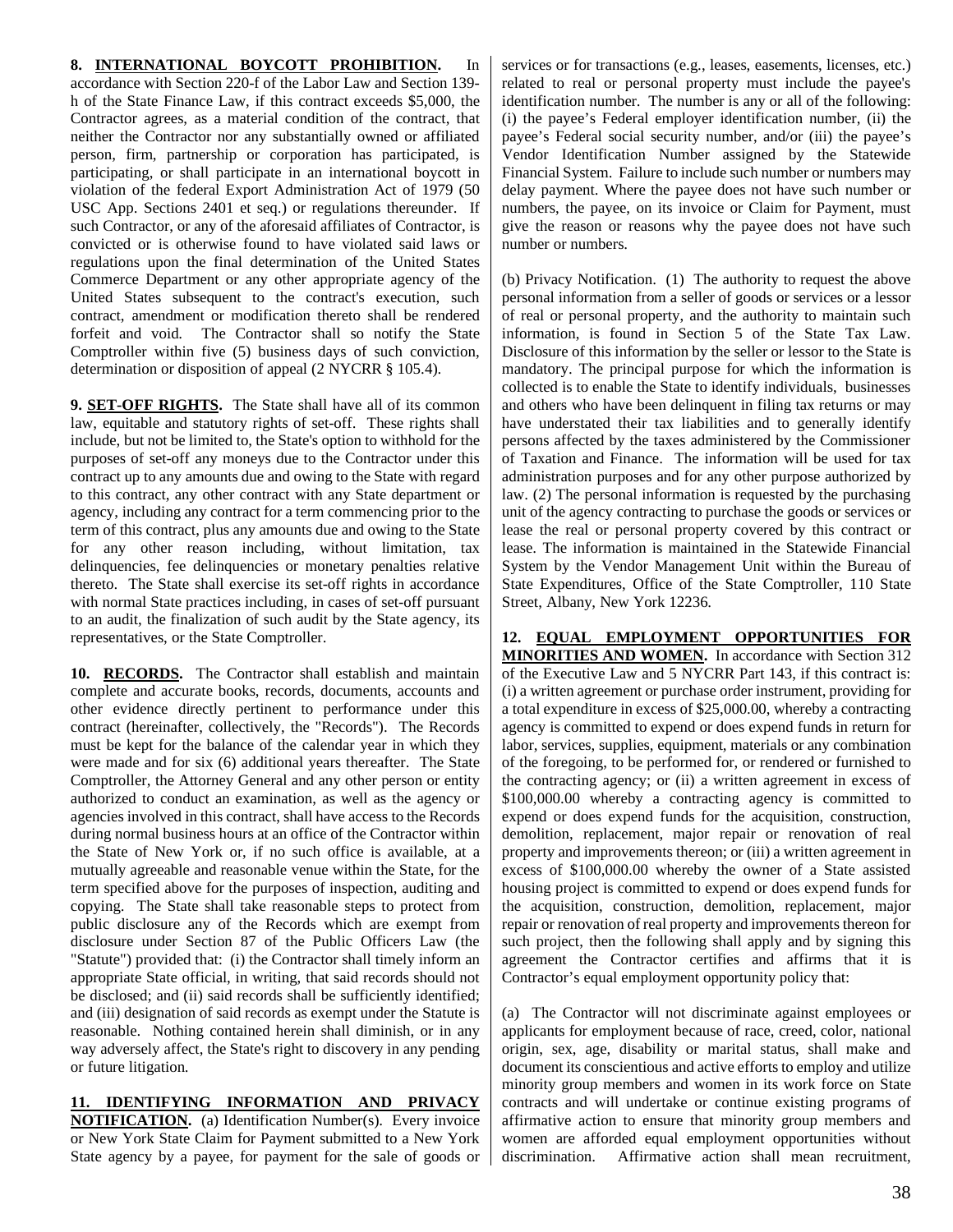**8. <u>INTERNATIONAL BOYCOTT PROHIBITION</u>.** In accordance with Section 220-f of the Labor Law and Section 139-h of the State Finance Law, if this contract exceeds $5,000, the Contractor agrees, as a material condition of the contract, that neither the Contractor nor any substantially owned or affiliated person, firm, partnership or corporation has participated, is participating, or shall participate in an international boycott in violation of the federal Export Administration Act of 1979 (50 USC App. Sections 2401 et seq.) or regulations thereunder. If such Contractor, or any of the aforesaid affiliates of Contractor, is convicted or is otherwise found to have violated said laws or regulations upon the final determination of the United States Commerce Department or any other appropriate agency of the United States subsequent to the contract's execution, such contract, amendment or modification thereto shall be rendered forfeit and void. The Contractor shall so notify the State Comptroller within five (5) business days of such conviction, determination or disposition of appeal (2 NYCRR § 105.4).

**9. <u>SET-OFF RIGHTS</u>.** The State shall have all of its common law, equitable and statutory rights of set-off. These rights shall include, but not be limited to, the State's option to withhold for the purposes of set-off any moneys due to the Contractor under this contract up to any amounts due and owing to the State with regard to this contract, any other contract with any State department or agency, including any contract for a term commencing prior to the term of this contract, plus any amounts due and owing to the State for any other reason including, without limitation, tax delinquencies, fee delinquencies or monetary penalties relative thereto. The State shall exercise its set-off rights in accordance with normal State practices including, in cases of set-off pursuant to an audit, the finalization of such audit by the State agency, its representatives, or the State Comptroller.

**10. <u>RECORDS</u>.** The Contractor shall establish and maintain complete and accurate books, records, documents, accounts and other evidence directly pertinent to performance under this contract (hereinafter, collectively, the "Records"). The Records must be kept for the balance of the calendar year in which they were made and for six (6) additional years thereafter. The State Comptroller, the Attorney General and any other person or entity authorized to conduct an examination, as well as the agency or agencies involved in this contract, shall have access to the Records during normal business hours at an office of the Contractor within the State of New York or, if no such office is available, at a mutually agreeable and reasonable venue within the State, for the term specified above for the purposes of inspection, auditing and copying. The State shall take reasonable steps to protect from public disclosure any of the Records which are exempt from disclosure under Section 87 of the Public Officers Law (the "Statute") provided that: (i) the Contractor shall timely inform an appropriate State official, in writing, that said records should not be disclosed; and (ii) said records shall be sufficiently identified; and (iii) designation of said records as exempt under the Statute is reasonable. Nothing contained herein shall diminish, or in any way adversely affect, the State's right to discovery in any pending or future litigation.

**11. <u>IDENTIFYING INFORMATION AND PRIVACY NOTIFICATION</u>.** (a) Identification Number(s). Every invoice or New York State Claim for Payment submitted to a New York State agency by a payee, for payment for the sale of goods or services or for transactions (e.g., leases, easements, licenses, etc.) related to real or personal property must include the payee's identification number. The number is any or all of the following: (i) the payee's Federal employer identification number, (ii) the payee's Federal social security number, and/or (iii) the payee's Vendor Identification Number assigned by the Statewide Financial System. Failure to include such number or numbers may delay payment. Where the payee does not have such number or numbers, the payee, on its invoice or Claim for Payment, must give the reason or reasons why the payee does not have such number or numbers.

(b) Privacy Notification. (1) The authority to request the above personal information from a seller of goods or services or a lessor of real or personal property, and the authority to maintain such information, is found in Section 5 of the State Tax Law. Disclosure of this information by the seller or lessor to the State is mandatory. The principal purpose for which the information is collected is to enable the State to identify individuals, businesses and others who have been delinquent in filing tax returns or may have understated their tax liabilities and to generally identify persons affected by the taxes administered by the Commissioner of Taxation and Finance. The information will be used for tax administration purposes and for any other purpose authorized by law. (2) The personal information is requested by the purchasing unit of the agency contracting to purchase the goods or services or lease the real or personal property covered by this contract or lease. The information is maintained in the Statewide Financial System by the Vendor Management Unit within the Bureau of State Expenditures, Office of the State Comptroller, 110 State Street, Albany, New York 12236.

**12. <u>EQUAL EMPLOYMENT OPPORTUNITIES FOR MINORITIES AND WOMEN</u>.** In accordance with Section 312 of the Executive Law and 5 NYCRR Part 143, if this contract is: (i) a written agreement or purchase order instrument, providing for a total expenditure in excess of $25,000.00, whereby a contracting agency is committed to expend or does expend funds in return for labor, services, supplies, equipment, materials or any combination of the foregoing, to be performed for, or rendered or furnished to the contracting agency; or (ii) a written agreement in excess of $100,000.00 whereby a contracting agency is committed to expend or does expend funds for the acquisition, construction, demolition, replacement, major repair or renovation of real property and improvements thereon; or (iii) a written agreement in excess of $100,000.00 whereby the owner of a State assisted housing project is committed to expend or does expend funds for the acquisition, construction, demolition, replacement, major repair or renovation of real property and improvements thereon for such project, then the following shall apply and by signing this agreement the Contractor certifies and affirms that it is Contractor's equal employment opportunity policy that:

(a) The Contractor will not discriminate against employees or applicants for employment because of race, creed, color, national origin, sex, age, disability or marital status, shall make and document its conscientious and active efforts to employ and utilize minority group members and women in its work force on State contracts and will undertake or continue existing programs of affirmative action to ensure that minority group members and women are afforded equal employment opportunities without discrimination. Affirmative action shall mean recruitment,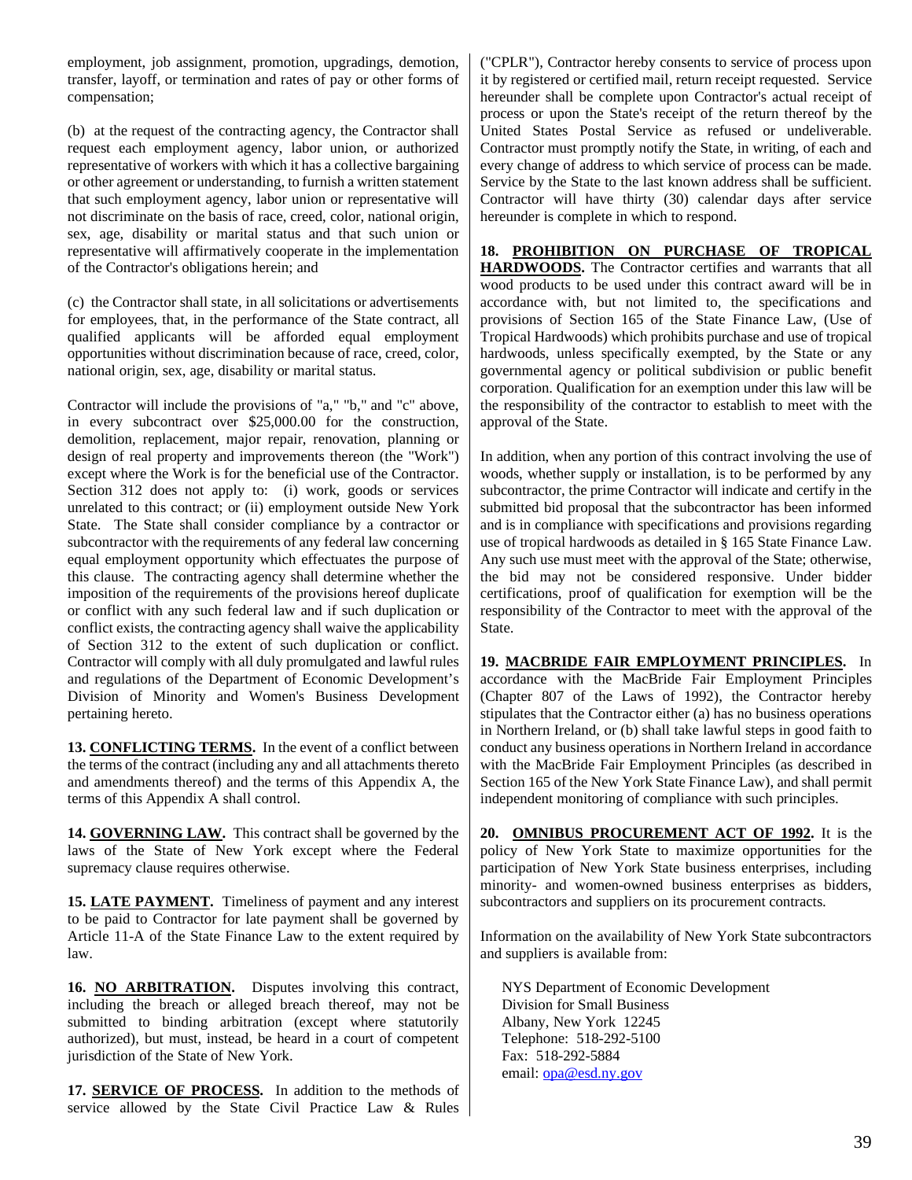employment, job assignment, promotion, upgradings, demotion, transfer, layoff, or termination and rates of pay or other forms of compensation;

(b) at the request of the contracting agency, the Contractor shall request each employment agency, labor union, or authorized representative of workers with which it has a collective bargaining or other agreement or understanding, to furnish a written statement that such employment agency, labor union or representative will not discriminate on the basis of race, creed, color, national origin, sex, age, disability or marital status and that such union or representative will affirmatively cooperate in the implementation of the Contractor's obligations herein; and

(c) the Contractor shall state, in all solicitations or advertisements for employees, that, in the performance of the State contract, all qualified applicants will be afforded equal employment opportunities without discrimination because of race, creed, color, national origin, sex, age, disability or marital status.

Contractor will include the provisions of "a," "b," and "c" above, in every subcontract over $25,000.00 for the construction, demolition, replacement, major repair, renovation, planning or design of real property and improvements thereon (the "Work") except where the Work is for the beneficial use of the Contractor. Section 312 does not apply to: (i) work, goods or services unrelated to this contract; or (ii) employment outside New York State. The State shall consider compliance by a contractor or subcontractor with the requirements of any federal law concerning equal employment opportunity which effectuates the purpose of this clause. The contracting agency shall determine whether the imposition of the requirements of the provisions hereof duplicate or conflict with any such federal law and if such duplication or conflict exists, the contracting agency shall waive the applicability of Section 312 to the extent of such duplication or conflict. Contractor will comply with all duly promulgated and lawful rules and regulations of the Department of Economic Development's Division of Minority and Women's Business Development pertaining hereto.

**13. CONFLICTING TERMS.** In the event of a conflict between the terms of the contract (including any and all attachments thereto and amendments thereof) and the terms of this Appendix A, the terms of this Appendix A shall control.

**14. GOVERNING LAW.** This contract shall be governed by the laws of the State of New York except where the Federal supremacy clause requires otherwise.

**15. LATE PAYMENT.** Timeliness of payment and any interest to be paid to Contractor for late payment shall be governed by Article 11-A of the State Finance Law to the extent required by law.

**16. NO ARBITRATION.** Disputes involving this contract, including the breach or alleged breach thereof, may not be submitted to binding arbitration (except where statutorily authorized), but must, instead, be heard in a court of competent jurisdiction of the State of New York.

**17. SERVICE OF PROCESS.** In addition to the methods of service allowed by the State Civil Practice Law & Rules ("CPLR"), Contractor hereby consents to service of process upon it by registered or certified mail, return receipt requested. Service hereunder shall be complete upon Contractor's actual receipt of process or upon the State's receipt of the return thereof by the United States Postal Service as refused or undeliverable. Contractor must promptly notify the State, in writing, of each and every change of address to which service of process can be made. Service by the State to the last known address shall be sufficient. Contractor will have thirty (30) calendar days after service hereunder is complete in which to respond.

**18. PROHIBITION ON PURCHASE OF TROPICAL HARDWOODS.** The Contractor certifies and warrants that all wood products to be used under this contract award will be in accordance with, but not limited to, the specifications and provisions of Section 165 of the State Finance Law, (Use of Tropical Hardwoods) which prohibits purchase and use of tropical hardwoods, unless specifically exempted, by the State or any governmental agency or political subdivision or public benefit corporation. Qualification for an exemption under this law will be the responsibility of the contractor to establish to meet with the approval of the State.

In addition, when any portion of this contract involving the use of woods, whether supply or installation, is to be performed by any subcontractor, the prime Contractor will indicate and certify in the submitted bid proposal that the subcontractor has been informed and is in compliance with specifications and provisions regarding use of tropical hardwoods as detailed in § 165 State Finance Law. Any such use must meet with the approval of the State; otherwise, the bid may not be considered responsive. Under bidder certifications, proof of qualification for exemption will be the responsibility of the Contractor to meet with the approval of the State.

**19. MACBRIDE FAIR EMPLOYMENT PRINCIPLES.** In accordance with the MacBride Fair Employment Principles (Chapter 807 of the Laws of 1992), the Contractor hereby stipulates that the Contractor either (a) has no business operations in Northern Ireland, or (b) shall take lawful steps in good faith to conduct any business operations in Northern Ireland in accordance with the MacBride Fair Employment Principles (as described in Section 165 of the New York State Finance Law), and shall permit independent monitoring of compliance with such principles.

**20. OMNIBUS PROCUREMENT ACT OF 1992.** It is the policy of New York State to maximize opportunities for the participation of New York State business enterprises, including minority- and women-owned business enterprises as bidders, subcontractors and suppliers on its procurement contracts.

Information on the availability of New York State subcontractors and suppliers is available from:

NYS Department of Economic Development  
Division for Small Business  
Albany, New York 12245  
Telephone: 518-292-5100  
Fax: 518-292-5884  
email: opa@esd.ny.gov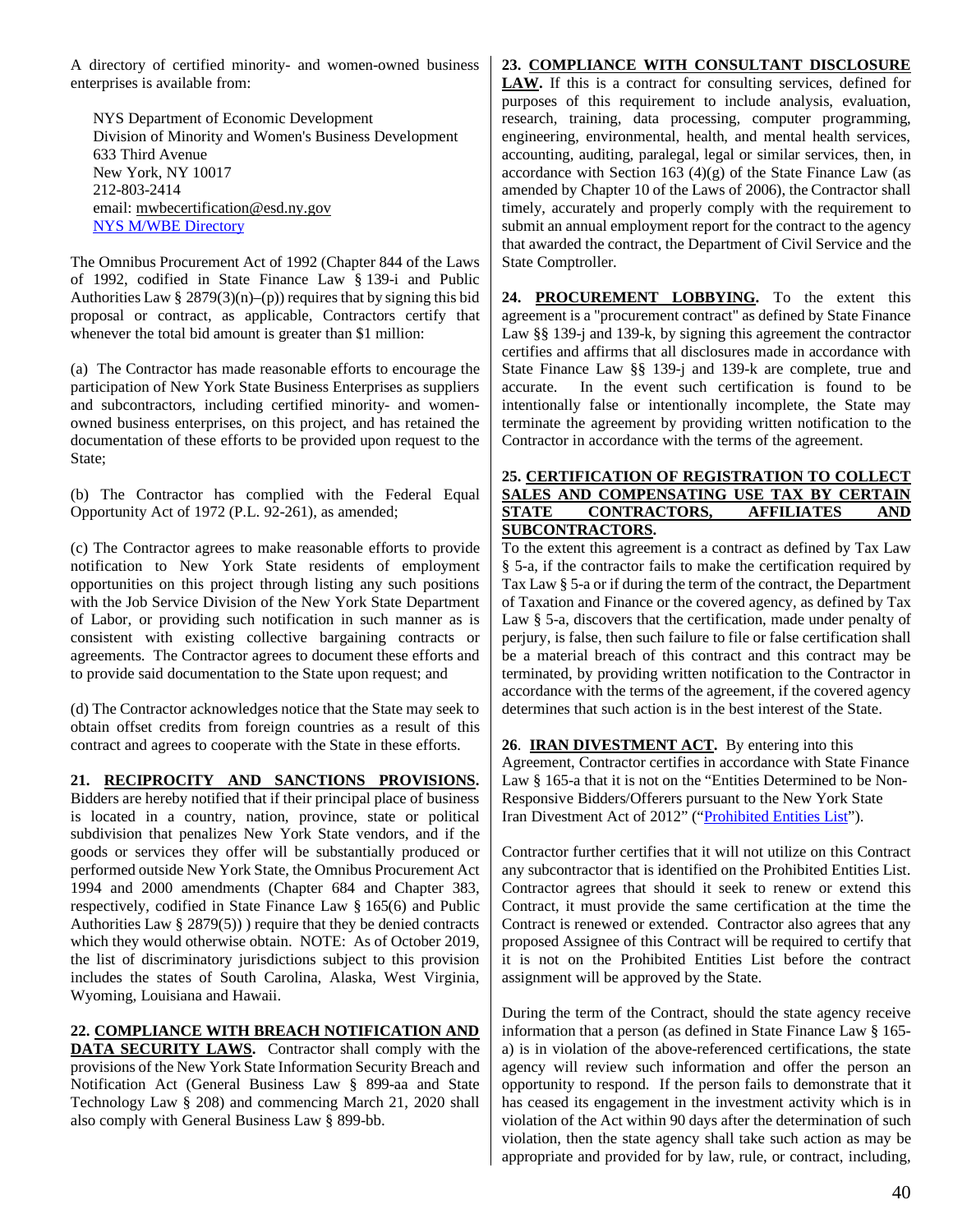A directory of certified minority- and women-owned business enterprises is available from:

NYS Department of Economic Development
Division of Minority and Women's Business Development
633 Third Avenue
New York, NY 10017
212-803-2414
email: mwbecertification@esd.ny.gov
NYS M/WBE Directory

The Omnibus Procurement Act of 1992 (Chapter 844 of the Laws of 1992, codified in State Finance Law § 139-i and Public Authorities Law § 2879(3)(n)–(p)) requires that by signing this bid proposal or contract, as applicable, Contractors certify that whenever the total bid amount is greater than $1 million:

(a) The Contractor has made reasonable efforts to encourage the participation of New York State Business Enterprises as suppliers and subcontractors, including certified minority- and women-owned business enterprises, on this project, and has retained the documentation of these efforts to be provided upon request to the State;

(b) The Contractor has complied with the Federal Equal Opportunity Act of 1972 (P.L. 92-261), as amended;

(c) The Contractor agrees to make reasonable efforts to provide notification to New York State residents of employment opportunities on this project through listing any such positions with the Job Service Division of the New York State Department of Labor, or providing such notification in such manner as is consistent with existing collective bargaining contracts or agreements. The Contractor agrees to document these efforts and to provide said documentation to the State upon request; and

(d) The Contractor acknowledges notice that the State may seek to obtain offset credits from foreign countries as a result of this contract and agrees to cooperate with the State in these efforts.

**21. RECIPROCITY AND SANCTIONS PROVISIONS.** Bidders are hereby notified that if their principal place of business is located in a country, nation, province, state or political subdivision that penalizes New York State vendors, and if the goods or services they offer will be substantially produced or performed outside New York State, the Omnibus Procurement Act 1994 and 2000 amendments (Chapter 684 and Chapter 383, respectively, codified in State Finance Law § 165(6) and Public Authorities Law § 2879(5)) ) require that they be denied contracts which they would otherwise obtain. NOTE: As of October 2019, the list of discriminatory jurisdictions subject to this provision includes the states of South Carolina, Alaska, West Virginia, Wyoming, Louisiana and Hawaii.

**22. COMPLIANCE WITH BREACH NOTIFICATION AND DATA SECURITY LAWS.** Contractor shall comply with the provisions of the New York State Information Security Breach and Notification Act (General Business Law § 899-aa and State Technology Law § 208) and commencing March 21, 2020 shall also comply with General Business Law § 899-bb.

**23. COMPLIANCE WITH CONSULTANT DISCLOSURE LAW.** If this is a contract for consulting services, defined for purposes of this requirement to include analysis, evaluation, research, training, data processing, computer programming, engineering, environmental, health, and mental health services, accounting, auditing, paralegal, legal or similar services, then, in accordance with Section 163 (4)(g) of the State Finance Law (as amended by Chapter 10 of the Laws of 2006), the Contractor shall timely, accurately and properly comply with the requirement to submit an annual employment report for the contract to the agency that awarded the contract, the Department of Civil Service and the State Comptroller.

**24. PROCUREMENT LOBBYING.** To the extent this agreement is a "procurement contract" as defined by State Finance Law §§ 139-j and 139-k, by signing this agreement the contractor certifies and affirms that all disclosures made in accordance with State Finance Law §§ 139-j and 139-k are complete, true and accurate. In the event such certification is found to be intentionally false or intentionally incomplete, the State may terminate the agreement by providing written notification to the Contractor in accordance with the terms of the agreement.

**25. CERTIFICATION OF REGISTRATION TO COLLECT SALES AND COMPENSATING USE TAX BY CERTAIN STATE CONTRACTORS, AFFILIATES AND SUBCONTRACTORS.**
To the extent this agreement is a contract as defined by Tax Law § 5-a, if the contractor fails to make the certification required by Tax Law § 5-a or if during the term of the contract, the Department of Taxation and Finance or the covered agency, as defined by Tax Law § 5-a, discovers that the certification, made under penalty of perjury, is false, then such failure to file or false certification shall be a material breach of this contract and this contract may be terminated, by providing written notification to the Contractor in accordance with the terms of the agreement, if the covered agency determines that such action is in the best interest of the State.

**26. IRAN DIVESTMENT ACT.** By entering into this Agreement, Contractor certifies in accordance with State Finance Law § 165-a that it is not on the "Entities Determined to be Non-Responsive Bidders/Offerers pursuant to the New York State Iran Divestment Act of 2012" ("Prohibited Entities List").

Contractor further certifies that it will not utilize on this Contract any subcontractor that is identified on the Prohibited Entities List. Contractor agrees that should it seek to renew or extend this Contract, it must provide the same certification at the time the Contract is renewed or extended. Contractor also agrees that any proposed Assignee of this Contract will be required to certify that it is not on the Prohibited Entities List before the contract assignment will be approved by the State.

During the term of the Contract, should the state agency receive information that a person (as defined in State Finance Law § 165-a) is in violation of the above-referenced certifications, the state agency will review such information and offer the person an opportunity to respond. If the person fails to demonstrate that it has ceased its engagement in the investment activity which is in violation of the Act within 90 days after the determination of such violation, then the state agency shall take such action as may be appropriate and provided for by law, rule, or contract, including,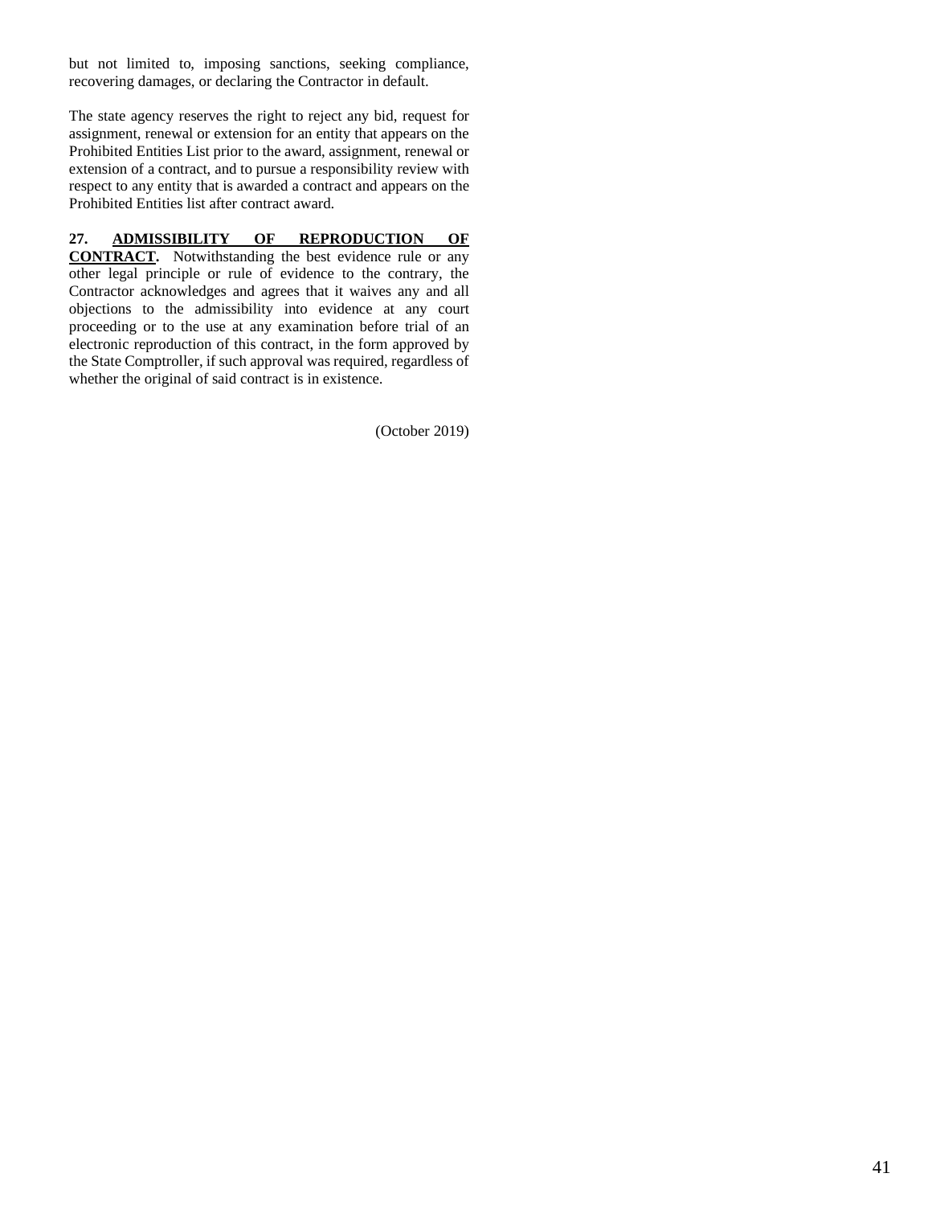but not limited to, imposing sanctions, seeking compliance, recovering damages, or declaring the Contractor in default.

The state agency reserves the right to reject any bid, request for assignment, renewal or extension for an entity that appears on the Prohibited Entities List prior to the award, assignment, renewal or extension of a contract, and to pursue a responsibility review with respect to any entity that is awarded a contract and appears on the Prohibited Entities list after contract award.

**27. ADMISSIBILITY OF REPRODUCTION OF CONTRACT.** Notwithstanding the best evidence rule or any other legal principle or rule of evidence to the contrary, the Contractor acknowledges and agrees that it waives any and all objections to the admissibility into evidence at any court proceeding or to the use at any examination before trial of an electronic reproduction of this contract, in the form approved by the State Comptroller, if such approval was required, regardless of whether the original of said contract is in existence.

(October 2019)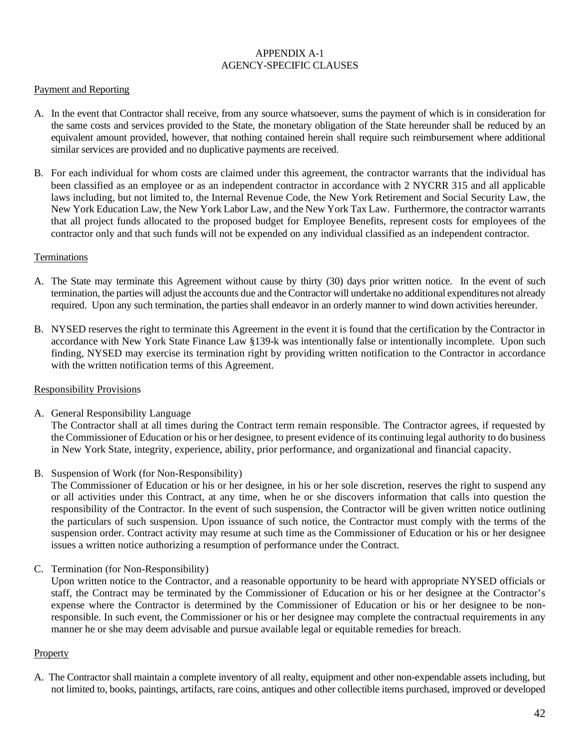# APPENDIX A-1
## AGENCY-SPECIFIC CLAUSES

### Payment and Reporting

A. In the event that Contractor shall receive, from any source whatsoever, sums the payment of which is in consideration for the same costs and services provided to the State, the monetary obligation of the State hereunder shall be reduced by an equivalent amount provided, however, that nothing contained herein shall require such reimbursement where additional similar services are provided and no duplicative payments are received.

B. For each individual for whom costs are claimed under this agreement, the contractor warrants that the individual has been classified as an employee or as an independent contractor in accordance with 2 NYCRR 315 and all applicable laws including, but not limited to, the Internal Revenue Code, the New York Retirement and Social Security Law, the New York Education Law, the New York Labor Law, and the New York Tax Law. Furthermore, the contractor warrants that all project funds allocated to the proposed budget for Employee Benefits, represent costs for employees of the contractor only and that such funds will not be expended on any individual classified as an independent contractor.

### Terminations

A. The State may terminate this Agreement without cause by thirty (30) days prior written notice. In the event of such termination, the parties will adjust the accounts due and the Contractor will undertake no additional expenditures not already required. Upon any such termination, the parties shall endeavor in an orderly manner to wind down activities hereunder.

B. NYSED reserves the right to terminate this Agreement in the event it is found that the certification by the Contractor in accordance with New York State Finance Law §139-k was intentionally false or intentionally incomplete. Upon such finding, NYSED may exercise its termination right by providing written notification to the Contractor in accordance with the written notification terms of this Agreement.

### Responsibility Provisions

A. General Responsibility Language
The Contractor shall at all times during the Contract term remain responsible. The Contractor agrees, if requested by the Commissioner of Education or his or her designee, to present evidence of its continuing legal authority to do business in New York State, integrity, experience, ability, prior performance, and organizational and financial capacity.

B. Suspension of Work (for Non-Responsibility)
The Commissioner of Education or his or her designee, in his or her sole discretion, reserves the right to suspend any or all activities under this Contract, at any time, when he or she discovers information that calls into question the responsibility of the Contractor. In the event of such suspension, the Contractor will be given written notice outlining the particulars of such suspension. Upon issuance of such notice, the Contractor must comply with the terms of the suspension order. Contract activity may resume at such time as the Commissioner of Education or his or her designee issues a written notice authorizing a resumption of performance under the Contract.

C. Termination (for Non-Responsibility)
Upon written notice to the Contractor, and a reasonable opportunity to be heard with appropriate NYSED officials or staff, the Contract may be terminated by the Commissioner of Education or his or her designee at the Contractor's expense where the Contractor is determined by the Commissioner of Education or his or her designee to be non-responsible. In such event, the Commissioner or his or her designee may complete the contractual requirements in any manner he or she may deem advisable and pursue available legal or equitable remedies for breach.

### Property

A. The Contractor shall maintain a complete inventory of all realty, equipment and other non-expendable assets including, but not limited to, books, paintings, artifacts, rare coins, antiques and other collectible items purchased, improved or developed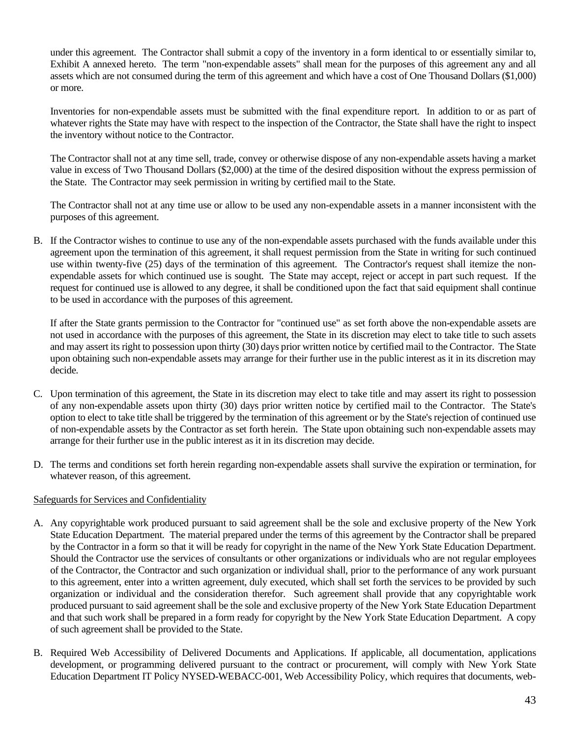under this agreement. The Contractor shall submit a copy of the inventory in a form identical to or essentially similar to, Exhibit A annexed hereto. The term "non-expendable assets" shall mean for the purposes of this agreement any and all assets which are not consumed during the term of this agreement and which have a cost of One Thousand Dollars ($1,000) or more.

Inventories for non-expendable assets must be submitted with the final expenditure report. In addition to or as part of whatever rights the State may have with respect to the inspection of the Contractor, the State shall have the right to inspect the inventory without notice to the Contractor.

The Contractor shall not at any time sell, trade, convey or otherwise dispose of any non-expendable assets having a market value in excess of Two Thousand Dollars ($2,000) at the time of the desired disposition without the express permission of the State. The Contractor may seek permission in writing by certified mail to the State.

The Contractor shall not at any time use or allow to be used any non-expendable assets in a manner inconsistent with the purposes of this agreement.

B. If the Contractor wishes to continue to use any of the non-expendable assets purchased with the funds available under this agreement upon the termination of this agreement, it shall request permission from the State in writing for such continued use within twenty-five (25) days of the termination of this agreement. The Contractor's request shall itemize the non-expendable assets for which continued use is sought. The State may accept, reject or accept in part such request. If the request for continued use is allowed to any degree, it shall be conditioned upon the fact that said equipment shall continue to be used in accordance with the purposes of this agreement.

   If after the State grants permission to the Contractor for "continued use" as set forth above the non-expendable assets are not used in accordance with the purposes of this agreement, the State in its discretion may elect to take title to such assets and may assert its right to possession upon thirty (30) days prior written notice by certified mail to the Contractor. The State upon obtaining such non-expendable assets may arrange for their further use in the public interest as it in its discretion may decide.

C. Upon termination of this agreement, the State in its discretion may elect to take title and may assert its right to possession of any non-expendable assets upon thirty (30) days prior written notice by certified mail to the Contractor. The State's option to elect to take title shall be triggered by the termination of this agreement or by the State's rejection of continued use of non-expendable assets by the Contractor as set forth herein. The State upon obtaining such non-expendable assets may arrange for their further use in the public interest as it in its discretion may decide.

D. The terms and conditions set forth herein regarding non-expendable assets shall survive the expiration or termination, for whatever reason, of this agreement.

<u>Safeguards for Services and Confidentiality</u>

A. Any copyrightable work produced pursuant to said agreement shall be the sole and exclusive property of the New York State Education Department. The material prepared under the terms of this agreement by the Contractor shall be prepared by the Contractor in a form so that it will be ready for copyright in the name of the New York State Education Department. Should the Contractor use the services of consultants or other organizations or individuals who are not regular employees of the Contractor, the Contractor and such organization or individual shall, prior to the performance of any work pursuant to this agreement, enter into a written agreement, duly executed, which shall set forth the services to be provided by such organization or individual and the consideration therefor. Such agreement shall provide that any copyrightable work produced pursuant to said agreement shall be the sole and exclusive property of the New York State Education Department and that such work shall be prepared in a form ready for copyright by the New York State Education Department. A copy of such agreement shall be provided to the State.

B. Required Web Accessibility of Delivered Documents and Applications. If applicable, all documentation, applications development, or programming delivered pursuant to the contract or procurement, will comply with New York State Education Department IT Policy NYSED-WEBACC-001, Web Accessibility Policy, which requires that documents, web-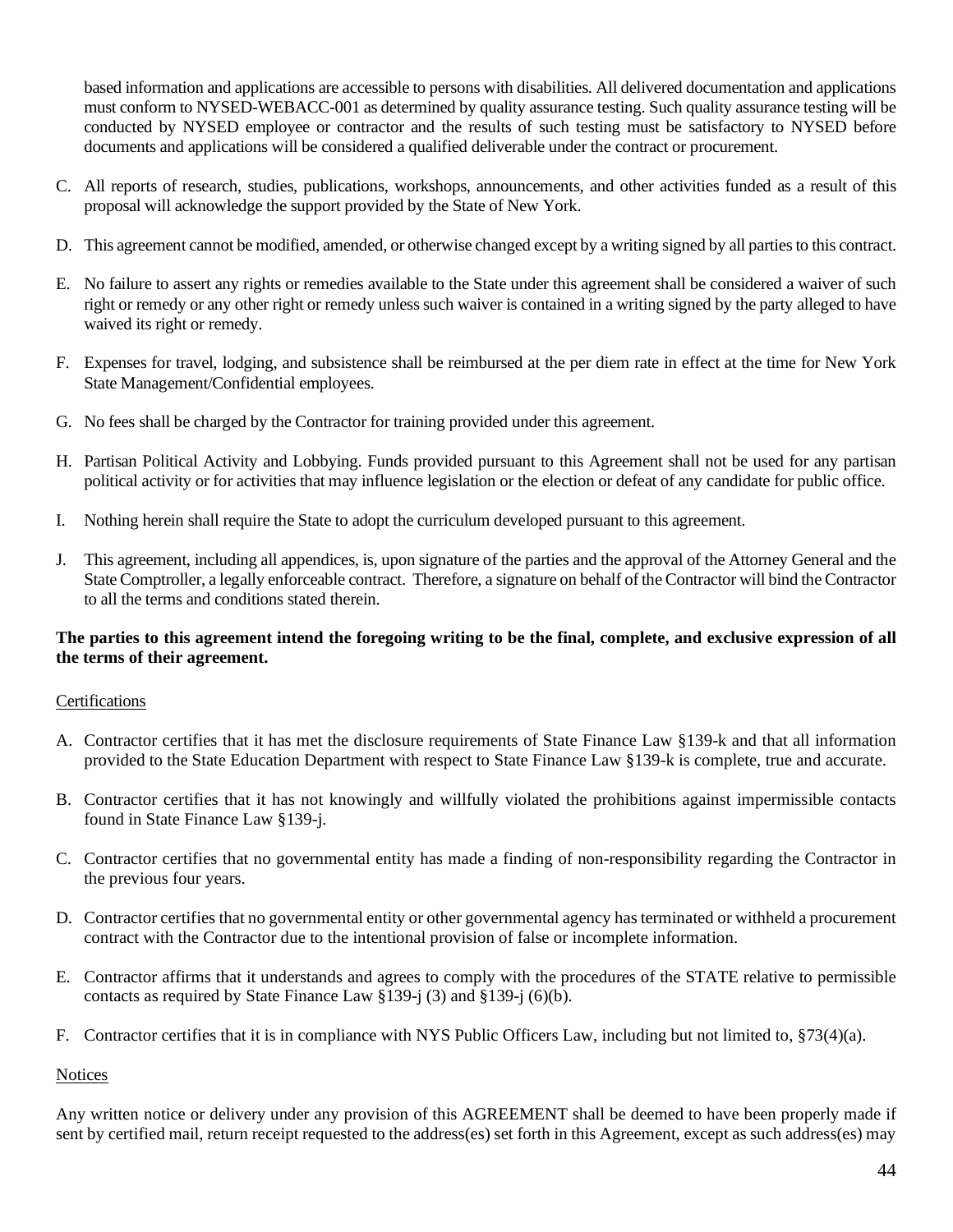based information and applications are accessible to persons with disabilities. All delivered documentation and applications must conform to NYSED-WEBACC-001 as determined by quality assurance testing. Such quality assurance testing will be conducted by NYSED employee or contractor and the results of such testing must be satisfactory to NYSED before documents and applications will be considered a qualified deliverable under the contract or procurement.

C. All reports of research, studies, publications, workshops, announcements, and other activities funded as a result of this proposal will acknowledge the support provided by the State of New York.

D. This agreement cannot be modified, amended, or otherwise changed except by a writing signed by all parties to this contract.

E. No failure to assert any rights or remedies available to the State under this agreement shall be considered a waiver of such right or remedy or any other right or remedy unless such waiver is contained in a writing signed by the party alleged to have waived its right or remedy.

F. Expenses for travel, lodging, and subsistence shall be reimbursed at the per diem rate in effect at the time for New York State Management/Confidential employees.

G. No fees shall be charged by the Contractor for training provided under this agreement.

H. Partisan Political Activity and Lobbying. Funds provided pursuant to this Agreement shall not be used for any partisan political activity or for activities that may influence legislation or the election or defeat of any candidate for public office.

I. Nothing herein shall require the State to adopt the curriculum developed pursuant to this agreement.

J. This agreement, including all appendices, is, upon signature of the parties and the approval of the Attorney General and the State Comptroller, a legally enforceable contract. Therefore, a signature on behalf of the Contractor will bind the Contractor to all the terms and conditions stated therein.

**The parties to this agreement intend the foregoing writing to be the final, complete, and exclusive expression of all the terms of their agreement.**

Certifications

A. Contractor certifies that it has met the disclosure requirements of State Finance Law §139-k and that all information provided to the State Education Department with respect to State Finance Law §139-k is complete, true and accurate.

B. Contractor certifies that it has not knowingly and willfully violated the prohibitions against impermissible contacts found in State Finance Law §139-j.

C. Contractor certifies that no governmental entity has made a finding of non-responsibility regarding the Contractor in the previous four years.

D. Contractor certifies that no governmental entity or other governmental agency has terminated or withheld a procurement contract with the Contractor due to the intentional provision of false or incomplete information.

E. Contractor affirms that it understands and agrees to comply with the procedures of the STATE relative to permissible contacts as required by State Finance Law §139-j (3) and §139-j (6)(b).

F. Contractor certifies that it is in compliance with NYS Public Officers Law, including but not limited to, §73(4)(a).

Notices

Any written notice or delivery under any provision of this AGREEMENT shall be deemed to have been properly made if sent by certified mail, return receipt requested to the address(es) set forth in this Agreement, except as such address(es) may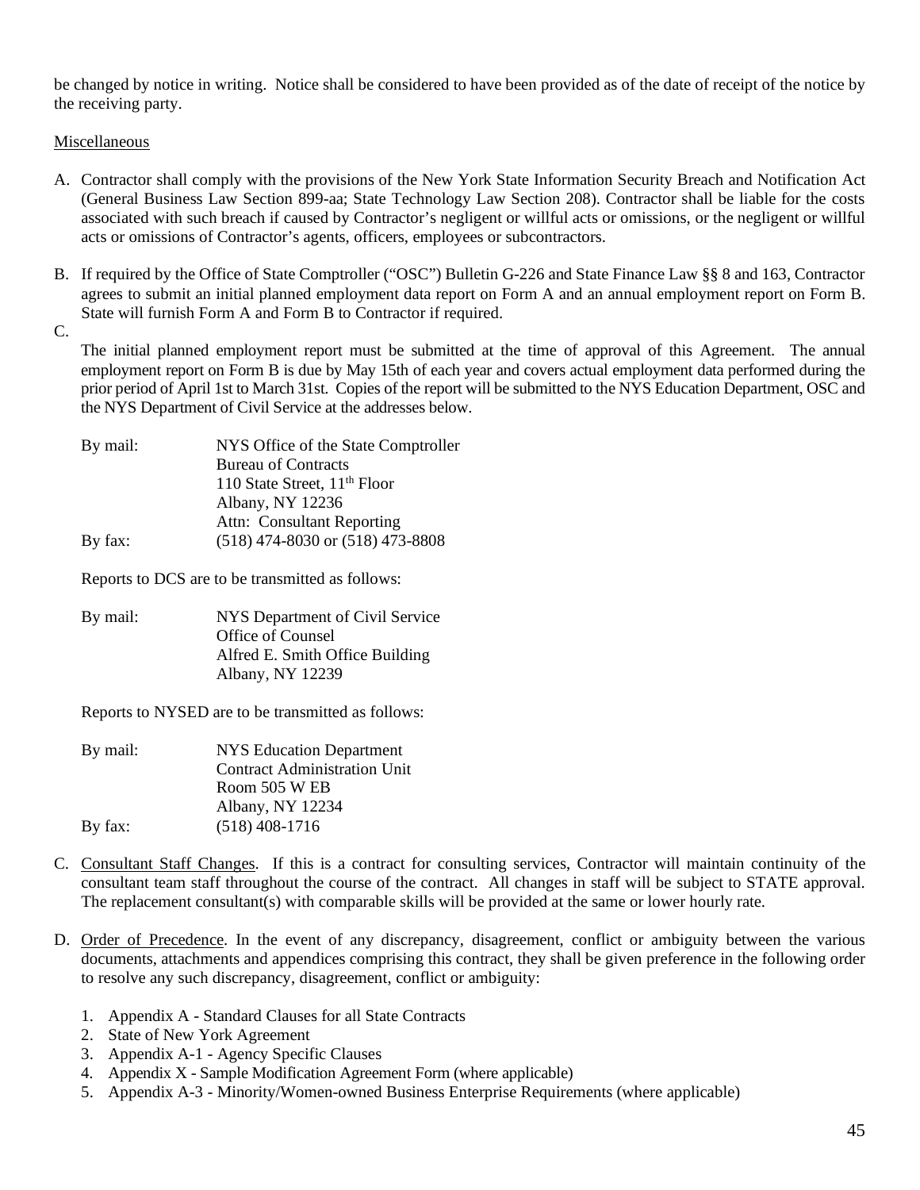be changed by notice in writing. Notice shall be considered to have been provided as of the date of receipt of the notice by the receiving party.

Miscellaneous

A. Contractor shall comply with the provisions of the New York State Information Security Breach and Notification Act (General Business Law Section 899-aa; State Technology Law Section 208). Contractor shall be liable for the costs associated with such breach if caused by Contractor's negligent or willful acts or omissions, or the negligent or willful acts or omissions of Contractor's agents, officers, employees or subcontractors.

B. If required by the Office of State Comptroller ("OSC") Bulletin G-226 and State Finance Law §§ 8 and 163, Contractor agrees to submit an initial planned employment data report on Form A and an annual employment report on Form B. State will furnish Form A and Form B to Contractor if required.

C.

The initial planned employment report must be submitted at the time of approval of this Agreement. The annual employment report on Form B is due by May 15th of each year and covers actual employment data performed during the prior period of April 1st to March 31st. Copies of the report will be submitted to the NYS Education Department, OSC and the NYS Department of Civil Service at the addresses below.

By mail: NYS Office of the State Comptroller
Bureau of Contracts
110 State Street, 11th Floor
Albany, NY 12236
Attn: Consultant Reporting

By fax: (518) 474-8030 or (518) 473-8808

Reports to DCS are to be transmitted as follows:

By mail: NYS Department of Civil Service
Office of Counsel
Alfred E. Smith Office Building
Albany, NY 12239

Reports to NYSED are to be transmitted as follows:

By mail: NYS Education Department
Contract Administration Unit
Room 505 W EB
Albany, NY 12234

By fax: (518) 408-1716

C. Consultant Staff Changes. If this is a contract for consulting services, Contractor will maintain continuity of the consultant team staff throughout the course of the contract. All changes in staff will be subject to STATE approval. The replacement consultant(s) with comparable skills will be provided at the same or lower hourly rate.

D. Order of Precedence. In the event of any discrepancy, disagreement, conflict or ambiguity between the various documents, attachments and appendices comprising this contract, they shall be given preference in the following order to resolve any such discrepancy, disagreement, conflict or ambiguity:

1. Appendix A - Standard Clauses for all State Contracts
2. State of New York Agreement
3. Appendix A-1 - Agency Specific Clauses
4. Appendix X - Sample Modification Agreement Form (where applicable)
5. Appendix A-3 - Minority/Women-owned Business Enterprise Requirements (where applicable)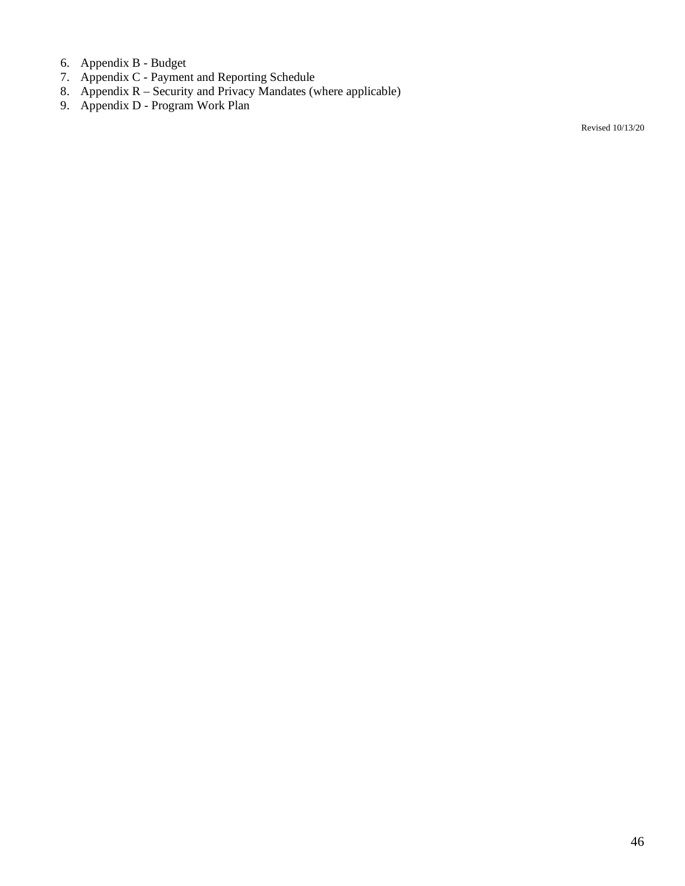6. Appendix B - Budget
7. Appendix C - Payment and Reporting Schedule
8. Appendix R – Security and Privacy Mandates (where applicable)
9. Appendix D - Program Work Plan

Revised 10/13/20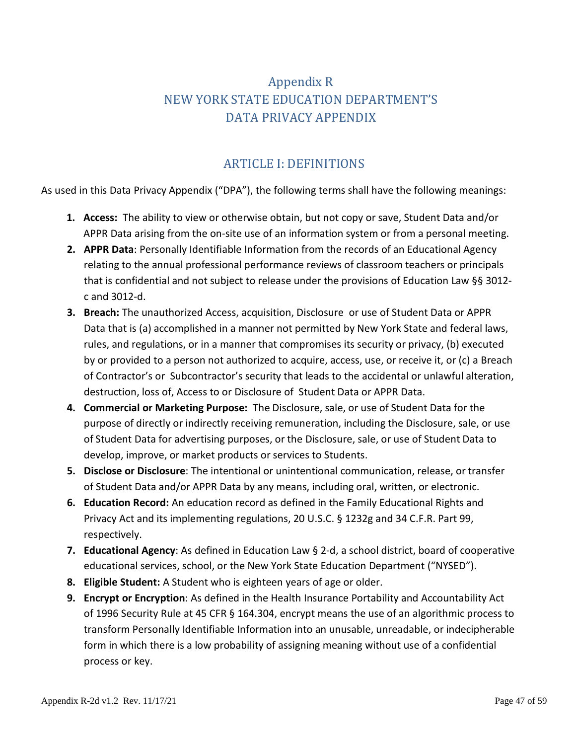# Appendix R
# NEW YORK STATE EDUCATION DEPARTMENT'S DATA PRIVACY APPENDIX

## ARTICLE I: DEFINITIONS

As used in this Data Privacy Appendix ("DPA"), the following terms shall have the following meanings:

1. **Access:** The ability to view or otherwise obtain, but not copy or save, Student Data and/or APPR Data arising from the on-site use of an information system or from a personal meeting.
2. **APPR Data**: Personally Identifiable Information from the records of an Educational Agency relating to the annual professional performance reviews of classroom teachers or principals that is confidential and not subject to release under the provisions of Education Law §§ 3012-c and 3012-d.
3. **Breach:** The unauthorized Access, acquisition, Disclosure or use of Student Data or APPR Data that is (a) accomplished in a manner not permitted by New York State and federal laws, rules, and regulations, or in a manner that compromises its security or privacy, (b) executed by or provided to a person not authorized to acquire, access, use, or receive it, or (c) a Breach of Contractor's or Subcontractor's security that leads to the accidental or unlawful alteration, destruction, loss of, Access to or Disclosure of Student Data or APPR Data.
4. **Commercial or Marketing Purpose:** The Disclosure, sale, or use of Student Data for the purpose of directly or indirectly receiving remuneration, including the Disclosure, sale, or use of Student Data for advertising purposes, or the Disclosure, sale, or use of Student Data to develop, improve, or market products or services to Students.
5. **Disclose or Disclosure**: The intentional or unintentional communication, release, or transfer of Student Data and/or APPR Data by any means, including oral, written, or electronic.
6. **Education Record:** An education record as defined in the Family Educational Rights and Privacy Act and its implementing regulations, 20 U.S.C. § 1232g and 34 C.F.R. Part 99, respectively.
7. **Educational Agency**: As defined in Education Law § 2-d, a school district, board of cooperative educational services, school, or the New York State Education Department ("NYSED").
8. **Eligible Student:** A Student who is eighteen years of age or older.
9. **Encrypt or Encryption**: As defined in the Health Insurance Portability and Accountability Act of 1996 Security Rule at 45 CFR § 164.304, encrypt means the use of an algorithmic process to transform Personally Identifiable Information into an unusable, unreadable, or indecipherable form in which there is a low probability of assigning meaning without use of a confidential process or key.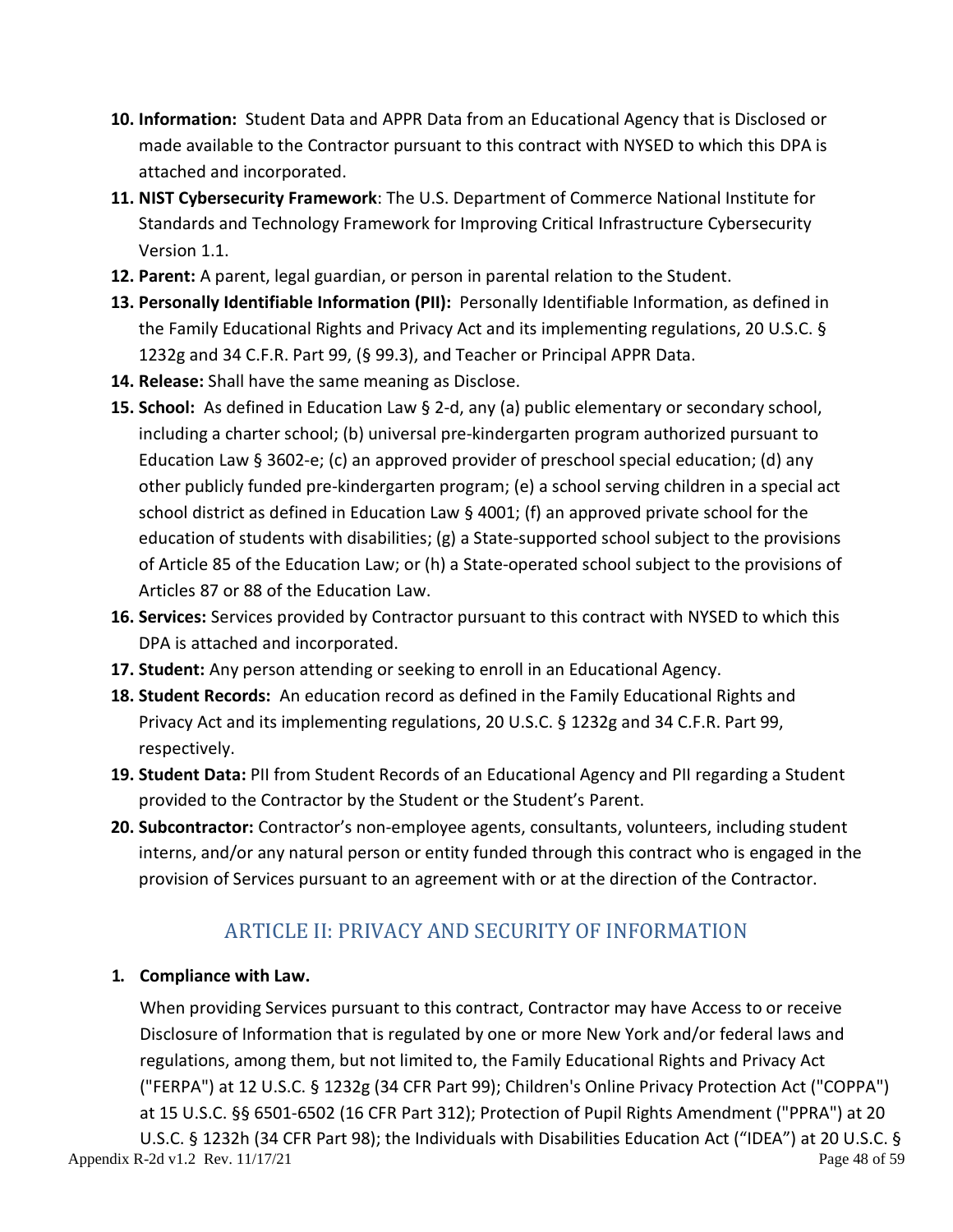10. **Information:** Student Data and APPR Data from an Educational Agency that is Disclosed or made available to the Contractor pursuant to this contract with NYSED to which this DPA is attached and incorporated.
11. **NIST Cybersecurity Framework**: The U.S. Department of Commerce National Institute for Standards and Technology Framework for Improving Critical Infrastructure Cybersecurity Version 1.1.
12. **Parent:** A parent, legal guardian, or person in parental relation to the Student.
13. **Personally Identifiable Information (PII):** Personally Identifiable Information, as defined in the Family Educational Rights and Privacy Act and its implementing regulations, 20 U.S.C. § 1232g and 34 C.F.R. Part 99, (§ 99.3), and Teacher or Principal APPR Data.
14. **Release:** Shall have the same meaning as Disclose.
15. **School:** As defined in Education Law § 2-d, any (a) public elementary or secondary school, including a charter school; (b) universal pre-kindergarten program authorized pursuant to Education Law § 3602-e; (c) an approved provider of preschool special education; (d) any other publicly funded pre-kindergarten program; (e) a school serving children in a special act school district as defined in Education Law § 4001; (f) an approved private school for the education of students with disabilities; (g) a State-supported school subject to the provisions of Article 85 of the Education Law; or (h) a State-operated school subject to the provisions of Articles 87 or 88 of the Education Law.
16. **Services:** Services provided by Contractor pursuant to this contract with NYSED to which this DPA is attached and incorporated.
17. **Student:** Any person attending or seeking to enroll in an Educational Agency.
18. **Student Records:** An education record as defined in the Family Educational Rights and Privacy Act and its implementing regulations, 20 U.S.C. § 1232g and 34 C.F.R. Part 99, respectively.
19. **Student Data:** PII from Student Records of an Educational Agency and PII regarding a Student provided to the Contractor by the Student or the Student's Parent.
20. **Subcontractor:** Contractor's non-employee agents, consultants, volunteers, including student interns, and/or any natural person or entity funded through this contract who is engaged in the provision of Services pursuant to an agreement with or at the direction of the Contractor.

## ARTICLE II: PRIVACY AND SECURITY OF INFORMATION

1. **Compliance with Law.**

   When providing Services pursuant to this contract, Contractor may have Access to or receive Disclosure of Information that is regulated by one or more New York and/or federal laws and regulations, among them, but not limited to, the Family Educational Rights and Privacy Act ("FERPA") at 12 U.S.C. § 1232g (34 CFR Part 99); Children's Online Privacy Protection Act ("COPPA") at 15 U.S.C. §§ 6501-6502 (16 CFR Part 312); Protection of Pupil Rights Amendment ("PPRA") at 20 U.S.C. § 1232h (34 CFR Part 98); the Individuals with Disabilities Education Act ("IDEA") at 20 U.S.C. §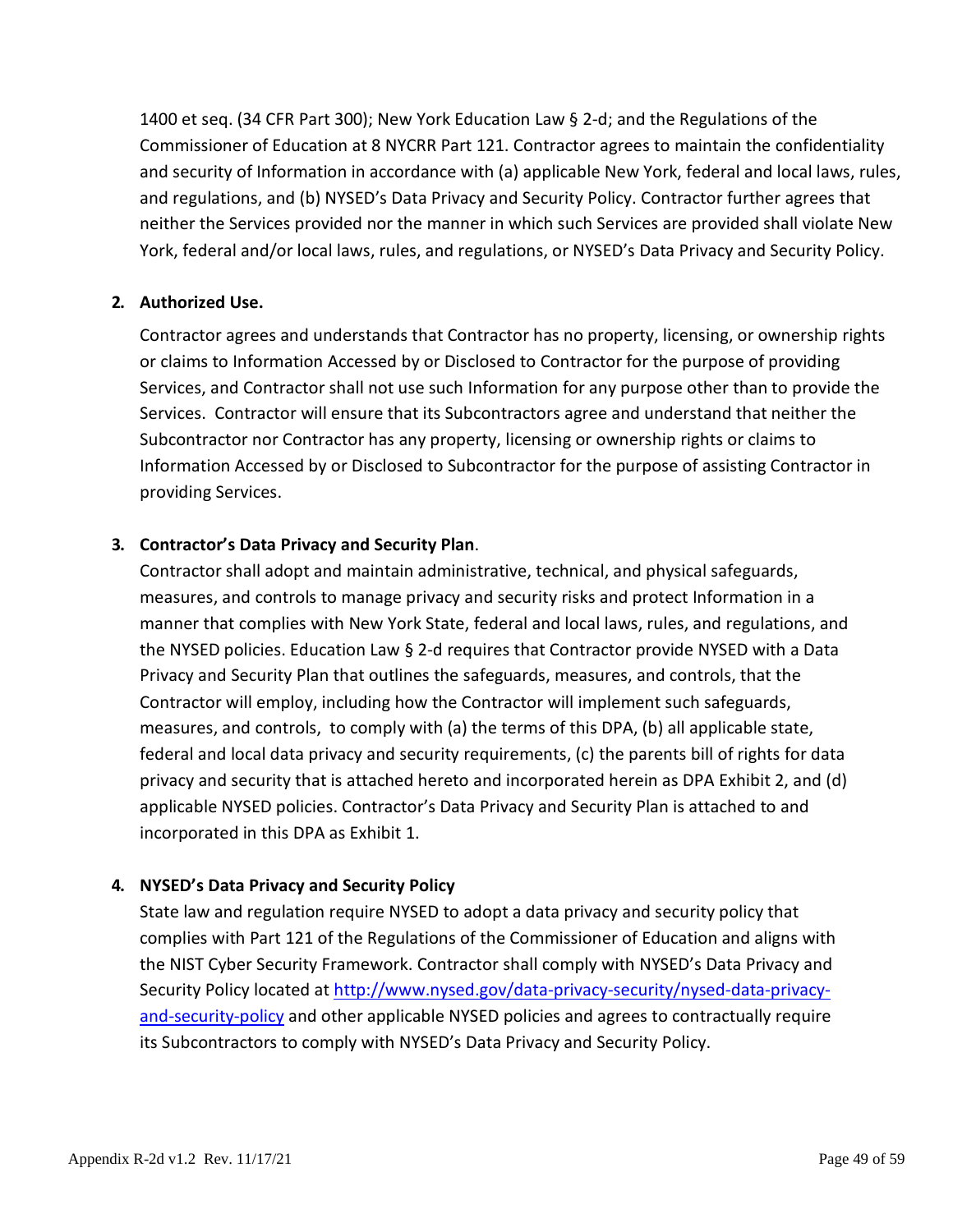1400 et seq. (34 CFR Part 300); New York Education Law § 2-d; and the Regulations of the Commissioner of Education at 8 NYCRR Part 121. Contractor agrees to maintain the confidentiality and security of Information in accordance with (a) applicable New York, federal and local laws, rules, and regulations, and (b) NYSED's Data Privacy and Security Policy. Contractor further agrees that neither the Services provided nor the manner in which such Services are provided shall violate New York, federal and/or local laws, rules, and regulations, or NYSED's Data Privacy and Security Policy.

**2. Authorized Use.**

Contractor agrees and understands that Contractor has no property, licensing, or ownership rights or claims to Information Accessed by or Disclosed to Contractor for the purpose of providing Services, and Contractor shall not use such Information for any purpose other than to provide the Services. Contractor will ensure that its Subcontractors agree and understand that neither the Subcontractor nor Contractor has any property, licensing or ownership rights or claims to Information Accessed by or Disclosed to Subcontractor for the purpose of assisting Contractor in providing Services.

**3. Contractor's Data Privacy and Security Plan**.

Contractor shall adopt and maintain administrative, technical, and physical safeguards, measures, and controls to manage privacy and security risks and protect Information in a manner that complies with New York State, federal and local laws, rules, and regulations, and the NYSED policies. Education Law § 2-d requires that Contractor provide NYSED with a Data Privacy and Security Plan that outlines the safeguards, measures, and controls, that the Contractor will employ, including how the Contractor will implement such safeguards, measures, and controls, to comply with (a) the terms of this DPA, (b) all applicable state, federal and local data privacy and security requirements, (c) the parents bill of rights for data privacy and security that is attached hereto and incorporated herein as DPA Exhibit 2, and (d) applicable NYSED policies. Contractor's Data Privacy and Security Plan is attached to and incorporated in this DPA as Exhibit 1.

**4. NYSED's Data Privacy and Security Policy**

State law and regulation require NYSED to adopt a data privacy and security policy that complies with Part 121 of the Regulations of the Commissioner of Education and aligns with the NIST Cyber Security Framework. Contractor shall comply with NYSED's Data Privacy and Security Policy located at [http://www.nysed.gov/data-privacy-security/nysed-data-privacy-and-security-policy](http://www.nysed.gov/data-privacy-security/nysed-data-privacy-and-security-policy) and other applicable NYSED policies and agrees to contractually require its Subcontractors to comply with NYSED's Data Privacy and Security Policy.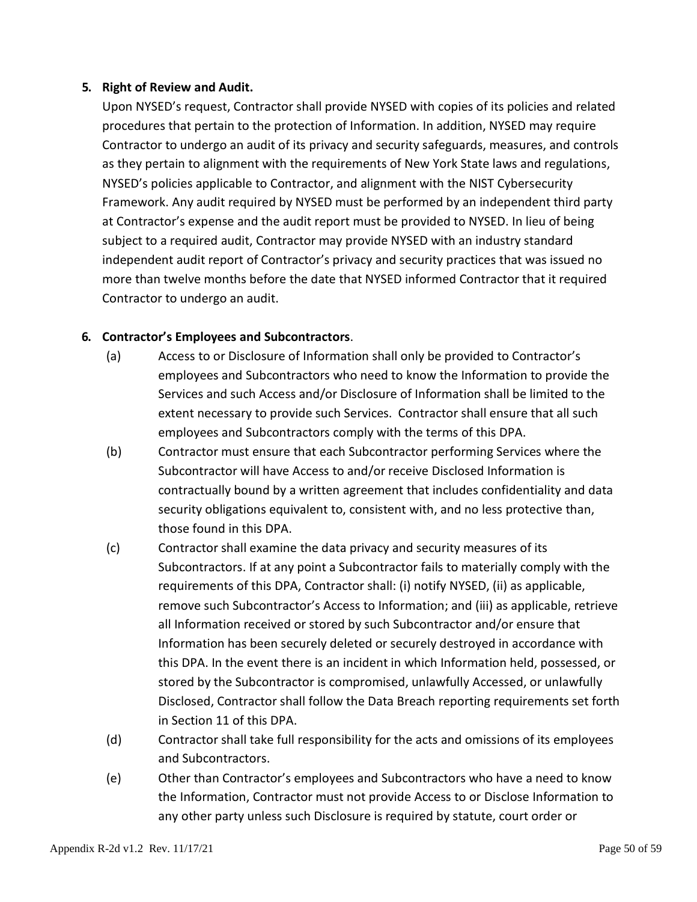**5. Right of Review and Audit.**

Upon NYSED's request, Contractor shall provide NYSED with copies of its policies and related procedures that pertain to the protection of Information. In addition, NYSED may require Contractor to undergo an audit of its privacy and security safeguards, measures, and controls as they pertain to alignment with the requirements of New York State laws and regulations, NYSED's policies applicable to Contractor, and alignment with the NIST Cybersecurity Framework. Any audit required by NYSED must be performed by an independent third party at Contractor's expense and the audit report must be provided to NYSED. In lieu of being subject to a required audit, Contractor may provide NYSED with an industry standard independent audit report of Contractor's privacy and security practices that was issued no more than twelve months before the date that NYSED informed Contractor that it required Contractor to undergo an audit.

**6. Contractor's Employees and Subcontractors**.

(a) Access to or Disclosure of Information shall only be provided to Contractor's employees and Subcontractors who need to know the Information to provide the Services and such Access and/or Disclosure of Information shall be limited to the extent necessary to provide such Services. Contractor shall ensure that all such employees and Subcontractors comply with the terms of this DPA.

(b) Contractor must ensure that each Subcontractor performing Services where the Subcontractor will have Access to and/or receive Disclosed Information is contractually bound by a written agreement that includes confidentiality and data security obligations equivalent to, consistent with, and no less protective than, those found in this DPA.

(c) Contractor shall examine the data privacy and security measures of its Subcontractors. If at any point a Subcontractor fails to materially comply with the requirements of this DPA, Contractor shall: (i) notify NYSED, (ii) as applicable, remove such Subcontractor's Access to Information; and (iii) as applicable, retrieve all Information received or stored by such Subcontractor and/or ensure that Information has been securely deleted or securely destroyed in accordance with this DPA. In the event there is an incident in which Information held, possessed, or stored by the Subcontractor is compromised, unlawfully Accessed, or unlawfully Disclosed, Contractor shall follow the Data Breach reporting requirements set forth in Section 11 of this DPA.

(d) Contractor shall take full responsibility for the acts and omissions of its employees and Subcontractors.

(e) Other than Contractor's employees and Subcontractors who have a need to know the Information, Contractor must not provide Access to or Disclose Information to any other party unless such Disclosure is required by statute, court order or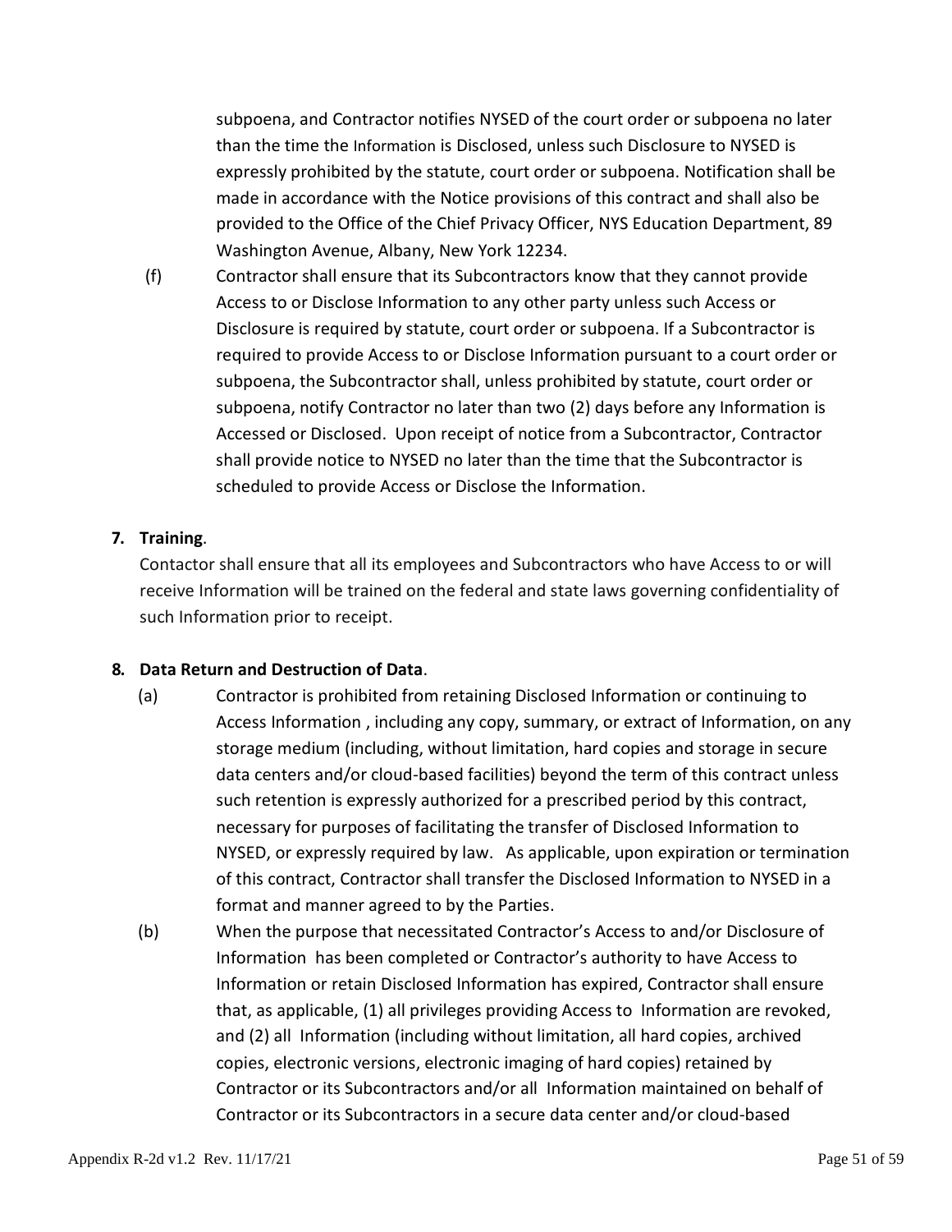subpoena, and Contractor notifies NYSED of the court order or subpoena no later than the time the Information is Disclosed, unless such Disclosure to NYSED is expressly prohibited by the statute, court order or subpoena. Notification shall be made in accordance with the Notice provisions of this contract and shall also be provided to the Office of the Chief Privacy Officer, NYS Education Department, 89 Washington Avenue, Albany, New York 12234.

(f) Contractor shall ensure that its Subcontractors know that they cannot provide Access to or Disclose Information to any other party unless such Access or Disclosure is required by statute, court order or subpoena. If a Subcontractor is required to provide Access to or Disclose Information pursuant to a court order or subpoena, the Subcontractor shall, unless prohibited by statute, court order or subpoena, notify Contractor no later than two (2) days before any Information is Accessed or Disclosed. Upon receipt of notice from a Subcontractor, Contractor shall provide notice to NYSED no later than the time that the Subcontractor is scheduled to provide Access or Disclose the Information.

**7. Training**.

Contactor shall ensure that all its employees and Subcontractors who have Access to or will receive Information will be trained on the federal and state laws governing confidentiality of such Information prior to receipt.

**8. Data Return and Destruction of Data**.

(a) Contractor is prohibited from retaining Disclosed Information or continuing to Access Information , including any copy, summary, or extract of Information, on any storage medium (including, without limitation, hard copies and storage in secure data centers and/or cloud-based facilities) beyond the term of this contract unless such retention is expressly authorized for a prescribed period by this contract, necessary for purposes of facilitating the transfer of Disclosed Information to NYSED, or expressly required by law. As applicable, upon expiration or termination of this contract, Contractor shall transfer the Disclosed Information to NYSED in a format and manner agreed to by the Parties.

(b) When the purpose that necessitated Contractor's Access to and/or Disclosure of Information has been completed or Contractor's authority to have Access to Information or retain Disclosed Information has expired, Contractor shall ensure that, as applicable, (1) all privileges providing Access to Information are revoked, and (2) all Information (including without limitation, all hard copies, archived copies, electronic versions, electronic imaging of hard copies) retained by Contractor or its Subcontractors and/or all Information maintained on behalf of Contractor or its Subcontractors in a secure data center and/or cloud-based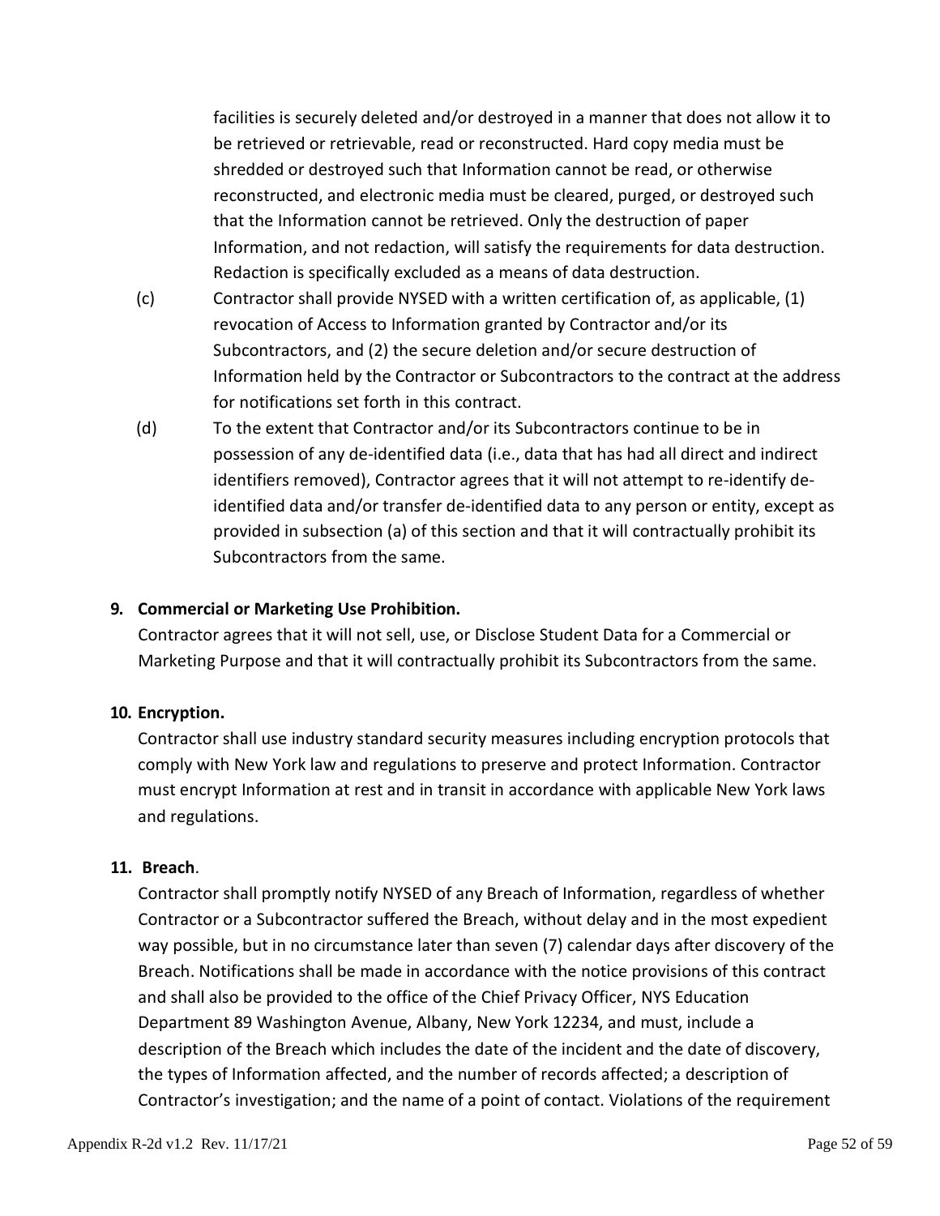facilities is securely deleted and/or destroyed in a manner that does not allow it to be retrieved or retrievable, read or reconstructed. Hard copy media must be shredded or destroyed such that Information cannot be read, or otherwise reconstructed, and electronic media must be cleared, purged, or destroyed such that the Information cannot be retrieved. Only the destruction of paper Information, and not redaction, will satisfy the requirements for data destruction. Redaction is specifically excluded as a means of data destruction.

(c) Contractor shall provide NYSED with a written certification of, as applicable, (1) revocation of Access to Information granted by Contractor and/or its Subcontractors, and (2) the secure deletion and/or secure destruction of Information held by the Contractor or Subcontractors to the contract at the address for notifications set forth in this contract.

(d) To the extent that Contractor and/or its Subcontractors continue to be in possession of any de-identified data (i.e., data that has had all direct and indirect identifiers removed), Contractor agrees that it will not attempt to re-identify de-identified data and/or transfer de-identified data to any person or entity, except as provided in subsection (a) of this section and that it will contractually prohibit its Subcontractors from the same.

**9. Commercial or Marketing Use Prohibition.**

Contractor agrees that it will not sell, use, or Disclose Student Data for a Commercial or Marketing Purpose and that it will contractually prohibit its Subcontractors from the same.

**10. Encryption.**

Contractor shall use industry standard security measures including encryption protocols that comply with New York law and regulations to preserve and protect Information. Contractor must encrypt Information at rest and in transit in accordance with applicable New York laws and regulations.

**11. Breach.**

Contractor shall promptly notify NYSED of any Breach of Information, regardless of whether Contractor or a Subcontractor suffered the Breach, without delay and in the most expedient way possible, but in no circumstance later than seven (7) calendar days after discovery of the Breach. Notifications shall be made in accordance with the notice provisions of this contract and shall also be provided to the office of the Chief Privacy Officer, NYS Education Department 89 Washington Avenue, Albany, New York 12234, and must, include a description of the Breach which includes the date of the incident and the date of discovery, the types of Information affected, and the number of records affected; a description of Contractor's investigation; and the name of a point of contact. Violations of the requirement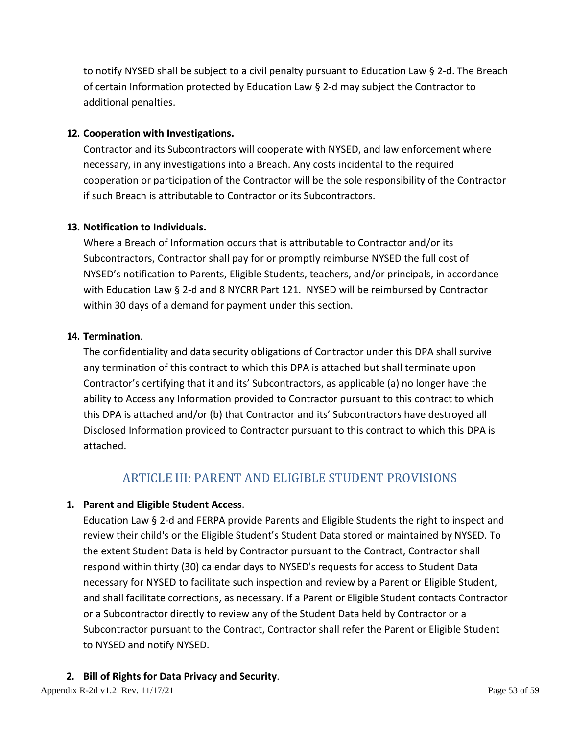to notify NYSED shall be subject to a civil penalty pursuant to Education Law § 2-d. The Breach of certain Information protected by Education Law § 2-d may subject the Contractor to additional penalties.

**12. Cooperation with Investigations.**

Contractor and its Subcontractors will cooperate with NYSED, and law enforcement where necessary, in any investigations into a Breach. Any costs incidental to the required cooperation or participation of the Contractor will be the sole responsibility of the Contractor if such Breach is attributable to Contractor or its Subcontractors.

**13. Notification to Individuals.**

Where a Breach of Information occurs that is attributable to Contractor and/or its Subcontractors, Contractor shall pay for or promptly reimburse NYSED the full cost of NYSED's notification to Parents, Eligible Students, teachers, and/or principals, in accordance with Education Law § 2-d and 8 NYCRR Part 121. NYSED will be reimbursed by Contractor within 30 days of a demand for payment under this section.

**14. Termination**.

The confidentiality and data security obligations of Contractor under this DPA shall survive any termination of this contract to which this DPA is attached but shall terminate upon Contractor's certifying that it and its' Subcontractors, as applicable (a) no longer have the ability to Access any Information provided to Contractor pursuant to this contract to which this DPA is attached and/or (b) that Contractor and its' Subcontractors have destroyed all Disclosed Information provided to Contractor pursuant to this contract to which this DPA is attached.

## ARTICLE III: PARENT AND ELIGIBLE STUDENT PROVISIONS

**1. Parent and Eligible Student Access**.

Education Law § 2-d and FERPA provide Parents and Eligible Students the right to inspect and review their child's or the Eligible Student's Student Data stored or maintained by NYSED. To the extent Student Data is held by Contractor pursuant to the Contract, Contractor shall respond within thirty (30) calendar days to NYSED's requests for access to Student Data necessary for NYSED to facilitate such inspection and review by a Parent or Eligible Student, and shall facilitate corrections, as necessary. If a Parent or Eligible Student contacts Contractor or a Subcontractor directly to review any of the Student Data held by Contractor or a Subcontractor pursuant to the Contract, Contractor shall refer the Parent or Eligible Student to NYSED and notify NYSED.

**2. Bill of Rights for Data Privacy and Security**.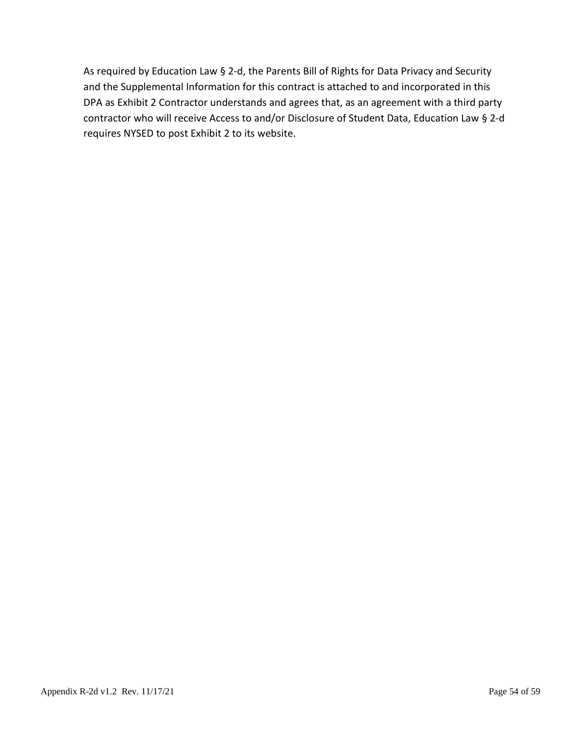As required by Education Law § 2-d, the Parents Bill of Rights for Data Privacy and Security and the Supplemental Information for this contract is attached to and incorporated in this DPA as Exhibit 2 Contractor understands and agrees that, as an agreement with a third party contractor who will receive Access to and/or Disclosure of Student Data, Education Law § 2-d requires NYSED to post Exhibit 2 to its website.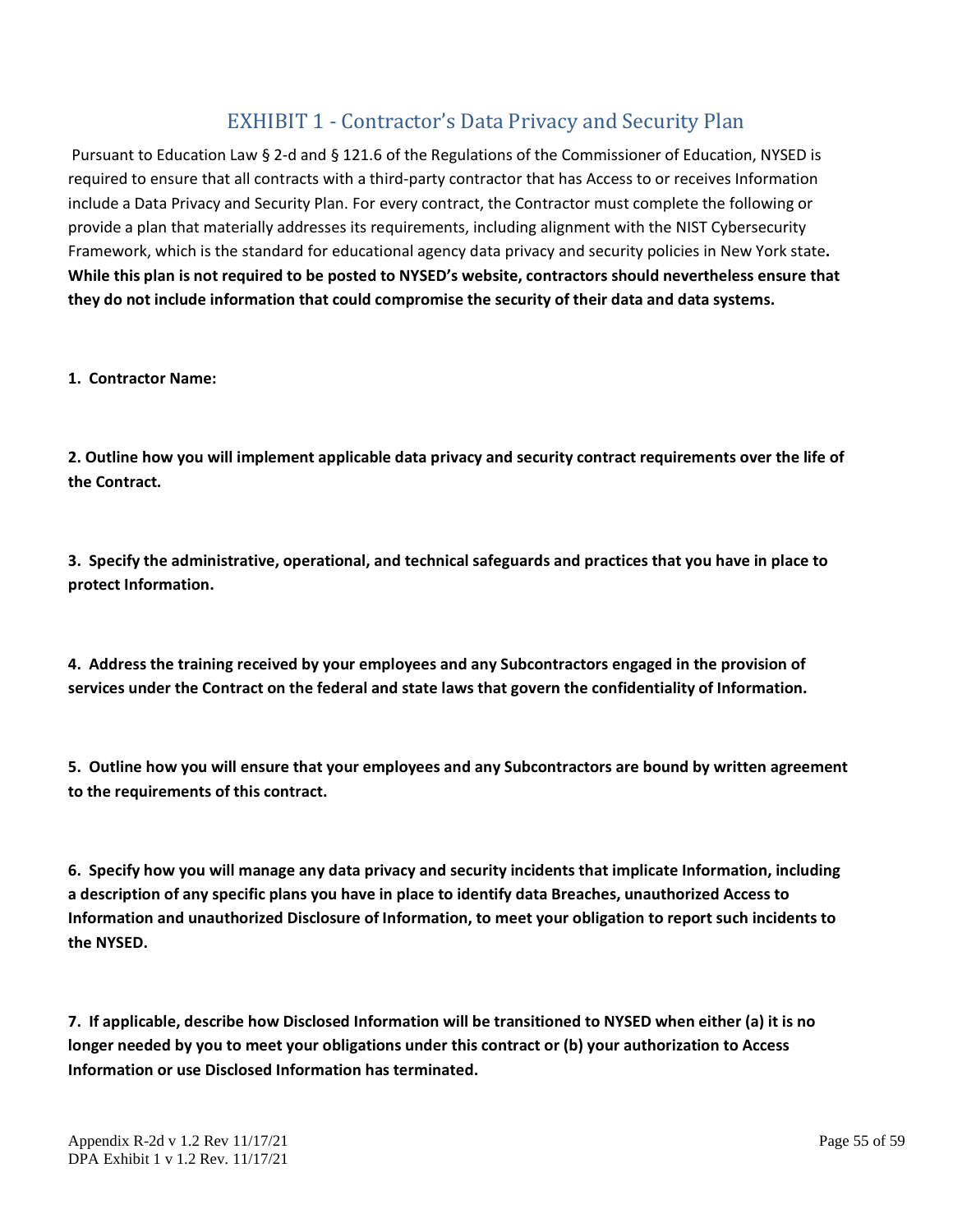# EXHIBIT 1 - Contractor's Data Privacy and Security Plan

Pursuant to Education Law § 2-d and § 121.6 of the Regulations of the Commissioner of Education, NYSED is required to ensure that all contracts with a third-party contractor that has Access to or receives Information include a Data Privacy and Security Plan. For every contract, the Contractor must complete the following or provide a plan that materially addresses its requirements, including alignment with the NIST Cybersecurity Framework, which is the standard for educational agency data privacy and security policies in New York state. **While this plan is not required to be posted to NYSED's website, contractors should nevertheless ensure that they do not include information that could compromise the security of their data and data systems.**

**1. Contractor Name:**

**2. Outline how you will implement applicable data privacy and security contract requirements over the life of the Contract.**

**3. Specify the administrative, operational, and technical safeguards and practices that you have in place to protect Information.**

**4. Address the training received by your employees and any Subcontractors engaged in the provision of services under the Contract on the federal and state laws that govern the confidentiality of Information.**

**5. Outline how you will ensure that your employees and any Subcontractors are bound by written agreement to the requirements of this contract.**

**6. Specify how you will manage any data privacy and security incidents that implicate Information, including a description of any specific plans you have in place to identify data Breaches, unauthorized Access to Information and unauthorized Disclosure of Information, to meet your obligation to report such incidents to the NYSED.**

**7. If applicable, describe how Disclosed Information will be transitioned to NYSED when either (a) it is no longer needed by you to meet your obligations under this contract or (b) your authorization to Access Information or use Disclosed Information has terminated.**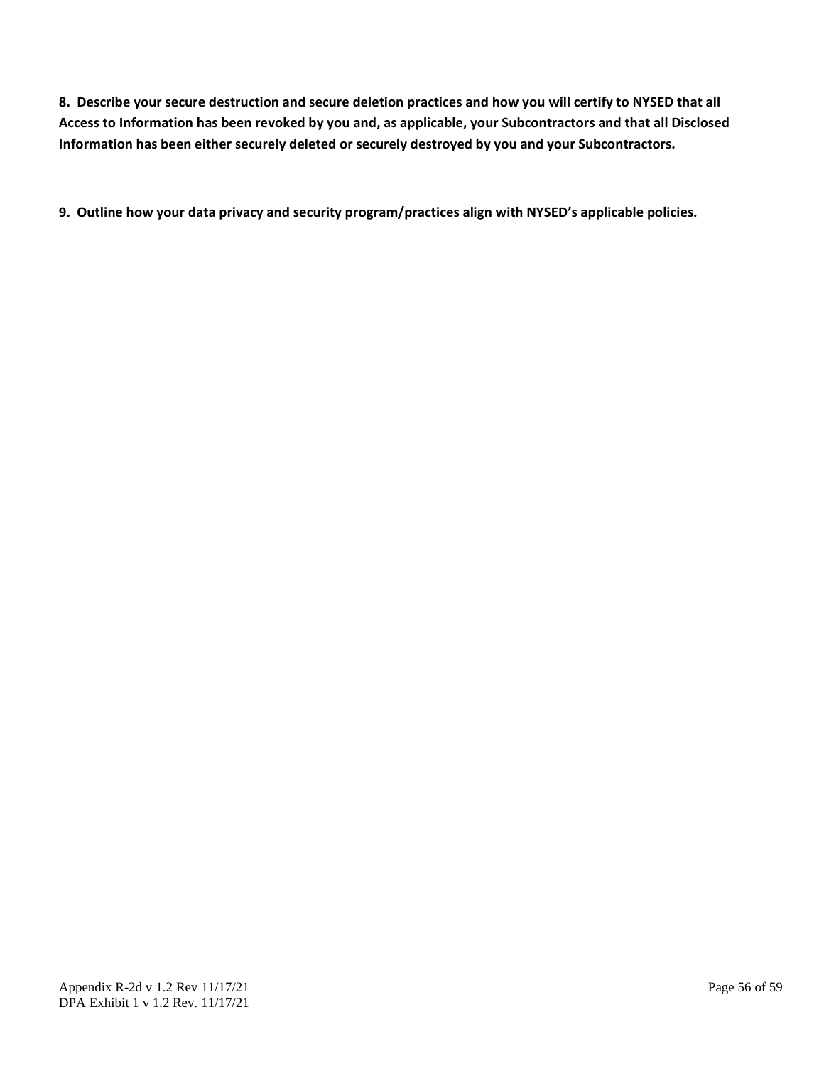**8. Describe your secure destruction and secure deletion practices and how you will certify to NYSED that all Access to Information has been revoked by you and, as applicable, your Subcontractors and that all Disclosed Information has been either securely deleted or securely destroyed by you and your Subcontractors.**

**9. Outline how your data privacy and security program/practices align with NYSED's applicable policies.**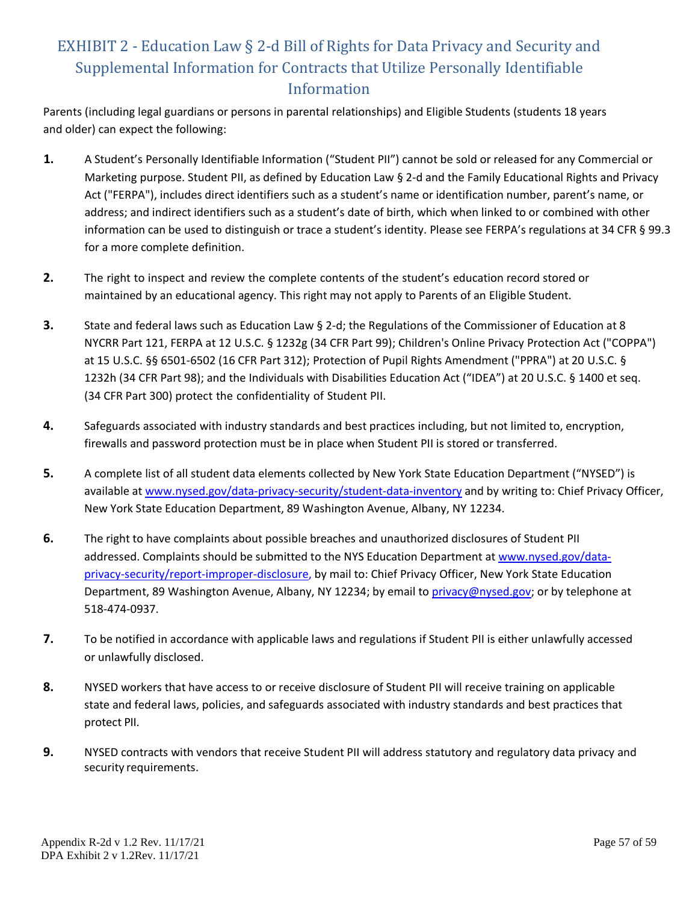# EXHIBIT 2 - Education Law § 2-d Bill of Rights for Data Privacy and Security and Supplemental Information for Contracts that Utilize Personally Identifiable Information

Parents (including legal guardians or persons in parental relationships) and Eligible Students (students 18 years and older) can expect the following:

**1.** A Student's Personally Identifiable Information ("Student PII") cannot be sold or released for any Commercial or Marketing purpose. Student PII, as defined by Education Law § 2-d and the Family Educational Rights and Privacy Act ("FERPA"), includes direct identifiers such as a student's name or identification number, parent's name, or address; and indirect identifiers such as a student's date of birth, which when linked to or combined with other information can be used to distinguish or trace a student's identity. Please see FERPA's regulations at 34 CFR § 99.3 for a more complete definition.

**2.** The right to inspect and review the complete contents of the student's education record stored or maintained by an educational agency. This right may not apply to Parents of an Eligible Student.

**3.** State and federal laws such as Education Law § 2-d; the Regulations of the Commissioner of Education at 8 NYCRR Part 121, FERPA at 12 U.S.C. § 1232g (34 CFR Part 99); Children's Online Privacy Protection Act ("COPPA") at 15 U.S.C. §§ 6501-6502 (16 CFR Part 312); Protection of Pupil Rights Amendment ("PPRA") at 20 U.S.C. § 1232h (34 CFR Part 98); and the Individuals with Disabilities Education Act ("IDEA") at 20 U.S.C. § 1400 et seq. (34 CFR Part 300) protect the confidentiality of Student PII.

**4.** Safeguards associated with industry standards and best practices including, but not limited to, encryption, firewalls and password protection must be in place when Student PII is stored or transferred.

**5.** A complete list of all student data elements collected by New York State Education Department ("NYSED") is available at www.nysed.gov/data-privacy-security/student-data-inventory and by writing to: Chief Privacy Officer, New York State Education Department, 89 Washington Avenue, Albany, NY 12234.

**6.** The right to have complaints about possible breaches and unauthorized disclosures of Student PII addressed. Complaints should be submitted to the NYS Education Department at www.nysed.gov/data-privacy-security/report-improper-disclosure, by mail to: Chief Privacy Officer, New York State Education Department, 89 Washington Avenue, Albany, NY 12234; by email to privacy@nysed.gov; or by telephone at 518-474-0937.

**7.** To be notified in accordance with applicable laws and regulations if Student PII is either unlawfully accessed or unlawfully disclosed.

**8.** NYSED workers that have access to or receive disclosure of Student PII will receive training on applicable state and federal laws, policies, and safeguards associated with industry standards and best practices that protect PII.

**9.** NYSED contracts with vendors that receive Student PII will address statutory and regulatory data privacy and security requirements.

Appendix R-2d v 1.2 Rev. 11/17/21
DPA Exhibit 2 v 1.2Rev. 11/17/21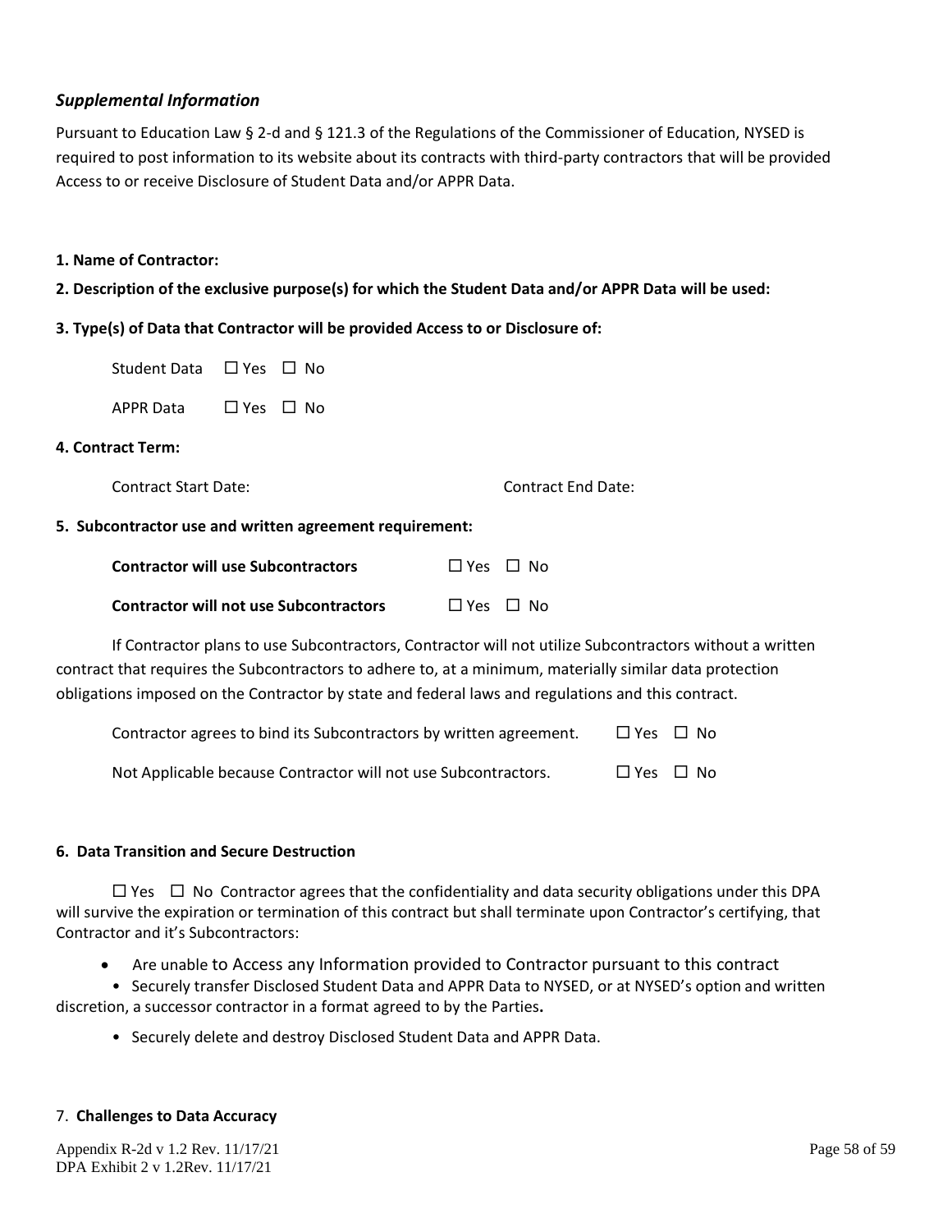### *Supplemental Information*

Pursuant to Education Law § 2-d and § 121.3 of the Regulations of the Commissioner of Education, NYSED is required to post information to its website about its contracts with third-party contractors that will be provided Access to or receive Disclosure of Student Data and/or APPR Data.

**1. Name of Contractor:**

**2. Description of the exclusive purpose(s) for which the Student Data and/or APPR Data will be used:**

**3. Type(s) of Data that Contractor will be provided Access to or Disclosure of:**

Student Data ☐ Yes ☐ No

APPR Data ☐ Yes ☐ No

**4. Contract Term:**

Contract Start Date: Contract End Date:

**5. Subcontractor use and written agreement requirement:**

**Contractor will use Subcontractors** ☐ Yes ☐ No

**Contractor will not use Subcontractors** ☐ Yes ☐ No

If Contractor plans to use Subcontractors, Contractor will not utilize Subcontractors without a written contract that requires the Subcontractors to adhere to, at a minimum, materially similar data protection obligations imposed on the Contractor by state and federal laws and regulations and this contract.

Contractor agrees to bind its Subcontractors by written agreement. ☐ Yes ☐ No

Not Applicable because Contractor will not use Subcontractors. ☐ Yes ☐ No

**6. Data Transition and Secure Destruction**

☐ Yes ☐ No Contractor agrees that the confidentiality and data security obligations under this DPA will survive the expiration or termination of this contract but shall terminate upon Contractor's certifying, that Contractor and it's Subcontractors:

- Are unable to Access any Information provided to Contractor pursuant to this contract
- Securely transfer Disclosed Student Data and APPR Data to NYSED, or at NYSED's option and written discretion, a successor contractor in a format agreed to by the Parties**.**
- Securely delete and destroy Disclosed Student Data and APPR Data.

7. **Challenges to Data Accuracy**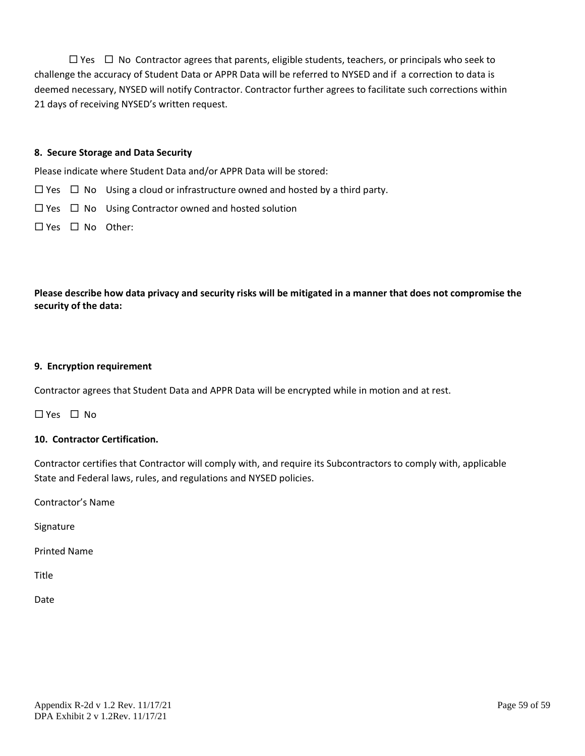☐ Yes ☐ No Contractor agrees that parents, eligible students, teachers, or principals who seek to challenge the accuracy of Student Data or APPR Data will be referred to NYSED and if a correction to data is deemed necessary, NYSED will notify Contractor. Contractor further agrees to facilitate such corrections within 21 days of receiving NYSED's written request.

**8. Secure Storage and Data Security**

Please indicate where Student Data and/or APPR Data will be stored:

☐ Yes ☐ No Using a cloud or infrastructure owned and hosted by a third party.

☐ Yes ☐ No Using Contractor owned and hosted solution

☐ Yes ☐ No Other:

**Please describe how data privacy and security risks will be mitigated in a manner that does not compromise the security of the data:**

**9. Encryption requirement**

Contractor agrees that Student Data and APPR Data will be encrypted while in motion and at rest.

☐ Yes ☐ No

**10. Contractor Certification.**

Contractor certifies that Contractor will comply with, and require its Subcontractors to comply with, applicable State and Federal laws, rules, and regulations and NYSED policies.

Contractor's Name

Signature

Printed Name

Title

Date

Appendix R-2d v 1.2 Rev. 11/17/21
DPA Exhibit 2 v 1.2Rev. 11/17/21